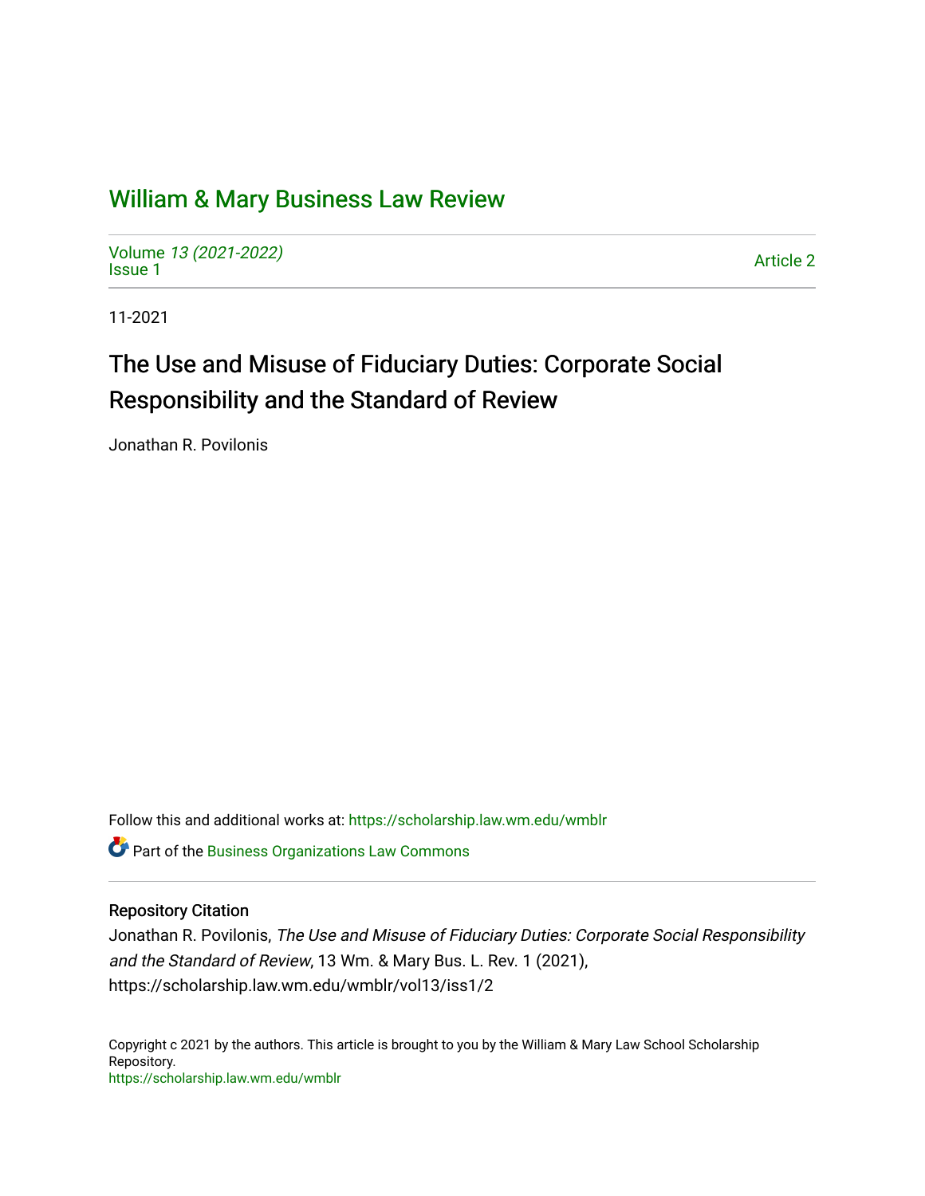# William & Mary Business Law Review

Volume 13 (2021-2022)
Issue 1

Article 2

11-2021

## The Use and Misuse of Fiduciary Duties: Corporate Social Responsibility and the Standard of Review

Jonathan R. Povilonis

Follow this and additional works at: https://scholarship.law.wm.edu/wmblr

Part of the Business Organizations Law Commons

### Repository Citation

Jonathan R. Povilonis, *The Use and Misuse of Fiduciary Duties: Corporate Social Responsibility and the Standard of Review*, 13 Wm. & Mary Bus. L. Rev. 1 (2021), https://scholarship.law.wm.edu/wmblr/vol13/iss1/2

Copyright c 2021 by the authors. This article is brought to you by the William & Mary Law School Scholarship Repository.
https://scholarship.law.wm.edu/wmblr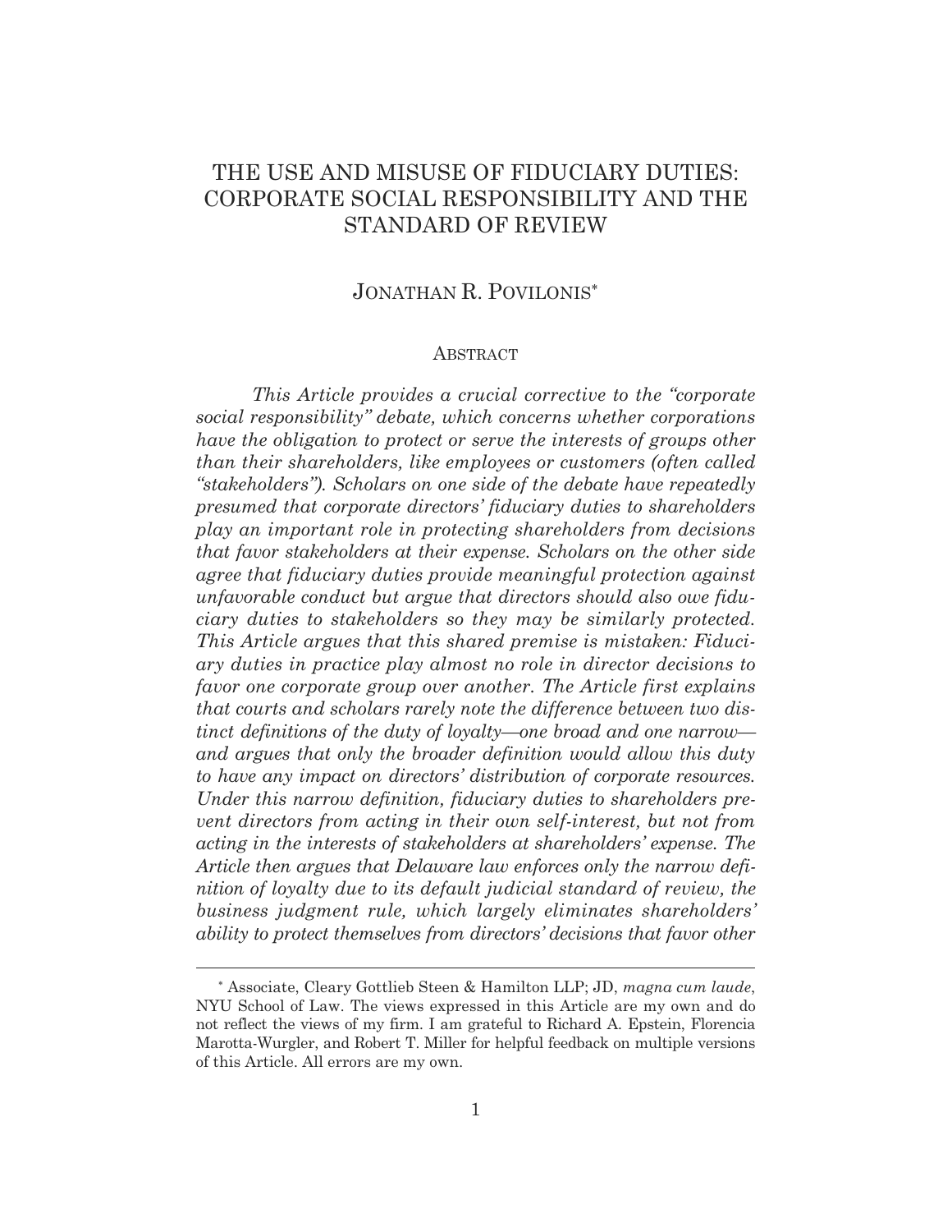# THE USE AND MISUSE OF FIDUCIARY DUTIES: CORPORATE SOCIAL RESPONSIBILITY AND THE STANDARD OF REVIEW

JONATHAN R. POVILONIS*

## ABSTRACT

*This Article provides a crucial corrective to the "corporate social responsibility" debate, which concerns whether corporations have the obligation to protect or serve the interests of groups other than their shareholders, like employees or customers (often called "stakeholders"). Scholars on one side of the debate have repeatedly presumed that corporate directors' fiduciary duties to shareholders play an important role in protecting shareholders from decisions that favor stakeholders at their expense. Scholars on the other side agree that fiduciary duties provide meaningful protection against unfavorable conduct but argue that directors should also owe fiduciary duties to stakeholders so they may be similarly protected. This Article argues that this shared premise is mistaken: Fiduciary duties in practice play almost no role in director decisions to favor one corporate group over another. The Article first explains that courts and scholars rarely note the difference between two distinct definitions of the duty of loyalty—one broad and one narrow—and argues that only the broader definition would allow this duty to have any impact on directors' distribution of corporate resources. Under this narrow definition, fiduciary duties to shareholders prevent directors from acting in their own self-interest, but not from acting in the interests of stakeholders at shareholders' expense. The Article then argues that Delaware law enforces only the narrow definition of loyalty due to its default judicial standard of review, the business judgment rule, which largely eliminates shareholders' ability to protect themselves from directors' decisions that favor other*

---

* Associate, Cleary Gottlieb Steen & Hamilton LLP; JD, *magna cum laude*, NYU School of Law. The views expressed in this Article are my own and do not reflect the views of my firm. I am grateful to Richard A. Epstein, Florencia Marotta-Wurgler, and Robert T. Miller for helpful feedback on multiple versions of this Article. All errors are my own.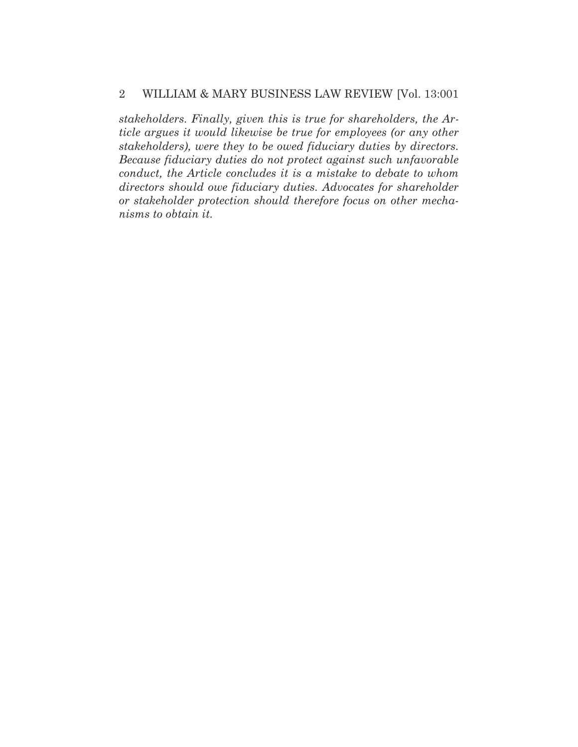*stakeholders. Finally, given this is true for shareholders, the Article argues it would likewise be true for employees (or any other stakeholders), were they to be owed fiduciary duties by directors. Because fiduciary duties do not protect against such unfavorable conduct, the Article concludes it is a mistake to debate to whom directors should owe fiduciary duties. Advocates for shareholder or stakeholder protection should therefore focus on other mechanisms to obtain it.*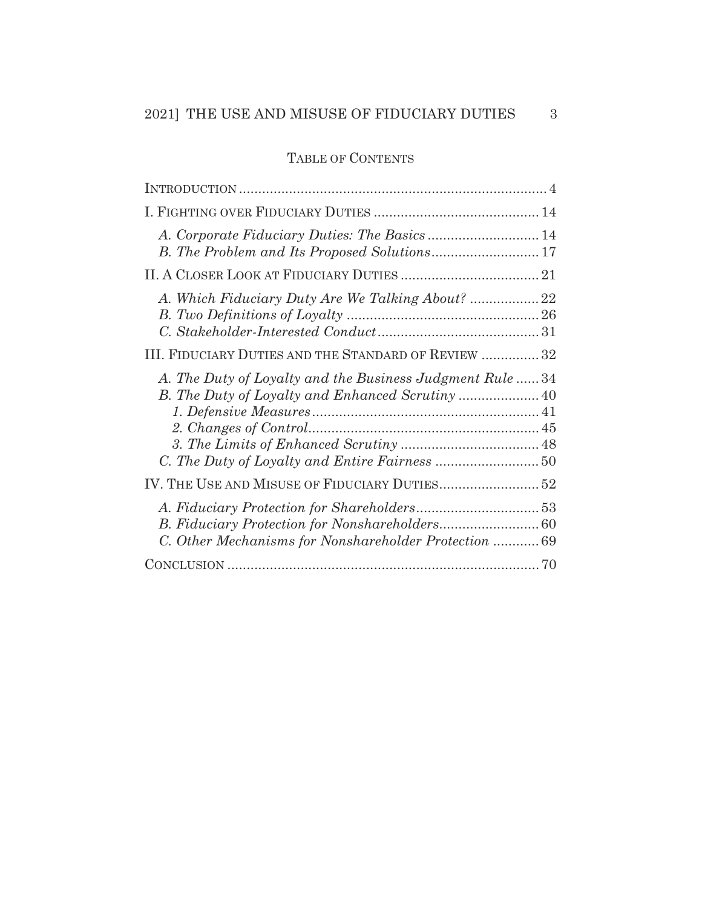## Table of Contents

- Introduction ... 4
- I. Fighting over Fiduciary Duties ... 14
  - *A. Corporate Fiduciary Duties: The Basics* ... 14
  - *B. The Problem and Its Proposed Solutions* ... 17
- II. A Closer Look at Fiduciary Duties ... 21
  - *A. Which Fiduciary Duty Are We Talking About?* ... 22
  - *B. Two Definitions of Loyalty* ... 26
  - *C. Stakeholder-Interested Conduct* ... 31
- III. Fiduciary Duties and the Standard of Review ... 32
  - *A. The Duty of Loyalty and the Business Judgment Rule* ... 34
  - *B. The Duty of Loyalty and Enhanced Scrutiny* ... 40
    - *1. Defensive Measures* ... 41
    - *2. Changes of Control* ... 45
    - *3. The Limits of Enhanced Scrutiny* ... 48
  - *C. The Duty of Loyalty and Entire Fairness* ... 50
- IV. The Use and Misuse of Fiduciary Duties ... 52
  - *A. Fiduciary Protection for Shareholders* ... 53
  - *B. Fiduciary Protection for Nonshareholders* ... 60
  - *C. Other Mechanisms for Nonshareholder Protection* ... 69
- Conclusion ... 70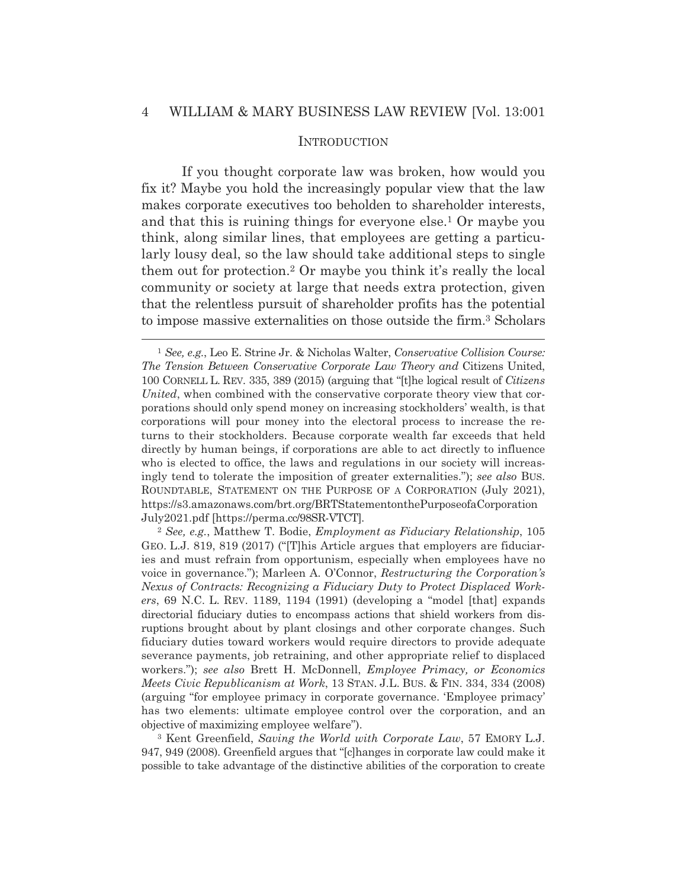## INTRODUCTION

If you thought corporate law was broken, how would you fix it? Maybe you hold the increasingly popular view that the law makes corporate executives too beholden to shareholder interests, and that this is ruining things for everyone else.[1] Or maybe you think, along similar lines, that employees are getting a particularly lousy deal, so the law should take additional steps to single them out for protection.[2] Or maybe you think it's really the local community or society at large that needs extra protection, given that the relentless pursuit of shareholder profits has the potential to impose massive externalities on those outside the firm.[3] Scholars

---

[1] *See, e.g.*, Leo E. Strine Jr. & Nicholas Walter, *Conservative Collision Course: The Tension Between Conservative Corporate Law Theory and* Citizens United, 100 CORNELL L. REV. 335, 389 (2015) (arguing that "[t]he logical result of *Citizens United*, when combined with the conservative corporate theory view that corporations should only spend money on increasing stockholders' wealth, is that corporations will pour money into the electoral process to increase the returns to their stockholders. Because corporate wealth far exceeds that held directly by human beings, if corporations are able to act directly to influence who is elected to office, the laws and regulations in our society will increasingly tend to tolerate the imposition of greater externalities."); *see also* BUS. ROUNDTABLE, STATEMENT ON THE PURPOSE OF A CORPORATION (July 2021), https://s3.amazonaws.com/brt.org/BRTStatementonthePurposeofaCorporation July2021.pdf [https://perma.cc/98SR-VTCT].

[2] *See, e.g.*, Matthew T. Bodie, *Employment as Fiduciary Relationship*, 105 GEO. L.J. 819, 819 (2017) ("[T]his Article argues that employers are fiduciaries and must refrain from opportunism, especially when employees have no voice in governance."); Marleen A. O'Connor, *Restructuring the Corporation's Nexus of Contracts: Recognizing a Fiduciary Duty to Protect Displaced Workers*, 69 N.C. L. REV. 1189, 1194 (1991) (developing a "model [that] expands directorial fiduciary duties to encompass actions that shield workers from disruptions brought about by plant closings and other corporate changes. Such fiduciary duties toward workers would require directors to provide adequate severance payments, job retraining, and other appropriate relief to displaced workers."); *see also* Brett H. McDonnell, *Employee Primacy, or Economics Meets Civic Republicanism at Work*, 13 STAN. J.L. BUS. & FIN. 334, 334 (2008) (arguing "for employee primacy in corporate governance. 'Employee primacy' has two elements: ultimate employee control over the corporation, and an objective of maximizing employee welfare").

[3] Kent Greenfield, *Saving the World with Corporate Law*, 57 EMORY L.J. 947, 949 (2008). Greenfield argues that "[c]hanges in corporate law could make it possible to take advantage of the distinctive abilities of the corporation to create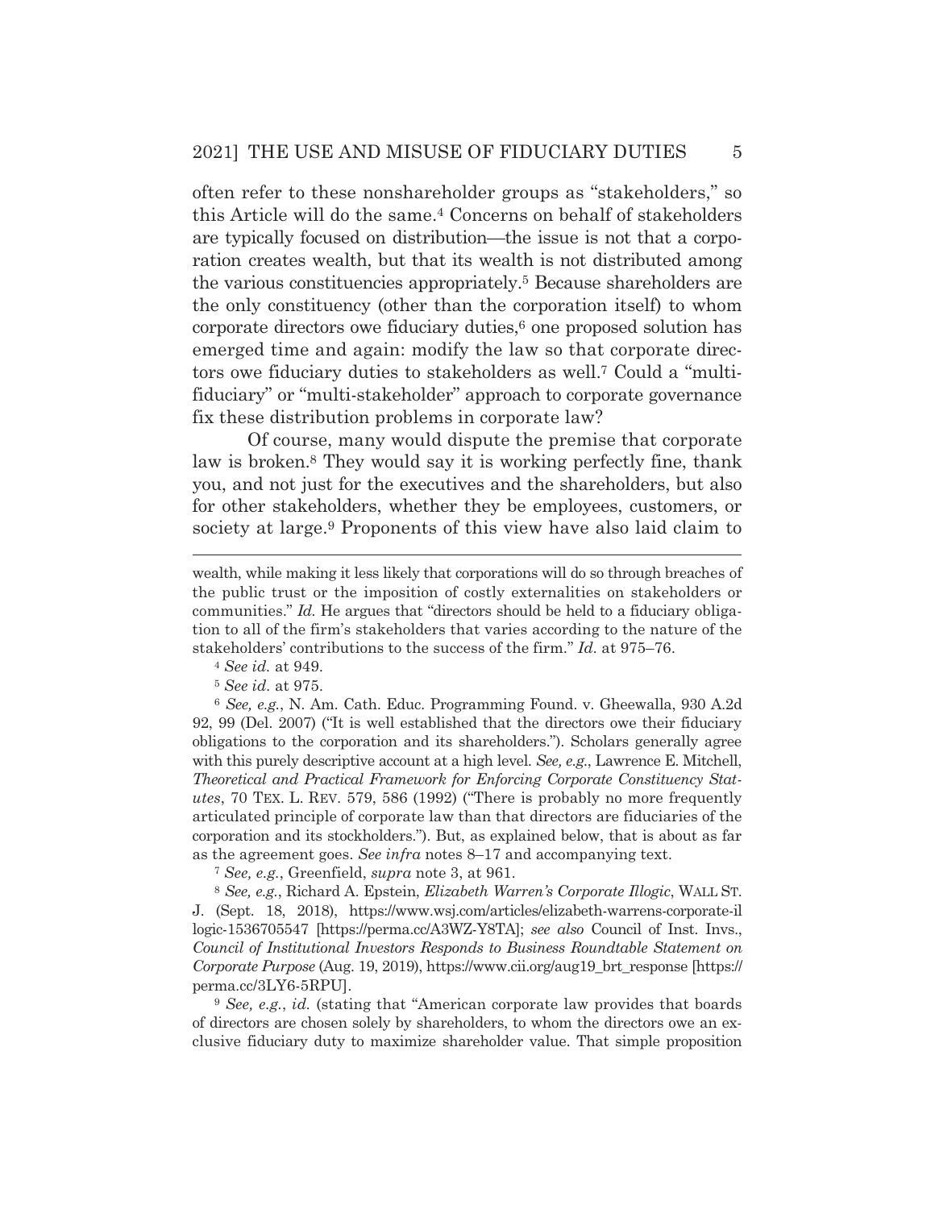often refer to these nonshareholder groups as "stakeholders," so this Article will do the same.[4] Concerns on behalf of stakeholders are typically focused on distribution—the issue is not that a corporation creates wealth, but that its wealth is not distributed among the various constituencies appropriately.[5] Because shareholders are the only constituency (other than the corporation itself) to whom corporate directors owe fiduciary duties,[6] one proposed solution has emerged time and again: modify the law so that corporate directors owe fiduciary duties to stakeholders as well.[7] Could a "multi-fiduciary" or "multi-stakeholder" approach to corporate governance fix these distribution problems in corporate law?

Of course, many would dispute the premise that corporate law is broken.[8] They would say it is working perfectly fine, thank you, and not just for the executives and the shareholders, but also for other stakeholders, whether they be employees, customers, or society at large.[9] Proponents of this view have also laid claim to

---

wealth, while making it less likely that corporations will do so through breaches of the public trust or the imposition of costly externalities on stakeholders or communities." *Id.* He argues that "directors should be held to a fiduciary obligation to all of the firm's stakeholders that varies according to the nature of the stakeholders' contributions to the success of the firm." *Id.* at 975–76.

[4] *See id.* at 949.

[5] *See id.* at 975.

[6] *See, e.g.*, N. Am. Cath. Educ. Programming Found. v. Gheewalla, 930 A.2d 92, 99 (Del. 2007) ("It is well established that the directors owe their fiduciary obligations to the corporation and its shareholders."). Scholars generally agree with this purely descriptive account at a high level. *See, e.g.*, Lawrence E. Mitchell, *Theoretical and Practical Framework for Enforcing Corporate Constituency Statutes*, 70 TEX. L. REV. 579, 586 (1992) ("There is probably no more frequently articulated principle of corporate law than that directors are fiduciaries of the corporation and its stockholders."). But, as explained below, that is about as far as the agreement goes. *See infra* notes 8–17 and accompanying text.

[7] *See, e.g.*, Greenfield, *supra* note 3, at 961.

[8] *See, e.g.*, Richard A. Epstein, *Elizabeth Warren's Corporate Illogic*, WALL ST. J. (Sept. 18, 2018), https://www.wsj.com/articles/elizabeth-warrens-corporate-illogic-1536705547 [https://perma.cc/A3WZ-Y8TA]; *see also* Council of Inst. Invs., *Council of Institutional Investors Responds to Business Roundtable Statement on Corporate Purpose* (Aug. 19, 2019), https://www.cii.org/aug19_brt_response [https://perma.cc/3LY6-5RPU].

[9] *See, e.g.*, *id.* (stating that "American corporate law provides that boards of directors are chosen solely by shareholders, to whom the directors owe an exclusive fiduciary duty to maximize shareholder value. That simple proposition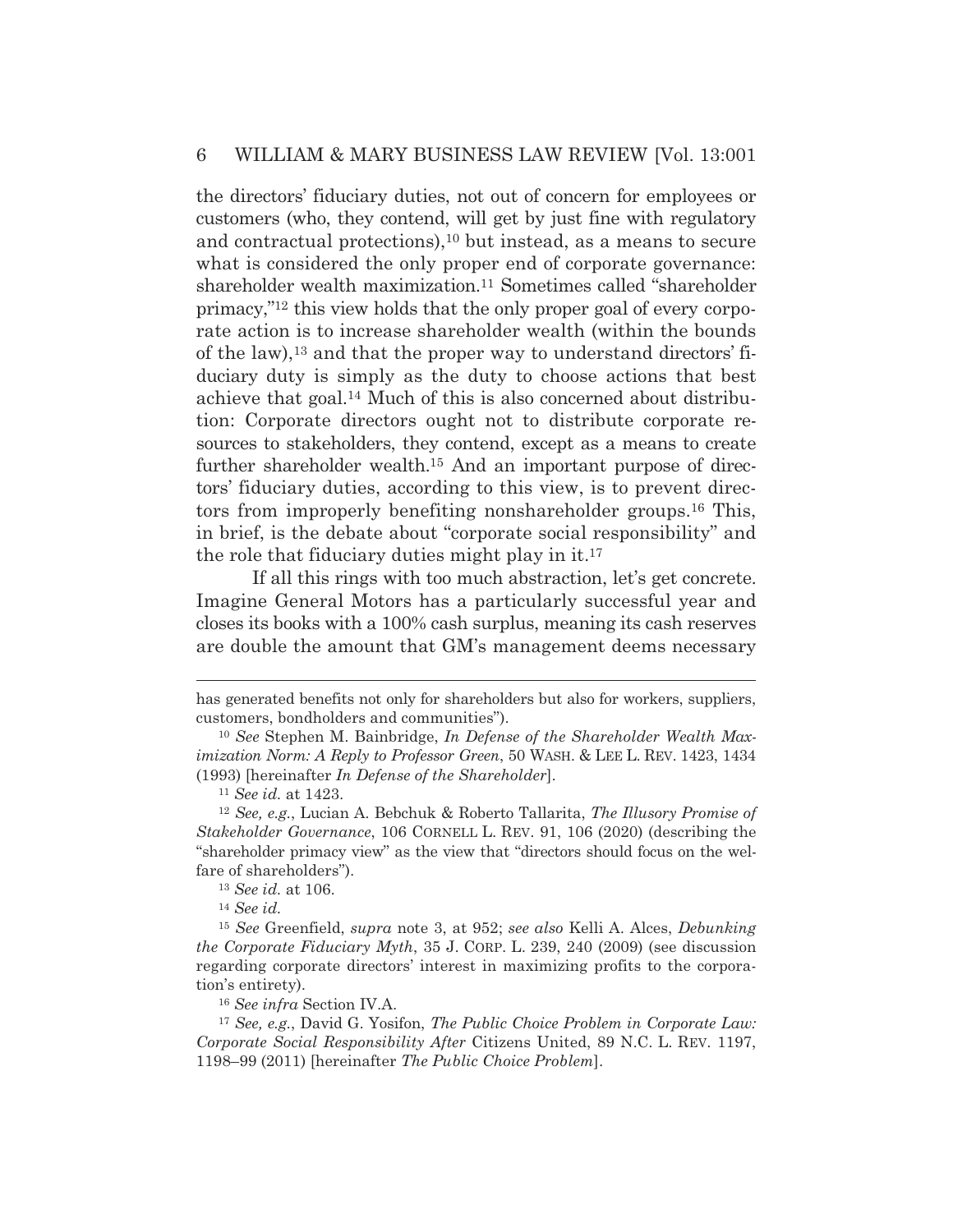the directors' fiduciary duties, not out of concern for employees or customers (who, they contend, will get by just fine with regulatory and contractual protections),[10] but instead, as a means to secure what is considered the only proper end of corporate governance: shareholder wealth maximization.[11] Sometimes called "shareholder primacy,"[12] this view holds that the only proper goal of every corporate action is to increase shareholder wealth (within the bounds of the law),[13] and that the proper way to understand directors' fiduciary duty is simply as the duty to choose actions that best achieve that goal.[14] Much of this is also concerned about distribution: Corporate directors ought not to distribute corporate resources to stakeholders, they contend, except as a means to create further shareholder wealth.[15] And an important purpose of directors' fiduciary duties, according to this view, is to prevent directors from improperly benefiting nonshareholder groups.[16] This, in brief, is the debate about "corporate social responsibility" and the role that fiduciary duties might play in it.[17]

If all this rings with too much abstraction, let's get concrete. Imagine General Motors has a particularly successful year and closes its books with a 100% cash surplus, meaning its cash reserves are double the amount that GM's management deems necessary

---

has generated benefits not only for shareholders but also for workers, suppliers, customers, bondholders and communities").

[10] *See* Stephen M. Bainbridge, *In Defense of the Shareholder Wealth Maximization Norm: A Reply to Professor Green*, 50 WASH. & LEE L. REV. 1423, 1434 (1993) [hereinafter *In Defense of the Shareholder*].

[11] *See id.* at 1423.

[12] *See, e.g.*, Lucian A. Bebchuk & Roberto Tallarita, *The Illusory Promise of Stakeholder Governance*, 106 CORNELL L. REV. 91, 106 (2020) (describing the "shareholder primacy view" as the view that "directors should focus on the welfare of shareholders").

[13] *See id.* at 106.

[14] *See id.*

[15] *See* Greenfield, *supra* note 3, at 952; *see also* Kelli A. Alces, *Debunking the Corporate Fiduciary Myth*, 35 J. CORP. L. 239, 240 (2009) (see discussion regarding corporate directors' interest in maximizing profits to the corporation's entirety).

[16] *See infra* Section IV.A.

[17] *See, e.g.*, David G. Yosifon, *The Public Choice Problem in Corporate Law: Corporate Social Responsibility After* Citizens United, 89 N.C. L. REV. 1197, 1198–99 (2011) [hereinafter *The Public Choice Problem*].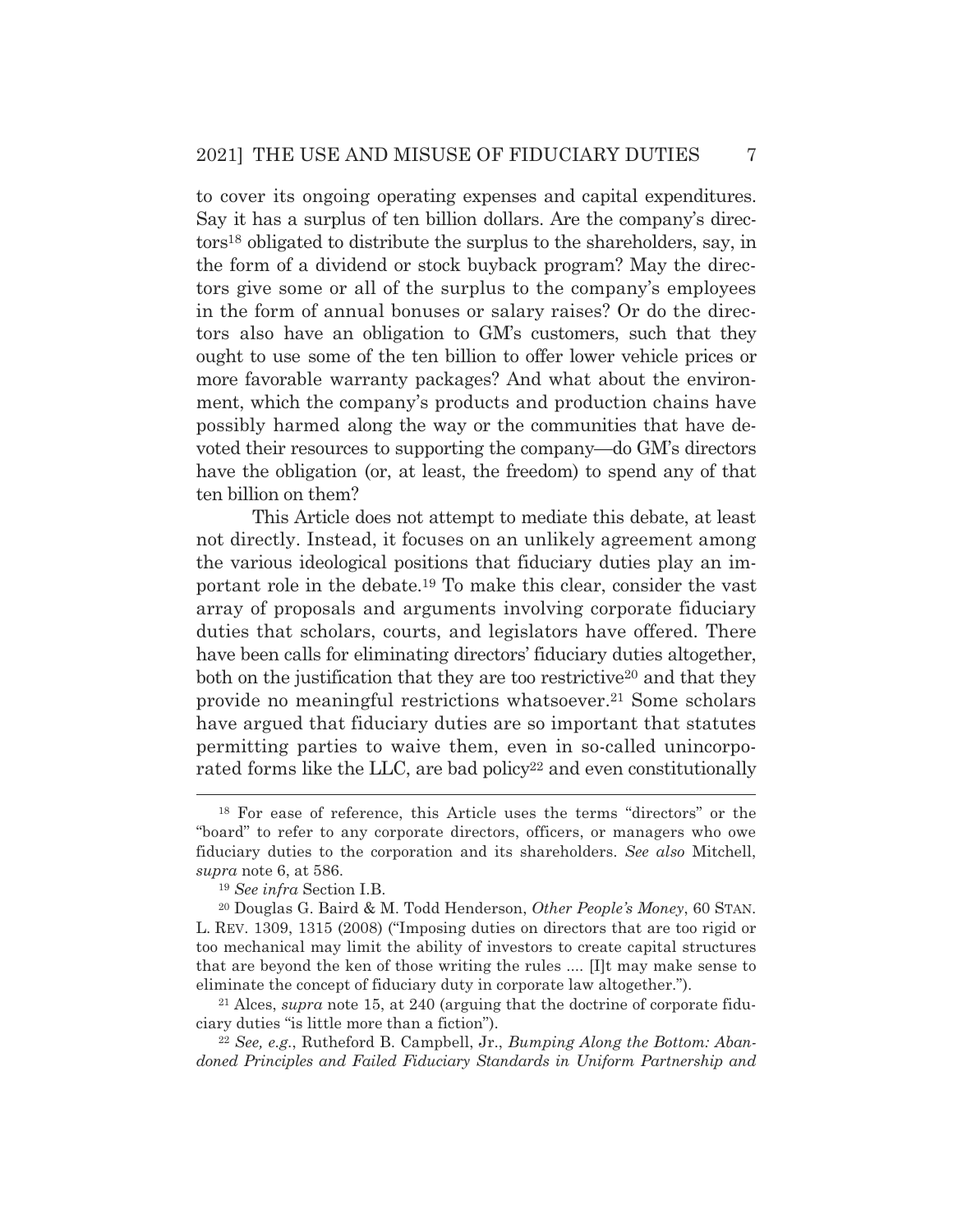to cover its ongoing operating expenses and capital expenditures. Say it has a surplus of ten billion dollars. Are the company's directors[18] obligated to distribute the surplus to the shareholders, say, in the form of a dividend or stock buyback program? May the directors give some or all of the surplus to the company's employees in the form of annual bonuses or salary raises? Or do the directors also have an obligation to GM's customers, such that they ought to use some of the ten billion to offer lower vehicle prices or more favorable warranty packages? And what about the environment, which the company's products and production chains have possibly harmed along the way or the communities that have devoted their resources to supporting the company—do GM's directors have the obligation (or, at least, the freedom) to spend any of that ten billion on them?

This Article does not attempt to mediate this debate, at least not directly. Instead, it focuses on an unlikely agreement among the various ideological positions that fiduciary duties play an important role in the debate.[19] To make this clear, consider the vast array of proposals and arguments involving corporate fiduciary duties that scholars, courts, and legislators have offered. There have been calls for eliminating directors' fiduciary duties altogether, both on the justification that they are too restrictive[20] and that they provide no meaningful restrictions whatsoever.[21] Some scholars have argued that fiduciary duties are so important that statutes permitting parties to waive them, even in so-called unincorporated forms like the LLC, are bad policy[22] and even constitutionally

---

[18] For ease of reference, this Article uses the terms "directors" or the "board" to refer to any corporate directors, officers, or managers who owe fiduciary duties to the corporation and its shareholders. *See also* Mitchell, *supra* note 6, at 586.

[19] *See infra* Section I.B.

[20] Douglas G. Baird & M. Todd Henderson, *Other People's Money*, 60 STAN. L. REV. 1309, 1315 (2008) ("Imposing duties on directors that are too rigid or too mechanical may limit the ability of investors to create capital structures that are beyond the ken of those writing the rules .... [I]t may make sense to eliminate the concept of fiduciary duty in corporate law altogether.").

[21] Alces, *supra* note 15, at 240 (arguing that the doctrine of corporate fiduciary duties "is little more than a fiction").

[22] *See, e.g.*, Rutheford B. Campbell, Jr., *Bumping Along the Bottom: Abandoned Principles and Failed Fiduciary Standards in Uniform Partnership and*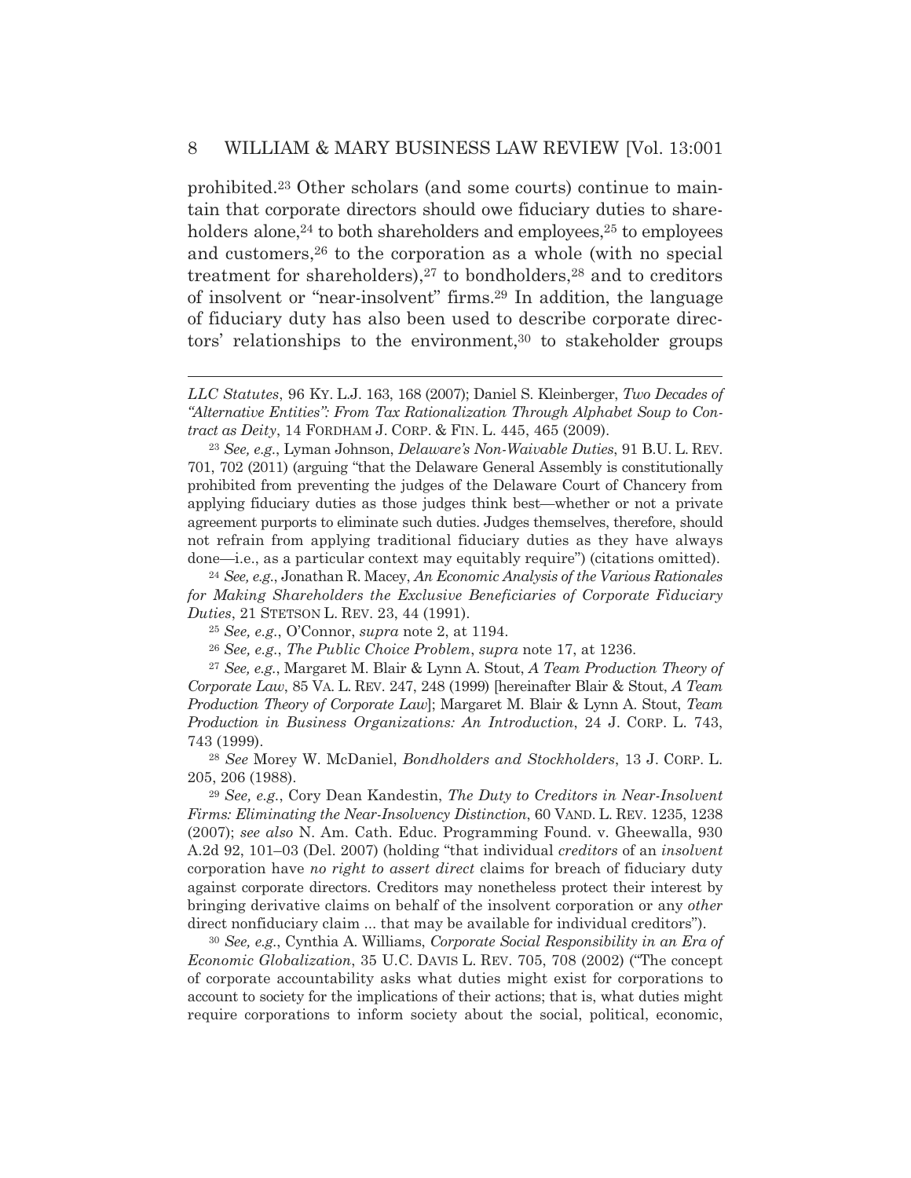prohibited.[23] Other scholars (and some courts) continue to maintain that corporate directors should owe fiduciary duties to shareholders alone,[24] to both shareholders and employees,[25] to employees and customers,[26] to the corporation as a whole (with no special treatment for shareholders),[27] to bondholders,[28] and to creditors of insolvent or "near-insolvent" firms.[29] In addition, the language of fiduciary duty has also been used to describe corporate directors' relationships to the environment,[30] to stakeholder groups

---

*LLC Statutes*, 96 KY. L.J. 163, 168 (2007); Daniel S. Kleinberger, *Two Decades of "Alternative Entities": From Tax Rationalization Through Alphabet Soup to Contract as Deity*, 14 FORDHAM J. CORP. & FIN. L. 445, 465 (2009).

[23] *See, e.g.*, Lyman Johnson, *Delaware's Non-Waivable Duties*, 91 B.U. L. REV. 701, 702 (2011) (arguing "that the Delaware General Assembly is constitutionally prohibited from preventing the judges of the Delaware Court of Chancery from applying fiduciary duties as those judges think best—whether or not a private agreement purports to eliminate such duties. Judges themselves, therefore, should not refrain from applying traditional fiduciary duties as they have always done—i.e., as a particular context may equitably require") (citations omitted).

[24] *See, e.g.*, Jonathan R. Macey, *An Economic Analysis of the Various Rationales for Making Shareholders the Exclusive Beneficiaries of Corporate Fiduciary Duties*, 21 STETSON L. REV. 23, 44 (1991).

[25] *See, e.g.*, O'Connor, *supra* note 2, at 1194.

[26] *See, e.g.*, *The Public Choice Problem*, *supra* note 17, at 1236.

[27] *See, e.g.*, Margaret M. Blair & Lynn A. Stout, *A Team Production Theory of Corporate Law*, 85 VA. L. REV. 247, 248 (1999) [hereinafter Blair & Stout, *A Team Production Theory of Corporate Law*]; Margaret M. Blair & Lynn A. Stout, *Team Production in Business Organizations: An Introduction*, 24 J. CORP. L. 743, 743 (1999).

[28] *See* Morey W. McDaniel, *Bondholders and Stockholders*, 13 J. CORP. L. 205, 206 (1988).

[29] *See, e.g.*, Cory Dean Kandestin, *The Duty to Creditors in Near-Insolvent Firms: Eliminating the Near-Insolvency Distinction*, 60 VAND. L. REV. 1235, 1238 (2007); *see also* N. Am. Cath. Educ. Programming Found. v. Gheewalla, 930 A.2d 92, 101–03 (Del. 2007) (holding "that individual *creditors* of an *insolvent* corporation have *no right to assert direct* claims for breach of fiduciary duty against corporate directors. Creditors may nonetheless protect their interest by bringing derivative claims on behalf of the insolvent corporation or any *other* direct nonfiduciary claim ... that may be available for individual creditors").

[30] *See, e.g.*, Cynthia A. Williams, *Corporate Social Responsibility in an Era of Economic Globalization*, 35 U.C. DAVIS L. REV. 705, 708 (2002) ("The concept of corporate accountability asks what duties might exist for corporations to account to society for the implications of their actions; that is, what duties might require corporations to inform society about the social, political, economic,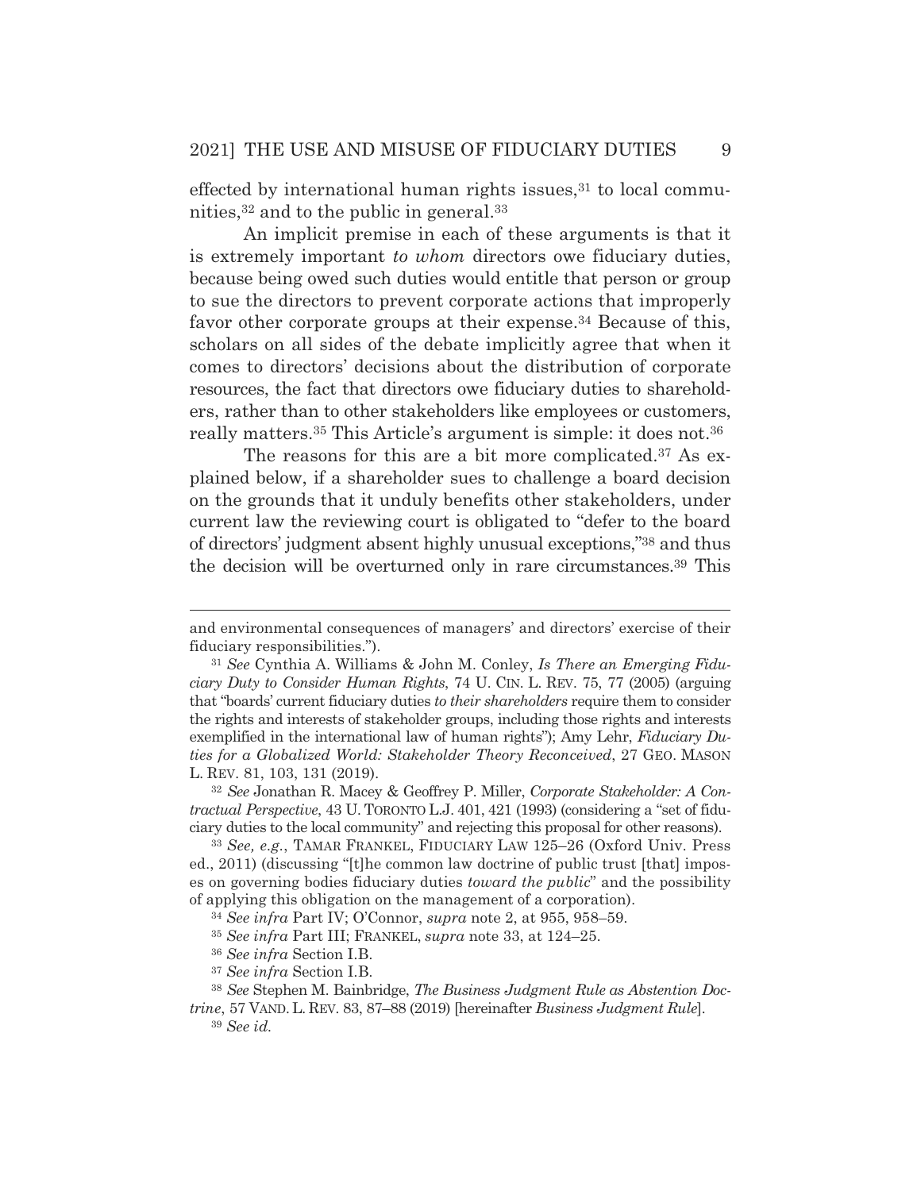effected by international human rights issues,[31] to local communities,[32] and to the public in general.[33]

An implicit premise in each of these arguments is that it is extremely important *to whom* directors owe fiduciary duties, because being owed such duties would entitle that person or group to sue the directors to prevent corporate actions that improperly favor other corporate groups at their expense.[34] Because of this, scholars on all sides of the debate implicitly agree that when it comes to directors' decisions about the distribution of corporate resources, the fact that directors owe fiduciary duties to shareholders, rather than to other stakeholders like employees or customers, really matters.[35] This Article's argument is simple: it does not.[36]

The reasons for this are a bit more complicated.[37] As explained below, if a shareholder sues to challenge a board decision on the grounds that it unduly benefits other stakeholders, under current law the reviewing court is obligated to "defer to the board of directors' judgment absent highly unusual exceptions,"[38] and thus the decision will be overturned only in rare circumstances.[39] This

---

and environmental consequences of managers' and directors' exercise of their fiduciary responsibilities.").

[31] *See* Cynthia A. Williams & John M. Conley, *Is There an Emerging Fiduciary Duty to Consider Human Rights*, 74 U. CIN. L. REV. 75, 77 (2005) (arguing that "boards' current fiduciary duties *to their shareholders* require them to consider the rights and interests of stakeholder groups, including those rights and interests exemplified in the international law of human rights"); Amy Lehr, *Fiduciary Duties for a Globalized World: Stakeholder Theory Reconceived*, 27 GEO. MASON L. REV. 81, 103, 131 (2019).

[32] *See* Jonathan R. Macey & Geoffrey P. Miller, *Corporate Stakeholder: A Contractual Perspective*, 43 U. TORONTO L.J. 401, 421 (1993) (considering a "set of fiduciary duties to the local community" and rejecting this proposal for other reasons).

[33] *See, e.g.*, TAMAR FRANKEL, FIDUCIARY LAW 125–26 (Oxford Univ. Press ed., 2011) (discussing "[t]he common law doctrine of public trust [that] imposes on governing bodies fiduciary duties *toward the public*" and the possibility of applying this obligation on the management of a corporation).

[34] *See infra* Part IV; O'Connor, *supra* note 2, at 955, 958–59.

[35] *See infra* Part III; FRANKEL, *supra* note 33, at 124–25.

[36] *See infra* Section I.B.

[37] *See infra* Section I.B.

[38] *See* Stephen M. Bainbridge, *The Business Judgment Rule as Abstention Doctrine*, 57 VAND. L. REV. 83, 87–88 (2019) [hereinafter *Business Judgment Rule*].

[39] *See id.*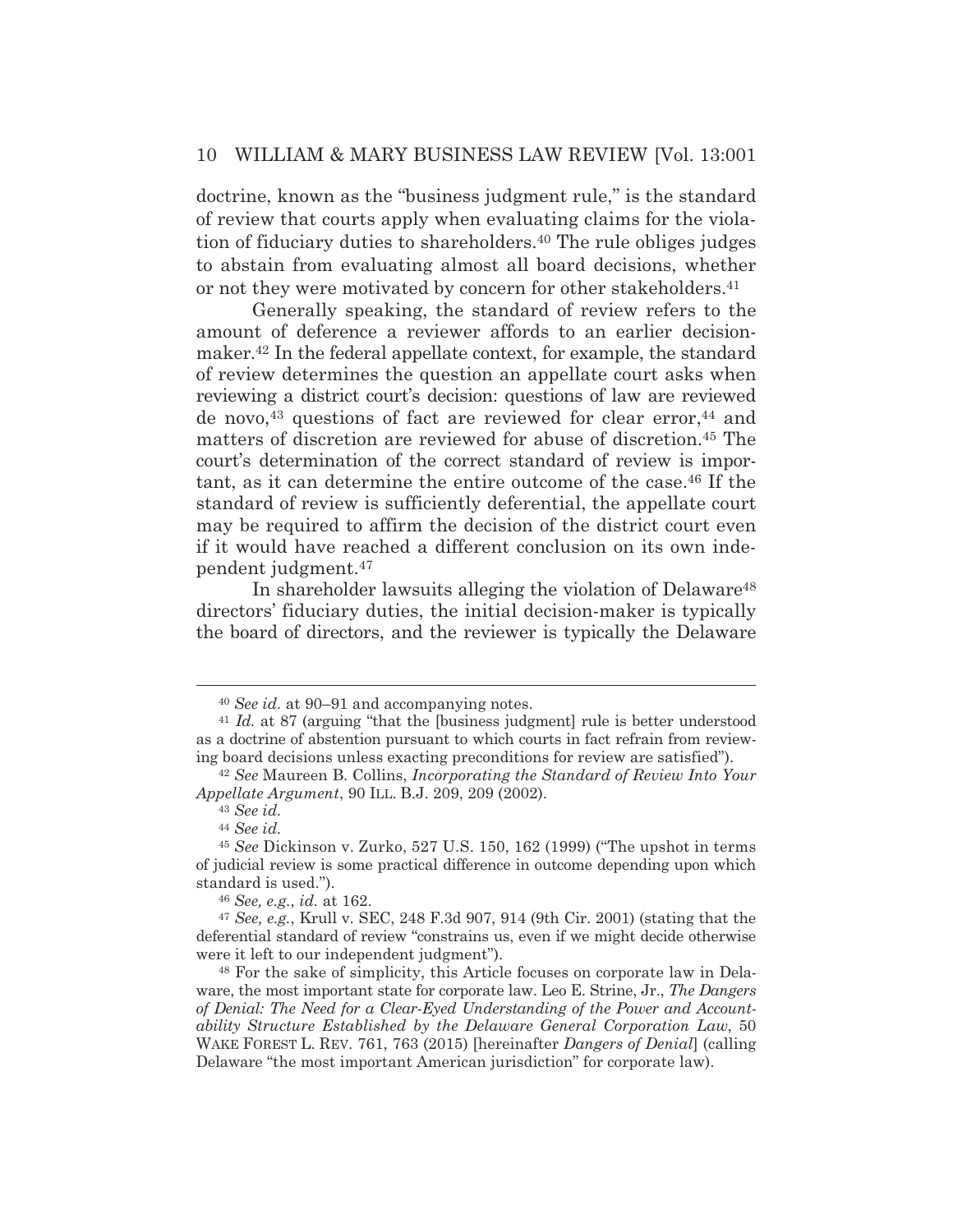doctrine, known as the "business judgment rule," is the standard of review that courts apply when evaluating claims for the violation of fiduciary duties to shareholders.[40] The rule obliges judges to abstain from evaluating almost all board decisions, whether or not they were motivated by concern for other stakeholders.[41]

Generally speaking, the standard of review refers to the amount of deference a reviewer affords to an earlier decision-maker.[42] In the federal appellate context, for example, the standard of review determines the question an appellate court asks when reviewing a district court's decision: questions of law are reviewed de novo,[43] questions of fact are reviewed for clear error,[44] and matters of discretion are reviewed for abuse of discretion.[45] The court's determination of the correct standard of review is important, as it can determine the entire outcome of the case.[46] If the standard of review is sufficiently deferential, the appellate court may be required to affirm the decision of the district court even if it would have reached a different conclusion on its own independent judgment.[47]

In shareholder lawsuits alleging the violation of Delaware[48] directors' fiduciary duties, the initial decision-maker is typically the board of directors, and the reviewer is typically the Delaware

---

[40] *See id.* at 90–91 and accompanying notes.

[41] *Id.* at 87 (arguing "that the [business judgment] rule is better understood as a doctrine of abstention pursuant to which courts in fact refrain from reviewing board decisions unless exacting preconditions for review are satisfied").

[42] *See* Maureen B. Collins, *Incorporating the Standard of Review Into Your Appellate Argument*, 90 ILL. B.J. 209, 209 (2002).

[43] *See id.*

[44] *See id.*

[45] *See* Dickinson v. Zurko, 527 U.S. 150, 162 (1999) ("The upshot in terms of judicial review is some practical difference in outcome depending upon which standard is used.").

[46] *See, e.g.*, *id.* at 162.

[47] *See, e.g.*, Krull v. SEC, 248 F.3d 907, 914 (9th Cir. 2001) (stating that the deferential standard of review "constrains us, even if we might decide otherwise were it left to our independent judgment").

[48] For the sake of simplicity, this Article focuses on corporate law in Delaware, the most important state for corporate law. Leo E. Strine, Jr., *The Dangers of Denial: The Need for a Clear-Eyed Understanding of the Power and Accountability Structure Established by the Delaware General Corporation Law*, 50 WAKE FOREST L. REV. 761, 763 (2015) [hereinafter *Dangers of Denial*] (calling Delaware "the most important American jurisdiction" for corporate law).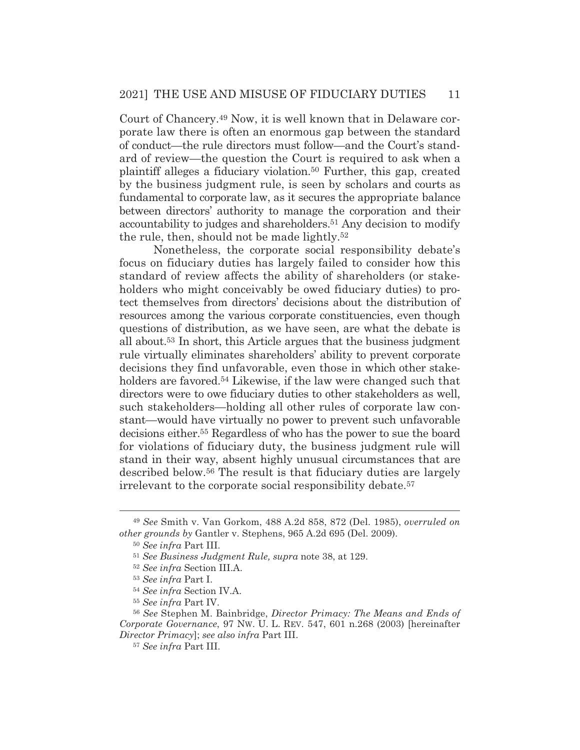Court of Chancery.[49] Now, it is well known that in Delaware corporate law there is often an enormous gap between the standard of conduct—the rule directors must follow—and the Court's standard of review—the question the Court is required to ask when a plaintiff alleges a fiduciary violation.[50] Further, this gap, created by the business judgment rule, is seen by scholars and courts as fundamental to corporate law, as it secures the appropriate balance between directors' authority to manage the corporation and their accountability to judges and shareholders.[51] Any decision to modify the rule, then, should not be made lightly.[52]

Nonetheless, the corporate social responsibility debate's focus on fiduciary duties has largely failed to consider how this standard of review affects the ability of shareholders (or stakeholders who might conceivably be owed fiduciary duties) to protect themselves from directors' decisions about the distribution of resources among the various corporate constituencies, even though questions of distribution, as we have seen, are what the debate is all about.[53] In short, this Article argues that the business judgment rule virtually eliminates shareholders' ability to prevent corporate decisions they find unfavorable, even those in which other stakeholders are favored.[54] Likewise, if the law were changed such that directors were to owe fiduciary duties to other stakeholders as well, such stakeholders—holding all other rules of corporate law constant—would have virtually no power to prevent such unfavorable decisions either.[55] Regardless of who has the power to sue the board for violations of fiduciary duty, the business judgment rule will stand in their way, absent highly unusual circumstances that are described below.[56] The result is that fiduciary duties are largely irrelevant to the corporate social responsibility debate.[57]

---

[49] *See* Smith v. Van Gorkom, 488 A.2d 858, 872 (Del. 1985), *overruled on other grounds by* Gantler v. Stephens, 965 A.2d 695 (Del. 2009).

[50] *See infra* Part III.

[51] *See Business Judgment Rule, supra* note 38, at 129.

[52] *See infra* Section III.A.

[53] *See infra* Part I.

[54] *See infra* Section IV.A.

[55] *See infra* Part IV.

[56] *See* Stephen M. Bainbridge, *Director Primacy: The Means and Ends of Corporate Governance*, 97 NW. U. L. REV. 547, 601 n.268 (2003) [hereinafter *Director Primacy*]; *see also infra* Part III.

[57] *See infra* Part III.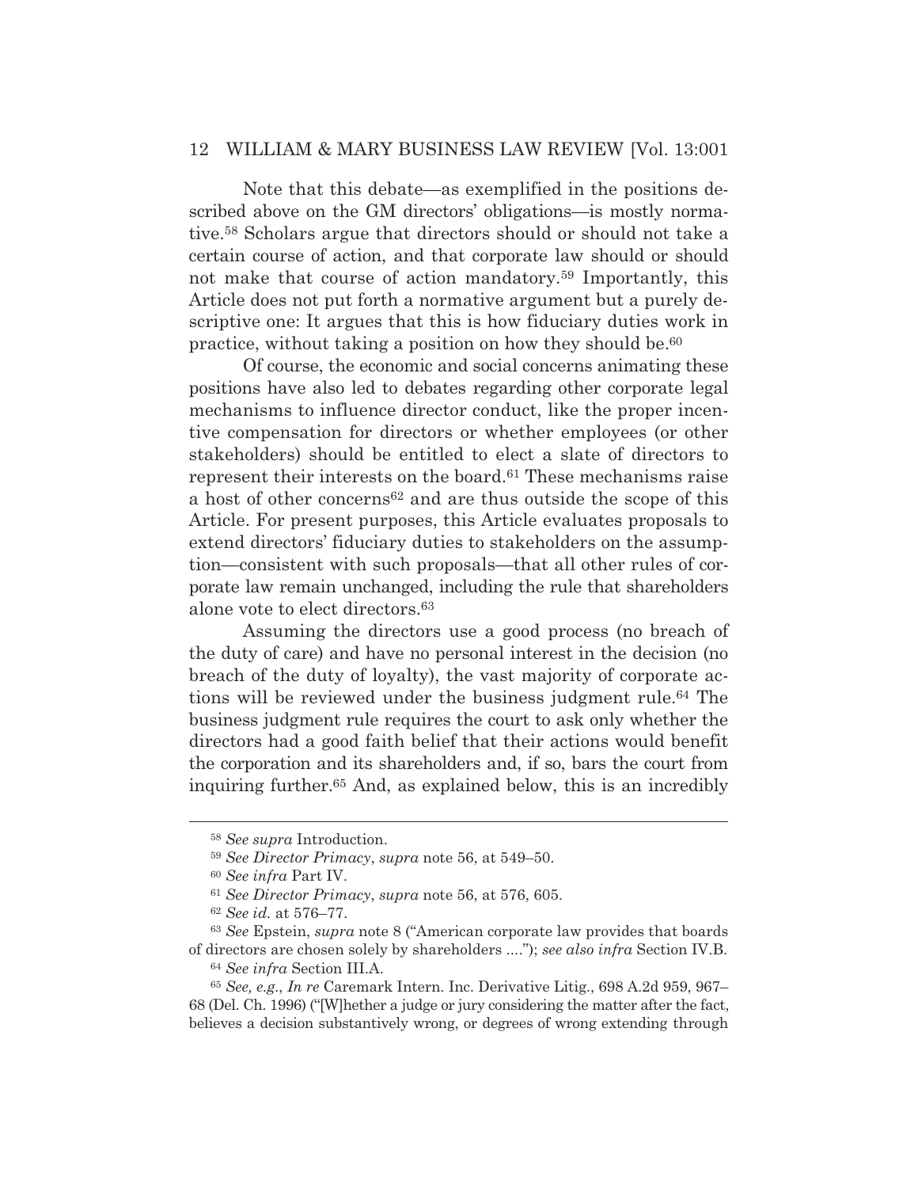Note that this debate—as exemplified in the positions described above on the GM directors' obligations—is mostly normative.[58] Scholars argue that directors should or should not take a certain course of action, and that corporate law should or should not make that course of action mandatory.[59] Importantly, this Article does not put forth a normative argument but a purely descriptive one: It argues that this is how fiduciary duties work in practice, without taking a position on how they should be.[60]

Of course, the economic and social concerns animating these positions have also led to debates regarding other corporate legal mechanisms to influence director conduct, like the proper incentive compensation for directors or whether employees (or other stakeholders) should be entitled to elect a slate of directors to represent their interests on the board.[61] These mechanisms raise a host of other concerns[62] and are thus outside the scope of this Article. For present purposes, this Article evaluates proposals to extend directors' fiduciary duties to stakeholders on the assumption—consistent with such proposals—that all other rules of corporate law remain unchanged, including the rule that shareholders alone vote to elect directors.[63]

Assuming the directors use a good process (no breach of the duty of care) and have no personal interest in the decision (no breach of the duty of loyalty), the vast majority of corporate actions will be reviewed under the business judgment rule.[64] The business judgment rule requires the court to ask only whether the directors had a good faith belief that their actions would benefit the corporation and its shareholders and, if so, bars the court from inquiring further.[65] And, as explained below, this is an incredibly

---

[58] *See supra* Introduction.

[59] *See Director Primacy*, *supra* note 56, at 549–50.

[60] *See infra* Part IV.

[61] *See Director Primacy*, *supra* note 56, at 576, 605.

[62] *See id.* at 576–77.

[63] *See* Epstein, *supra* note 8 ("American corporate law provides that boards of directors are chosen solely by shareholders ...."); *see also infra* Section IV.B.

[64] *See infra* Section III.A.

[65] *See, e.g.*, *In re* Caremark Intern. Inc. Derivative Litig., 698 A.2d 959, 967–68 (Del. Ch. 1996) ("[W]hether a judge or jury considering the matter after the fact, believes a decision substantively wrong, or degrees of wrong extending through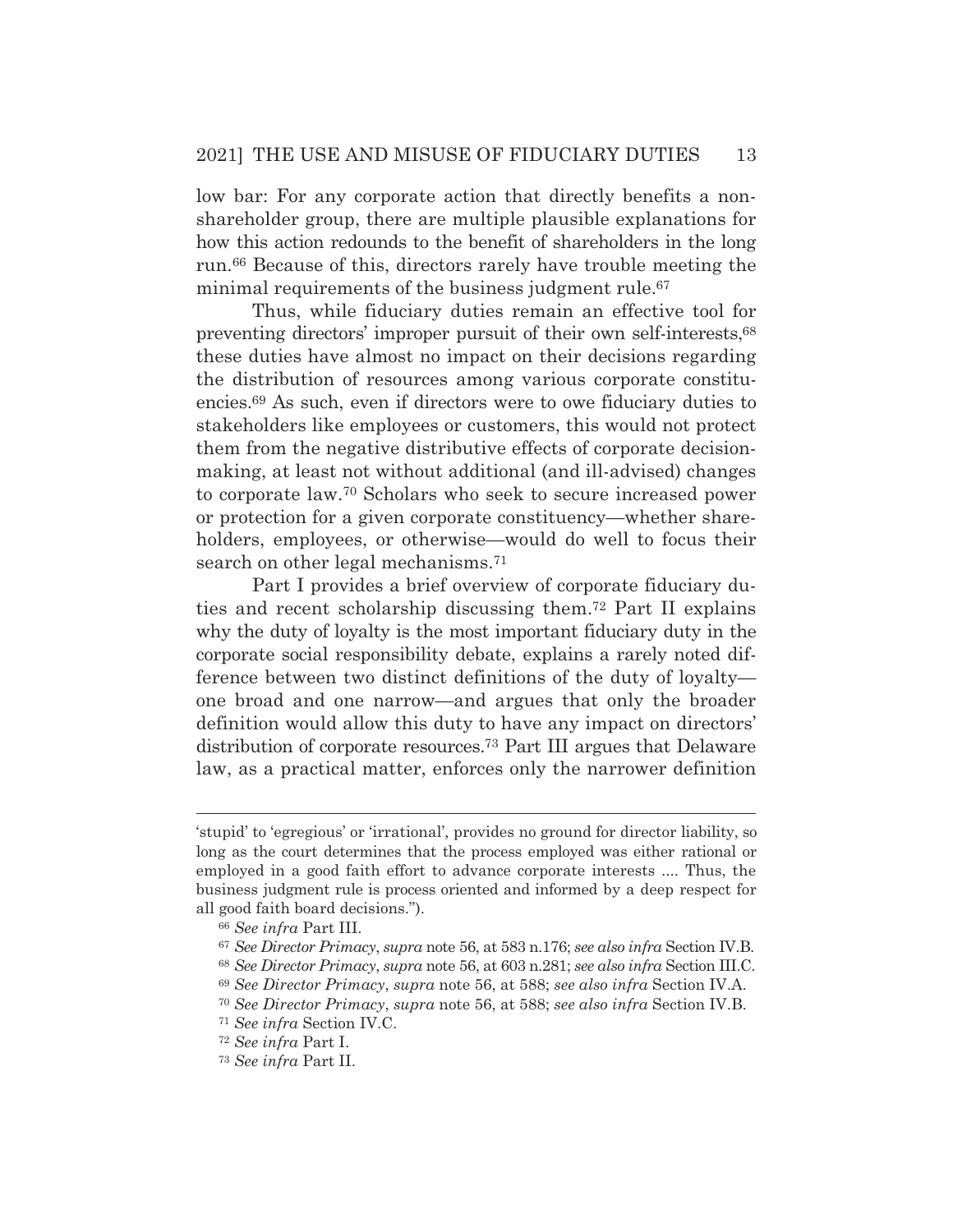low bar: For any corporate action that directly benefits a non-shareholder group, there are multiple plausible explanations for how this action redounds to the benefit of shareholders in the long run.[66] Because of this, directors rarely have trouble meeting the minimal requirements of the business judgment rule.[67]

Thus, while fiduciary duties remain an effective tool for preventing directors' improper pursuit of their own self-interests,[68] these duties have almost no impact on their decisions regarding the distribution of resources among various corporate constituencies.[69] As such, even if directors were to owe fiduciary duties to stakeholders like employees or customers, this would not protect them from the negative distributive effects of corporate decision-making, at least not without additional (and ill-advised) changes to corporate law.[70] Scholars who seek to secure increased power or protection for a given corporate constituency—whether shareholders, employees, or otherwise—would do well to focus their search on other legal mechanisms.[71]

Part I provides a brief overview of corporate fiduciary duties and recent scholarship discussing them.[72] Part II explains why the duty of loyalty is the most important fiduciary duty in the corporate social responsibility debate, explains a rarely noted difference between two distinct definitions of the duty of loyalty—one broad and one narrow—and argues that only the broader definition would allow this duty to have any impact on directors' distribution of corporate resources.[73] Part III argues that Delaware law, as a practical matter, enforces only the narrower definition

---

'stupid' to 'egregious' or 'irrational', provides no ground for director liability, so long as the court determines that the process employed was either rational or employed in a good faith effort to advance corporate interests .... Thus, the business judgment rule is process oriented and informed by a deep respect for all good faith board decisions.").

[66] *See infra* Part III.

[67] *See Director Primacy*, *supra* note 56, at 583 n.176; *see also infra* Section IV.B.

[68] *See Director Primacy*, *supra* note 56, at 603 n.281; *see also infra* Section III.C.

[69] *See Director Primacy*, *supra* note 56, at 588; *see also infra* Section IV.A.

[70] *See Director Primacy*, *supra* note 56, at 588; *see also infra* Section IV.B.

[71] *See infra* Section IV.C.

[72] *See infra* Part I.

[73] *See infra* Part II.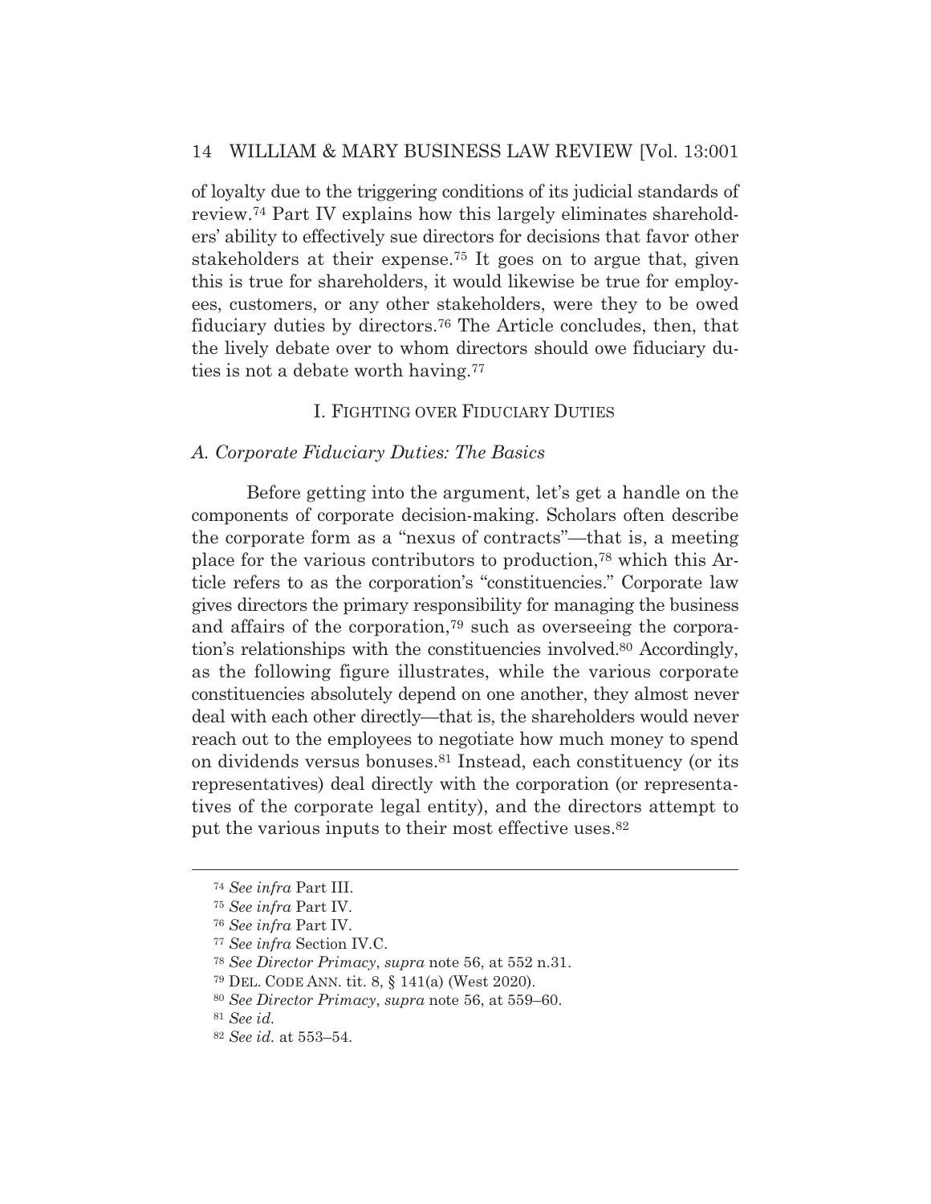of loyalty due to the triggering conditions of its judicial standards of review.[74] Part IV explains how this largely eliminates shareholders' ability to effectively sue directors for decisions that favor other stakeholders at their expense.[75] It goes on to argue that, given this is true for shareholders, it would likewise be true for employees, customers, or any other stakeholders, were they to be owed fiduciary duties by directors.[76] The Article concludes, then, that the lively debate over to whom directors should owe fiduciary duties is not a debate worth having.[77]

## I. FIGHTING OVER FIDUCIARY DUTIES

### *A. Corporate Fiduciary Duties: The Basics*

Before getting into the argument, let's get a handle on the components of corporate decision-making. Scholars often describe the corporate form as a "nexus of contracts"—that is, a meeting place for the various contributors to production,[78] which this Article refers to as the corporation's "constituencies." Corporate law gives directors the primary responsibility for managing the business and affairs of the corporation,[79] such as overseeing the corporation's relationships with the constituencies involved.[80] Accordingly, as the following figure illustrates, while the various corporate constituencies absolutely depend on one another, they almost never deal with each other directly—that is, the shareholders would never reach out to the employees to negotiate how much money to spend on dividends versus bonuses.[81] Instead, each constituency (or its representatives) deal directly with the corporation (or representatives of the corporate legal entity), and the directors attempt to put the various inputs to their most effective uses.[82]

---

[74] *See infra* Part III.

[75] *See infra* Part IV.

[76] *See infra* Part IV.

[77] *See infra* Section IV.C.

[78] *See Director Primacy*, *supra* note 56, at 552 n.31.

[79] DEL. CODE ANN. tit. 8, § 141(a) (West 2020).

[80] *See Director Primacy*, *supra* note 56, at 559–60.

[81] *See id.*

[82] *See id.* at 553–54.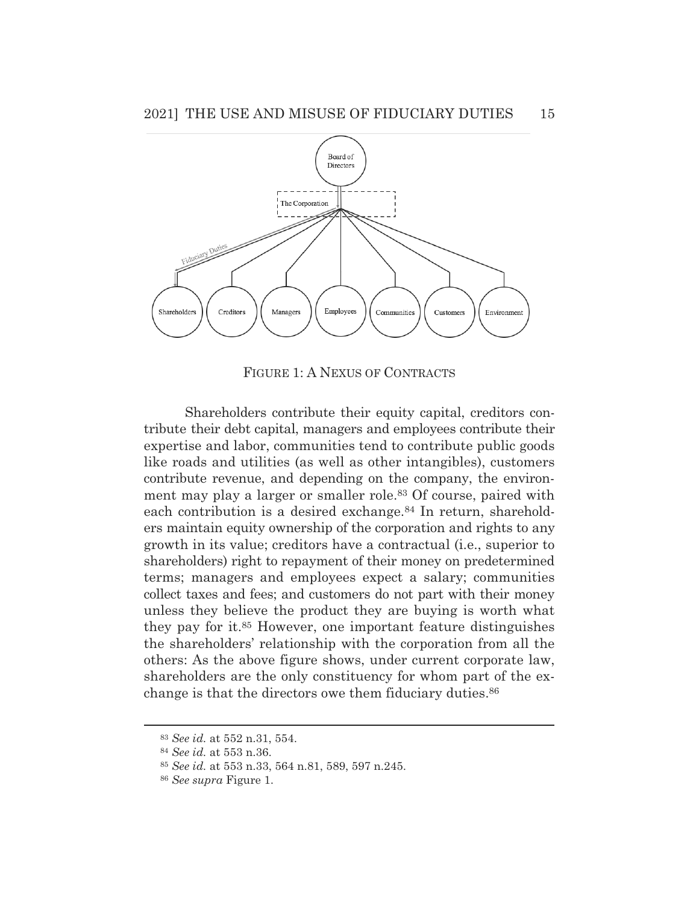FIGURE 1: A NEXUS OF CONTRACTS

Shareholders contribute their equity capital, creditors contribute their debt capital, managers and employees contribute their expertise and labor, communities tend to contribute public goods like roads and utilities (as well as other intangibles), customers contribute revenue, and depending on the company, the environment may play a larger or smaller role.[83] Of course, paired with each contribution is a desired exchange.[84] In return, shareholders maintain equity ownership of the corporation and rights to any growth in its value; creditors have a contractual (i.e., superior to shareholders) right to repayment of their money on predetermined terms; managers and employees expect a salary; communities collect taxes and fees; and customers do not part with their money unless they believe the product they are buying is worth what they pay for it.[85] However, one important feature distinguishes the shareholders' relationship with the corporation from all the others: As the above figure shows, under current corporate law, shareholders are the only constituency for whom part of the exchange is that the directors owe them fiduciary duties.[86]

---

[83] *See id.* at 552 n.31, 554.

[84] *See id.* at 553 n.36.

[85] *See id.* at 553 n.33, 564 n.81, 589, 597 n.245.

[86] *See supra* Figure 1.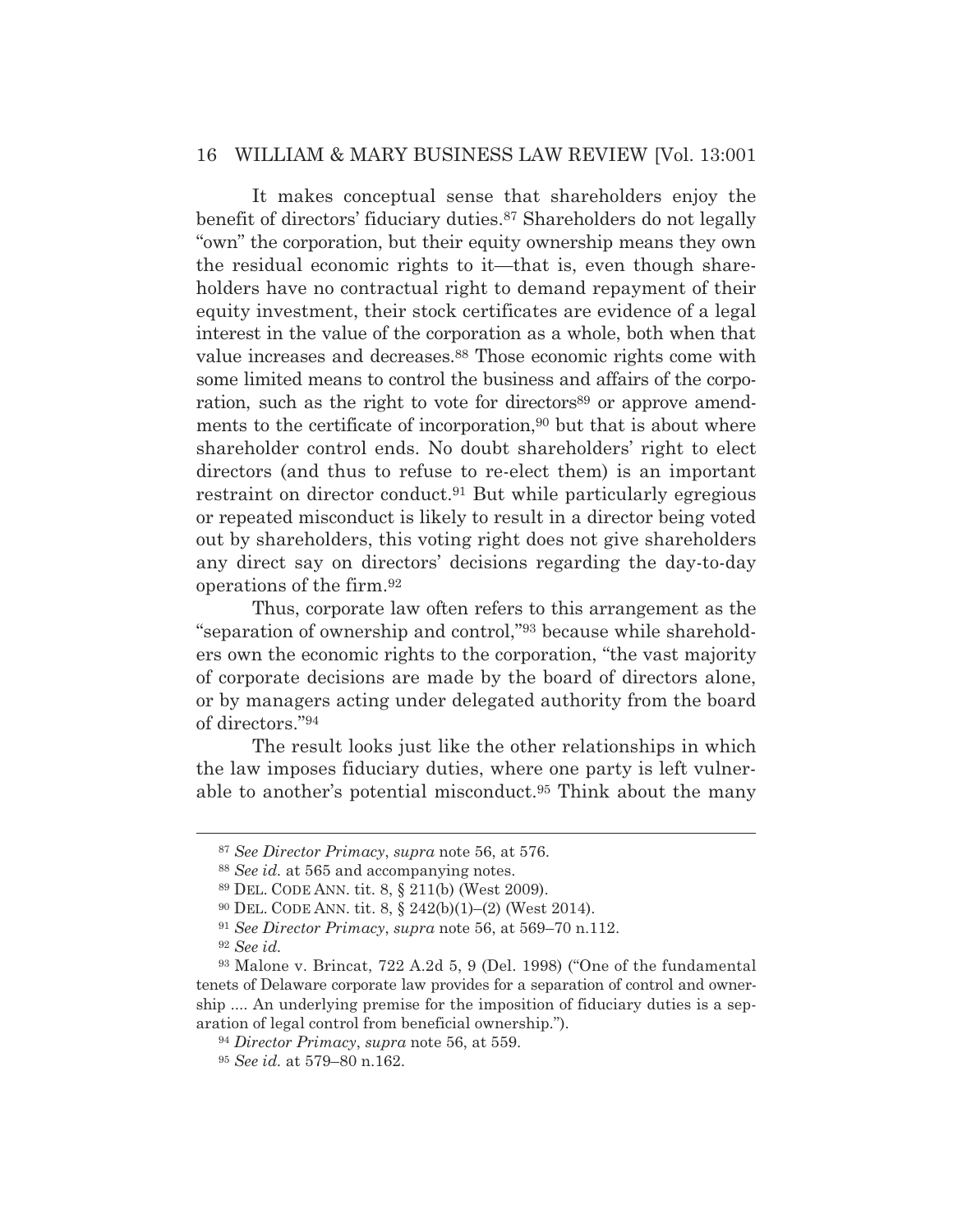It makes conceptual sense that shareholders enjoy the benefit of directors' fiduciary duties.[87] Shareholders do not legally "own" the corporation, but their equity ownership means they own the residual economic rights to it—that is, even though shareholders have no contractual right to demand repayment of their equity investment, their stock certificates are evidence of a legal interest in the value of the corporation as a whole, both when that value increases and decreases.[88] Those economic rights come with some limited means to control the business and affairs of the corporation, such as the right to vote for directors[89] or approve amendments to the certificate of incorporation,[90] but that is about where shareholder control ends. No doubt shareholders' right to elect directors (and thus to refuse to re-elect them) is an important restraint on director conduct.[91] But while particularly egregious or repeated misconduct is likely to result in a director being voted out by shareholders, this voting right does not give shareholders any direct say on directors' decisions regarding the day-to-day operations of the firm.[92]

Thus, corporate law often refers to this arrangement as the "separation of ownership and control,"[93] because while shareholders own the economic rights to the corporation, "the vast majority of corporate decisions are made by the board of directors alone, or by managers acting under delegated authority from the board of directors."[94]

The result looks just like the other relationships in which the law imposes fiduciary duties, where one party is left vulnerable to another's potential misconduct.[95] Think about the many

---

[87] *See Director Primacy*, *supra* note 56, at 576.

[88] *See id.* at 565 and accompanying notes.

[89] DEL. CODE ANN. tit. 8, § 211(b) (West 2009).

[90] DEL. CODE ANN. tit. 8, § 242(b)(1)–(2) (West 2014).

[91] *See Director Primacy*, *supra* note 56, at 569–70 n.112.

[92] *See id.*

[93] Malone v. Brincat, 722 A.2d 5, 9 (Del. 1998) ("One of the fundamental tenets of Delaware corporate law provides for a separation of control and ownership .... An underlying premise for the imposition of fiduciary duties is a separation of legal control from beneficial ownership.").

[94] *Director Primacy*, *supra* note 56, at 559.

[95] *See id.* at 579–80 n.162.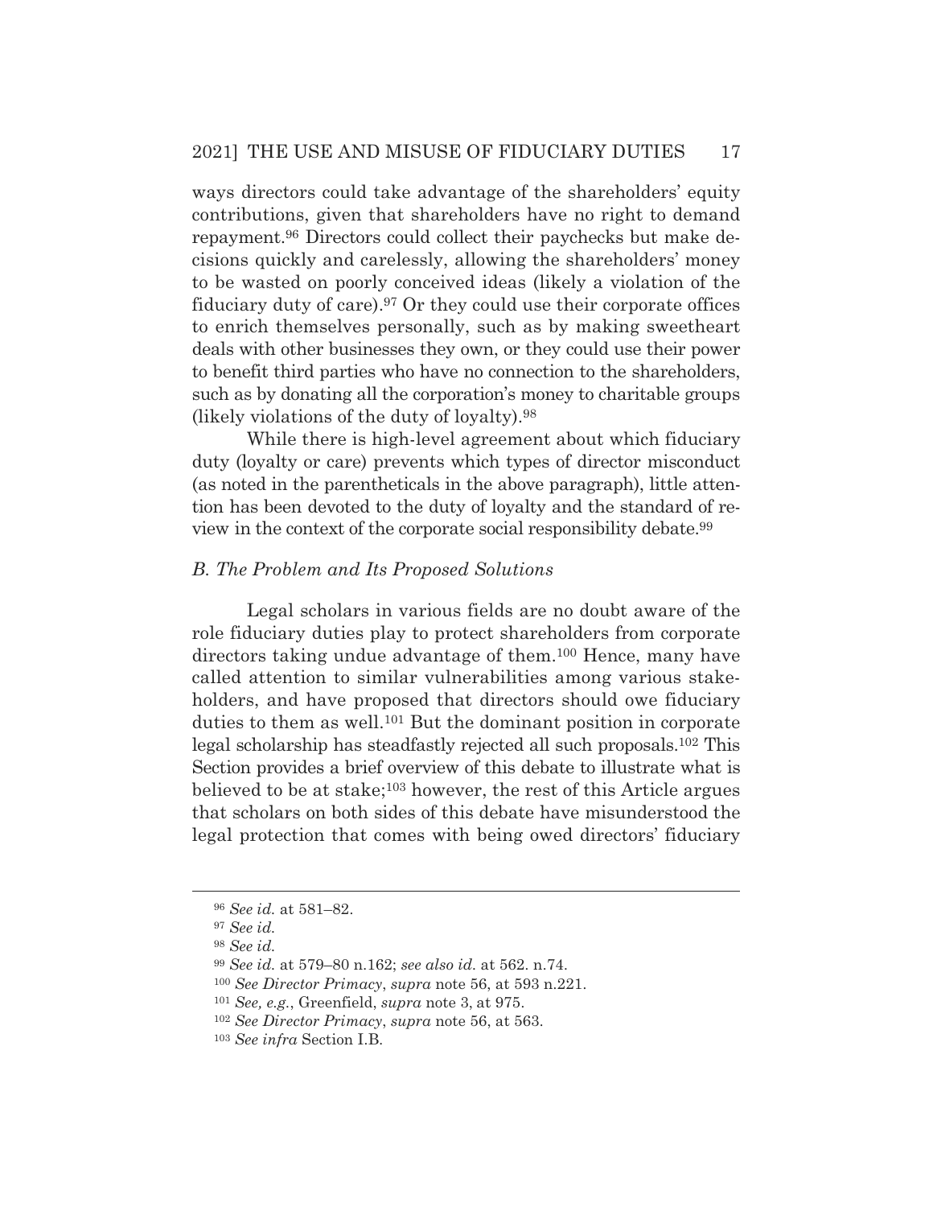ways directors could take advantage of the shareholders' equity contributions, given that shareholders have no right to demand repayment.[96] Directors could collect their paychecks but make decisions quickly and carelessly, allowing the shareholders' money to be wasted on poorly conceived ideas (likely a violation of the fiduciary duty of care).[97] Or they could use their corporate offices to enrich themselves personally, such as by making sweetheart deals with other businesses they own, or they could use their power to benefit third parties who have no connection to the shareholders, such as by donating all the corporation's money to charitable groups (likely violations of the duty of loyalty).[98]

While there is high-level agreement about which fiduciary duty (loyalty or care) prevents which types of director misconduct (as noted in the parentheticals in the above paragraph), little attention has been devoted to the duty of loyalty and the standard of review in the context of the corporate social responsibility debate.[99]

### *B. The Problem and Its Proposed Solutions*

Legal scholars in various fields are no doubt aware of the role fiduciary duties play to protect shareholders from corporate directors taking undue advantage of them.[100] Hence, many have called attention to similar vulnerabilities among various stakeholders, and have proposed that directors should owe fiduciary duties to them as well.[101] But the dominant position in corporate legal scholarship has steadfastly rejected all such proposals.[102] This Section provides a brief overview of this debate to illustrate what is believed to be at stake;[103] however, the rest of this Article argues that scholars on both sides of this debate have misunderstood the legal protection that comes with being owed directors' fiduciary

---

[96] *See id.* at 581–82.

[97] *See id.*

[98] *See id.*

[99] *See id.* at 579–80 n.162; *see also id.* at 562. n.74.

[100] *See Director Primacy*, *supra* note 56, at 593 n.221.

[101] *See, e.g.*, Greenfield, *supra* note 3, at 975.

[102] *See Director Primacy*, *supra* note 56, at 563.

[103] *See infra* Section I.B.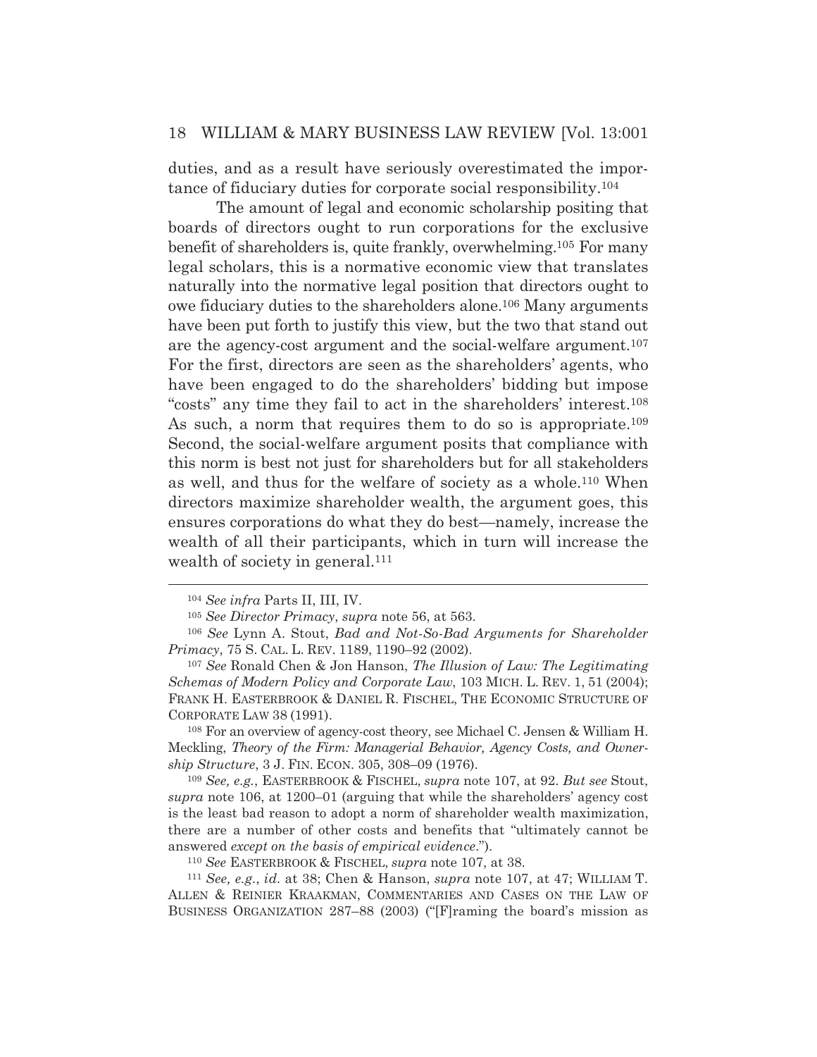duties, and as a result have seriously overestimated the importance of fiduciary duties for corporate social responsibility.[104]

The amount of legal and economic scholarship positing that boards of directors ought to run corporations for the exclusive benefit of shareholders is, quite frankly, overwhelming.[105] For many legal scholars, this is a normative economic view that translates naturally into the normative legal position that directors ought to owe fiduciary duties to the shareholders alone.[106] Many arguments have been put forth to justify this view, but the two that stand out are the agency-cost argument and the social-welfare argument.[107] For the first, directors are seen as the shareholders' agents, who have been engaged to do the shareholders' bidding but impose "costs" any time they fail to act in the shareholders' interest.[108] As such, a norm that requires them to do so is appropriate.[109] Second, the social-welfare argument posits that compliance with this norm is best not just for shareholders but for all stakeholders as well, and thus for the welfare of society as a whole.[110] When directors maximize shareholder wealth, the argument goes, this ensures corporations do what they do best—namely, increase the wealth of all their participants, which in turn will increase the wealth of society in general.[111]

---

[104] *See infra* Parts II, III, IV.

[105] *See Director Primacy*, *supra* note 56, at 563.

[106] *See* Lynn A. Stout, *Bad and Not-So-Bad Arguments for Shareholder Primacy*, 75 S. CAL. L. REV. 1189, 1190–92 (2002).

[107] *See* Ronald Chen & Jon Hanson, *The Illusion of Law: The Legitimating Schemas of Modern Policy and Corporate Law*, 103 MICH. L. REV. 1, 51 (2004); FRANK H. EASTERBROOK & DANIEL R. FISCHEL, THE ECONOMIC STRUCTURE OF CORPORATE LAW 38 (1991).

[108] For an overview of agency-cost theory, see Michael C. Jensen & William H. Meckling, *Theory of the Firm: Managerial Behavior, Agency Costs, and Ownership Structure*, 3 J. FIN. ECON. 305, 308–09 (1976).

[109] *See, e.g.*, EASTERBROOK & FISCHEL, *supra* note 107, at 92. *But see* Stout, *supra* note 106, at 1200–01 (arguing that while the shareholders' agency cost is the least bad reason to adopt a norm of shareholder wealth maximization, there are a number of other costs and benefits that "ultimately cannot be answered *except on the basis of empirical evidence*.").

[110] *See* EASTERBROOK & FISCHEL, *supra* note 107, at 38.

[111] *See, e.g.*, *id.* at 38; Chen & Hanson, *supra* note 107, at 47; WILLIAM T. ALLEN & REINIER KRAAKMAN, COMMENTARIES AND CASES ON THE LAW OF BUSINESS ORGANIZATION 287–88 (2003) ("[F]raming the board's mission as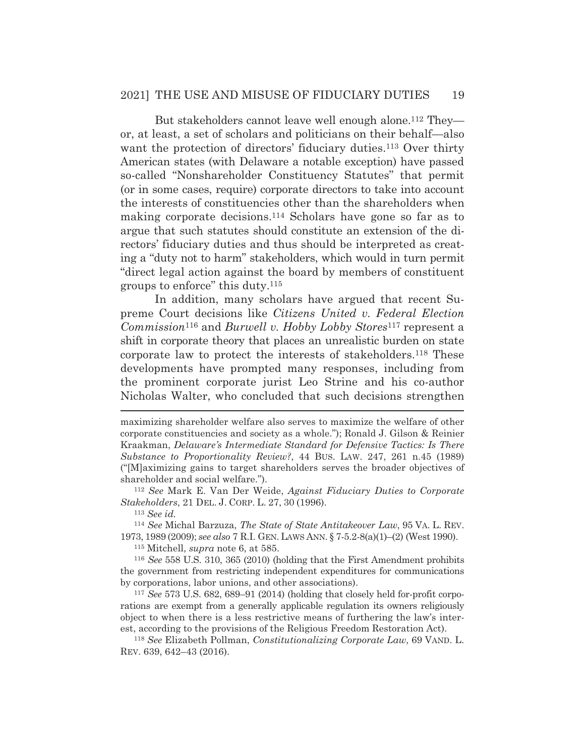But stakeholders cannot leave well enough alone.[112] They—or, at least, a set of scholars and politicians on their behalf—also want the protection of directors' fiduciary duties.[113] Over thirty American states (with Delaware a notable exception) have passed so-called "Nonshareholder Constituency Statutes" that permit (or in some cases, require) corporate directors to take into account the interests of constituencies other than the shareholders when making corporate decisions.[114] Scholars have gone so far as to argue that such statutes should constitute an extension of the directors' fiduciary duties and thus should be interpreted as creating a "duty not to harm" stakeholders, which would in turn permit "direct legal action against the board by members of constituent groups to enforce" this duty.[115]

In addition, many scholars have argued that recent Supreme Court decisions like *Citizens United v. Federal Election Commission*[116] and *Burwell v. Hobby Lobby Stores*[117] represent a shift in corporate theory that places an unrealistic burden on state corporate law to protect the interests of stakeholders.[118] These developments have prompted many responses, including from the prominent corporate jurist Leo Strine and his co-author Nicholas Walter, who concluded that such decisions strengthen

---

maximizing shareholder welfare also serves to maximize the welfare of other corporate constituencies and society as a whole."); Ronald J. Gilson & Reinier Kraakman, *Delaware's Intermediate Standard for Defensive Tactics: Is There Substance to Proportionality Review?*, 44 BUS. LAW. 247, 261 n.45 (1989) ("[M]aximizing gains to target shareholders serves the broader objectives of shareholder and social welfare.").

[112] *See* Mark E. Van Der Weide, *Against Fiduciary Duties to Corporate Stakeholders*, 21 DEL. J. CORP. L. 27, 30 (1996).

[113] *See id.*

[114] *See* Michal Barzuza, *The State of State Antitakeover Law*, 95 VA. L. REV. 1973, 1989 (2009); *see also* 7 R.I. GEN. LAWS ANN. § 7-5.2-8(a)(1)–(2) (West 1990).

[115] Mitchell, *supra* note 6, at 585.

[116] *See* 558 U.S. 310, 365 (2010) (holding that the First Amendment prohibits the government from restricting independent expenditures for communications by corporations, labor unions, and other associations).

[117] *See* 573 U.S. 682, 689–91 (2014) (holding that closely held for-profit corporations are exempt from a generally applicable regulation its owners religiously object to when there is a less restrictive means of furthering the law's interest, according to the provisions of the Religious Freedom Restoration Act).

[118] *See* Elizabeth Pollman, *Constitutionalizing Corporate Law*, 69 VAND. L. REV. 639, 642–43 (2016).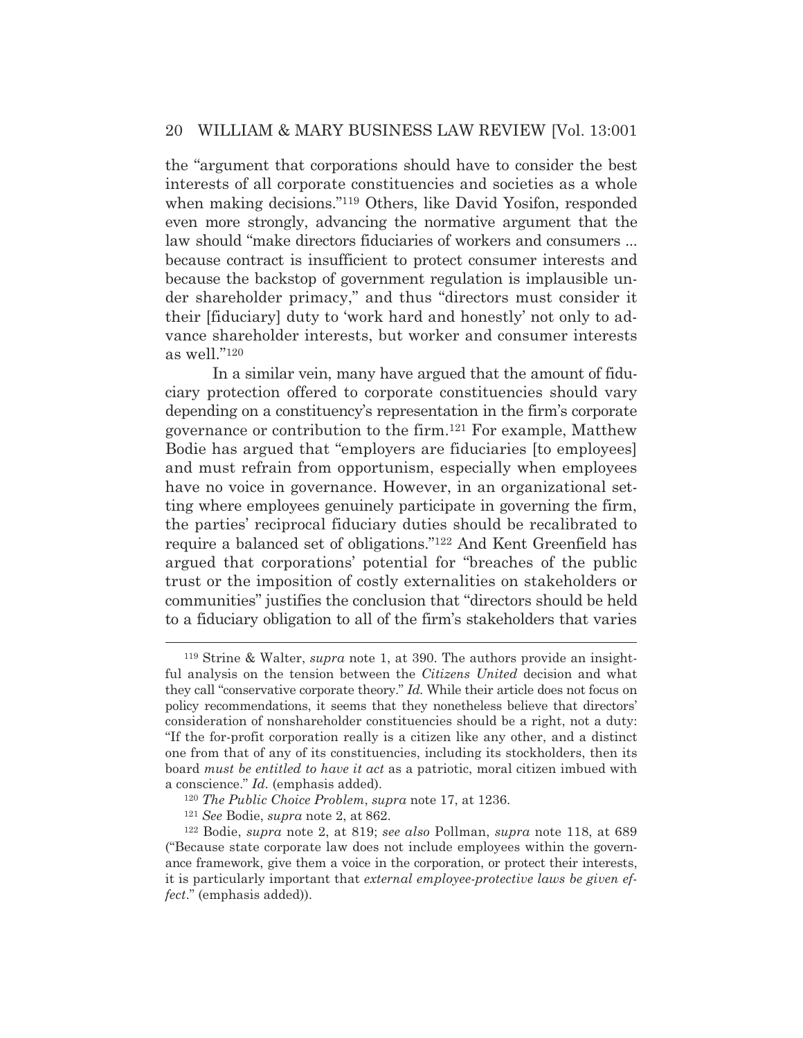the "argument that corporations should have to consider the best interests of all corporate constituencies and societies as a whole when making decisions."[119] Others, like David Yosifon, responded even more strongly, advancing the normative argument that the law should "make directors fiduciaries of workers and consumers ... because contract is insufficient to protect consumer interests and because the backstop of government regulation is implausible under shareholder primacy," and thus "directors must consider it their [fiduciary] duty to 'work hard and honestly' not only to advance shareholder interests, but worker and consumer interests as well."[120]

In a similar vein, many have argued that the amount of fiduciary protection offered to corporate constituencies should vary depending on a constituency's representation in the firm's corporate governance or contribution to the firm.[121] For example, Matthew Bodie has argued that "employers are fiduciaries [to employees] and must refrain from opportunism, especially when employees have no voice in governance. However, in an organizational setting where employees genuinely participate in governing the firm, the parties' reciprocal fiduciary duties should be recalibrated to require a balanced set of obligations."[122] And Kent Greenfield has argued that corporations' potential for "breaches of the public trust or the imposition of costly externalities on stakeholders or communities" justifies the conclusion that "directors should be held to a fiduciary obligation to all of the firm's stakeholders that varies

---

[119] Strine & Walter, *supra* note 1, at 390. The authors provide an insightful analysis on the tension between the *Citizens United* decision and what they call "conservative corporate theory." *Id.* While their article does not focus on policy recommendations, it seems that they nonetheless believe that directors' consideration of nonshareholder constituencies should be a right, not a duty: "If the for-profit corporation really is a citizen like any other, and a distinct one from that of any of its constituencies, including its stockholders, then its board *must be entitled to have it act* as a patriotic, moral citizen imbued with a conscience." *Id.* (emphasis added).

[120] *The Public Choice Problem*, *supra* note 17, at 1236.

[121] *See* Bodie, *supra* note 2, at 862.

[122] Bodie, *supra* note 2, at 819; *see also* Pollman, *supra* note 118, at 689 ("Because state corporate law does not include employees within the governance framework, give them a voice in the corporation, or protect their interests, it is particularly important that *external employee-protective laws be given effect*." (emphasis added)).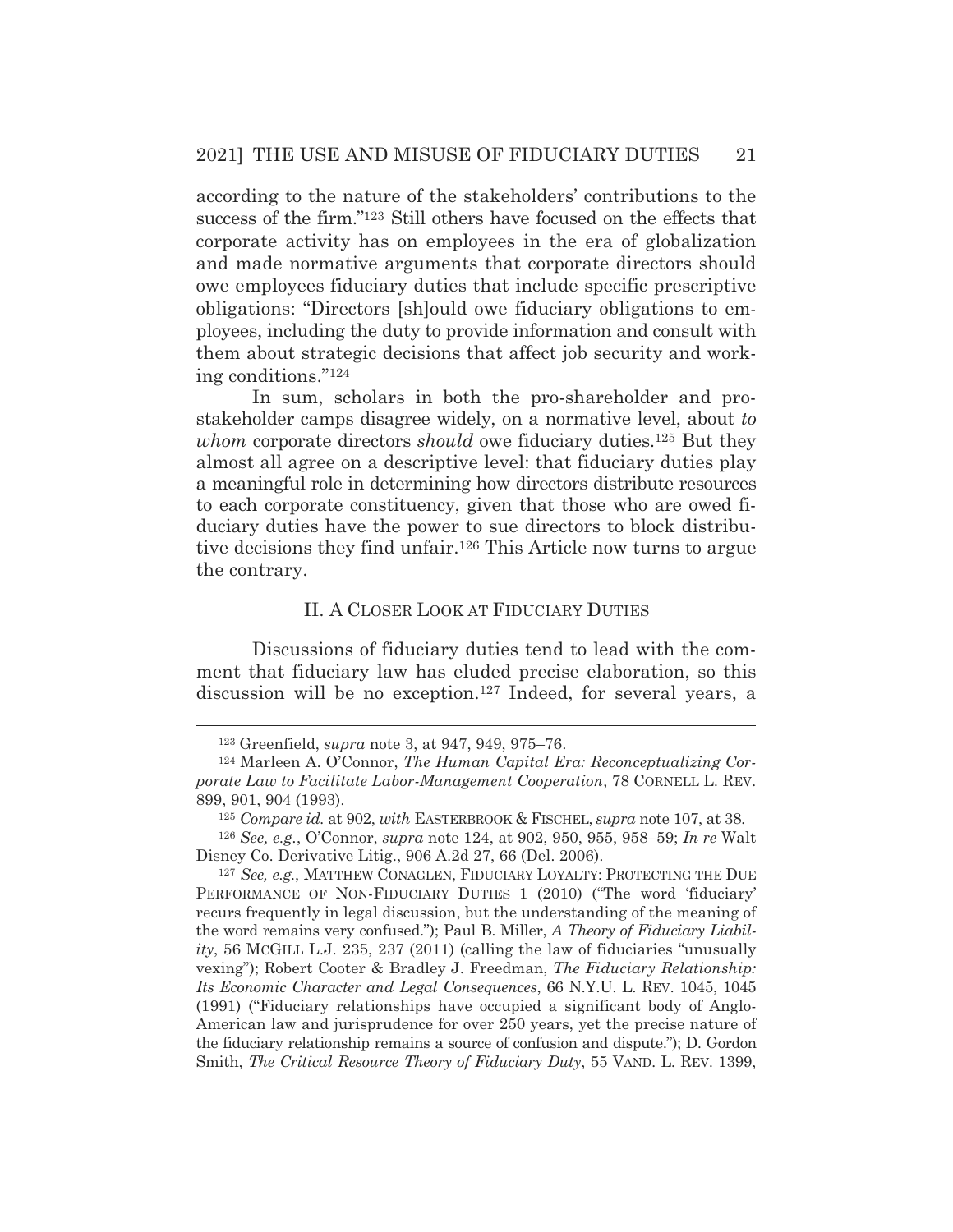according to the nature of the stakeholders' contributions to the success of the firm."[123] Still others have focused on the effects that corporate activity has on employees in the era of globalization and made normative arguments that corporate directors should owe employees fiduciary duties that include specific prescriptive obligations: "Directors [sh]ould owe fiduciary obligations to employees, including the duty to provide information and consult with them about strategic decisions that affect job security and working conditions."[124]

In sum, scholars in both the pro-shareholder and pro-stakeholder camps disagree widely, on a normative level, about *to whom* corporate directors *should* owe fiduciary duties.[125] But they almost all agree on a descriptive level: that fiduciary duties play a meaningful role in determining how directors distribute resources to each corporate constituency, given that those who are owed fiduciary duties have the power to sue directors to block distributive decisions they find unfair.[126] This Article now turns to argue the contrary.

## II. A CLOSER LOOK AT FIDUCIARY DUTIES

Discussions of fiduciary duties tend to lead with the comment that fiduciary law has eluded precise elaboration, so this discussion will be no exception.[127] Indeed, for several years, a

---

[123] Greenfield, *supra* note 3, at 947, 949, 975–76.

[124] Marleen A. O'Connor, *The Human Capital Era: Reconceptualizing Corporate Law to Facilitate Labor-Management Cooperation*, 78 CORNELL L. REV. 899, 901, 904 (1993).

[125] *Compare id.* at 902, *with* EASTERBROOK & FISCHEL, *supra* note 107, at 38.

[126] *See, e.g.*, O'Connor, *supra* note 124, at 902, 950, 955, 958–59; *In re* Walt Disney Co. Derivative Litig., 906 A.2d 27, 66 (Del. 2006).

[127] *See, e.g.*, MATTHEW CONAGLEN, FIDUCIARY LOYALTY: PROTECTING THE DUE PERFORMANCE OF NON-FIDUCIARY DUTIES 1 (2010) ("The word 'fiduciary' recurs frequently in legal discussion, but the understanding of the meaning of the word remains very confused."); Paul B. Miller, *A Theory of Fiduciary Liability*, 56 MCGILL L.J. 235, 237 (2011) (calling the law of fiduciaries "unusually vexing"); Robert Cooter & Bradley J. Freedman, *The Fiduciary Relationship: Its Economic Character and Legal Consequences*, 66 N.Y.U. L. REV. 1045, 1045 (1991) ("Fiduciary relationships have occupied a significant body of Anglo-American law and jurisprudence for over 250 years, yet the precise nature of the fiduciary relationship remains a source of confusion and dispute."); D. Gordon Smith, *The Critical Resource Theory of Fiduciary Duty*, 55 VAND. L. REV. 1399,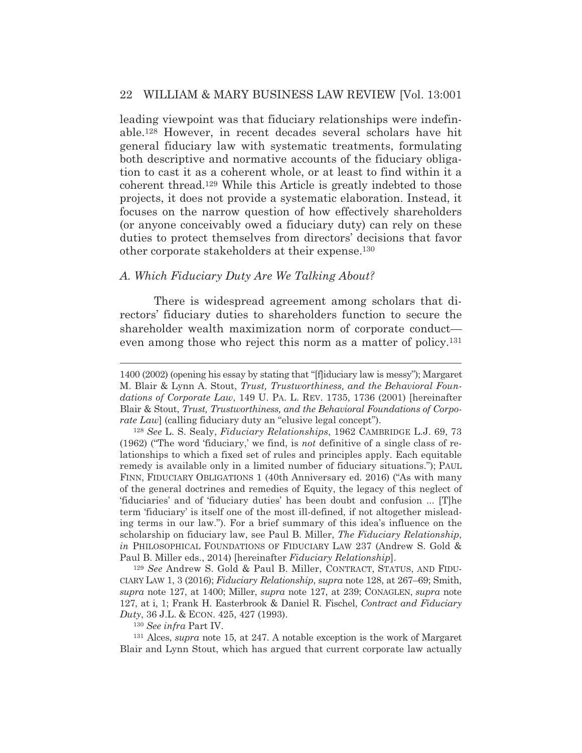leading viewpoint was that fiduciary relationships were indefinable.[128] However, in recent decades several scholars have hit general fiduciary law with systematic treatments, formulating both descriptive and normative accounts of the fiduciary obligation to cast it as a coherent whole, or at least to find within it a coherent thread.[129] While this Article is greatly indebted to those projects, it does not provide a systematic elaboration. Instead, it focuses on the narrow question of how effectively shareholders (or anyone conceivably owed a fiduciary duty) can rely on these duties to protect themselves from directors' decisions that favor other corporate stakeholders at their expense.[130]

### *A. Which Fiduciary Duty Are We Talking About?*

There is widespread agreement among scholars that directors' fiduciary duties to shareholders function to secure the shareholder wealth maximization norm of corporate conduct—even among those who reject this norm as a matter of policy.[131]

---

1400 (2002) (opening his essay by stating that "[f]iduciary law is messy"); Margaret M. Blair & Lynn A. Stout, *Trust, Trustworthiness, and the Behavioral Foundations of Corporate Law*, 149 U. PA. L. REV. 1735, 1736 (2001) [hereinafter Blair & Stout, *Trust, Trustworthiness, and the Behavioral Foundations of Corporate Law*] (calling fiduciary duty an "elusive legal concept").

[128] *See* L. S. Sealy, *Fiduciary Relationships*, 1962 CAMBRIDGE L.J. 69, 73 (1962) ("The word 'fiduciary,' we find, is *not* definitive of a single class of relationships to which a fixed set of rules and principles apply. Each equitable remedy is available only in a limited number of fiduciary situations."); PAUL FINN, FIDUCIARY OBLIGATIONS 1 (40th Anniversary ed. 2016) ("As with many of the general doctrines and remedies of Equity, the legacy of this neglect of 'fiduciaries' and of 'fiduciary duties' has been doubt and confusion ... [T]he term 'fiduciary' is itself one of the most ill-defined, if not altogether misleading terms in our law."). For a brief summary of this idea's influence on the scholarship on fiduciary law, see Paul B. Miller, *The Fiduciary Relationship*, *in* PHILOSOPHICAL FOUNDATIONS OF FIDUCIARY LAW 237 (Andrew S. Gold & Paul B. Miller eds., 2014) [hereinafter *Fiduciary Relationship*].

[129] *See* Andrew S. Gold & Paul B. Miller, CONTRACT, STATUS, AND FIDUCIARY LAW 1, 3 (2016); *Fiduciary Relationship*, *supra* note 128, at 267–69; Smith, *supra* note 127, at 1400; Miller, *supra* note 127, at 239; CONAGLEN, *supra* note 127, at i, 1; Frank H. Easterbrook & Daniel R. Fischel, *Contract and Fiduciary Duty*, 36 J.L. & ECON. 425, 427 (1993).

[130] *See infra* Part IV.

[131] Alces, *supra* note 15, at 247. A notable exception is the work of Margaret Blair and Lynn Stout, which has argued that current corporate law actually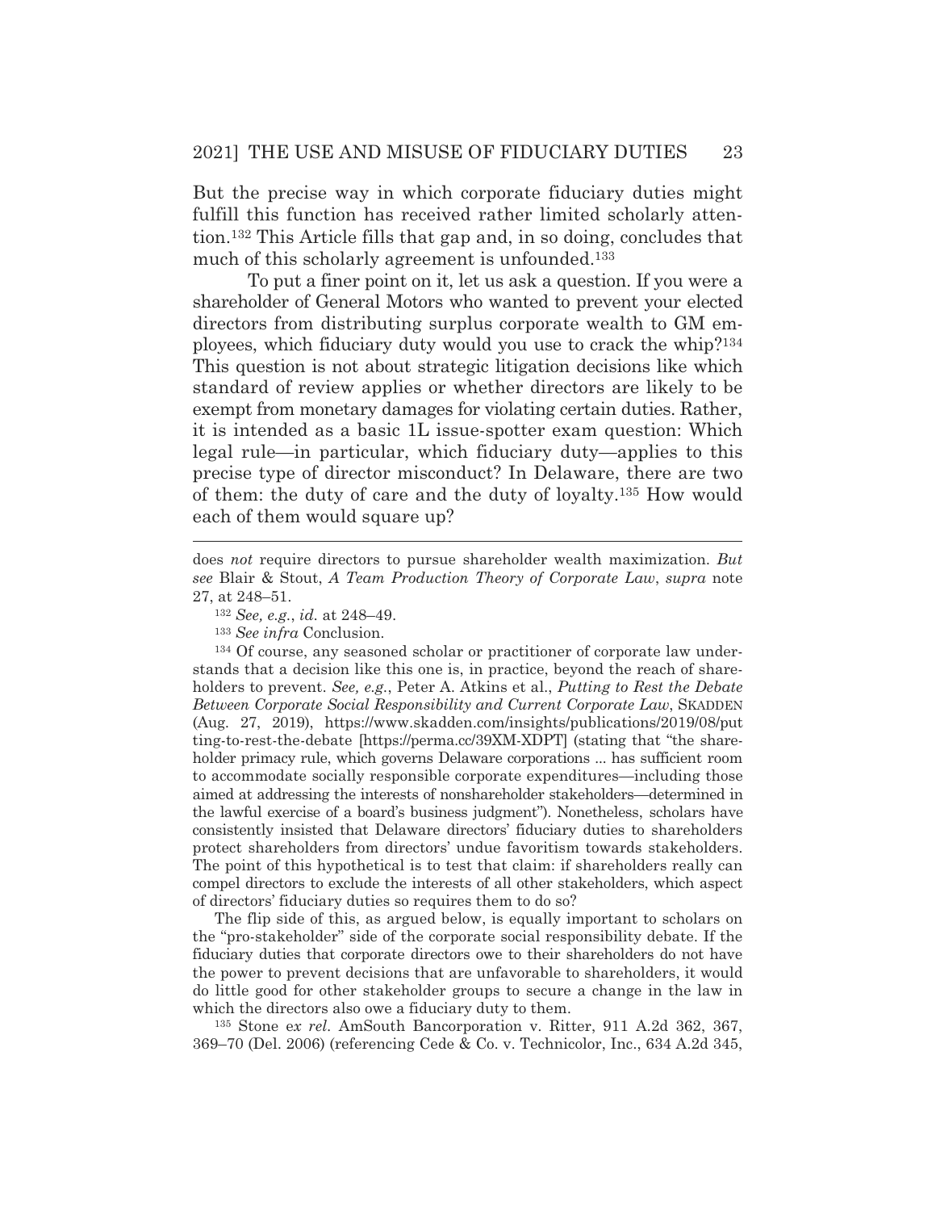But the precise way in which corporate fiduciary duties might fulfill this function has received rather limited scholarly attention.[132] This Article fills that gap and, in so doing, concludes that much of this scholarly agreement is unfounded.[133]

To put a finer point on it, let us ask a question. If you were a shareholder of General Motors who wanted to prevent your elected directors from distributing surplus corporate wealth to GM employees, which fiduciary duty would you use to crack the whip?[134] This question is not about strategic litigation decisions like which standard of review applies or whether directors are likely to be exempt from monetary damages for violating certain duties. Rather, it is intended as a basic 1L issue-spotter exam question: Which legal rule—in particular, which fiduciary duty—applies to this precise type of director misconduct? In Delaware, there are two of them: the duty of care and the duty of loyalty.[135] How would each of them would square up?

---

does *not* require directors to pursue shareholder wealth maximization. *But see* Blair & Stout, *A Team Production Theory of Corporate Law*, *supra* note 27, at 248–51.

[132] *See, e.g.*, *id.* at 248–49.

[133] *See infra* Conclusion.

[134] Of course, any seasoned scholar or practitioner of corporate law understands that a decision like this one is, in practice, beyond the reach of shareholders to prevent. *See, e.g.*, Peter A. Atkins et al., *Putting to Rest the Debate Between Corporate Social Responsibility and Current Corporate Law*, SKADDEN (Aug. 27, 2019), https://www.skadden.com/insights/publications/2019/08/putting-to-rest-the-debate [https://perma.cc/39XM-XDPT] (stating that "the shareholder primacy rule, which governs Delaware corporations ... has sufficient room to accommodate socially responsible corporate expenditures—including those aimed at addressing the interests of nonshareholder stakeholders—determined in the lawful exercise of a board's business judgment"). Nonetheless, scholars have consistently insisted that Delaware directors' fiduciary duties to shareholders protect shareholders from directors' undue favoritism towards stakeholders. The point of this hypothetical is to test that claim: if shareholders really can compel directors to exclude the interests of all other stakeholders, which aspect of directors' fiduciary duties so requires them to do so?

The flip side of this, as argued below, is equally important to scholars on the "pro-stakeholder" side of the corporate social responsibility debate. If the fiduciary duties that corporate directors owe to their shareholders do not have the power to prevent decisions that are unfavorable to shareholders, it would do little good for other stakeholder groups to secure a change in the law in which the directors also owe a fiduciary duty to them.

[135] Stone *ex rel.* AmSouth Bancorporation v. Ritter, 911 A.2d 362, 367, 369–70 (Del. 2006) (referencing Cede & Co. v. Technicolor, Inc., 634 A.2d 345,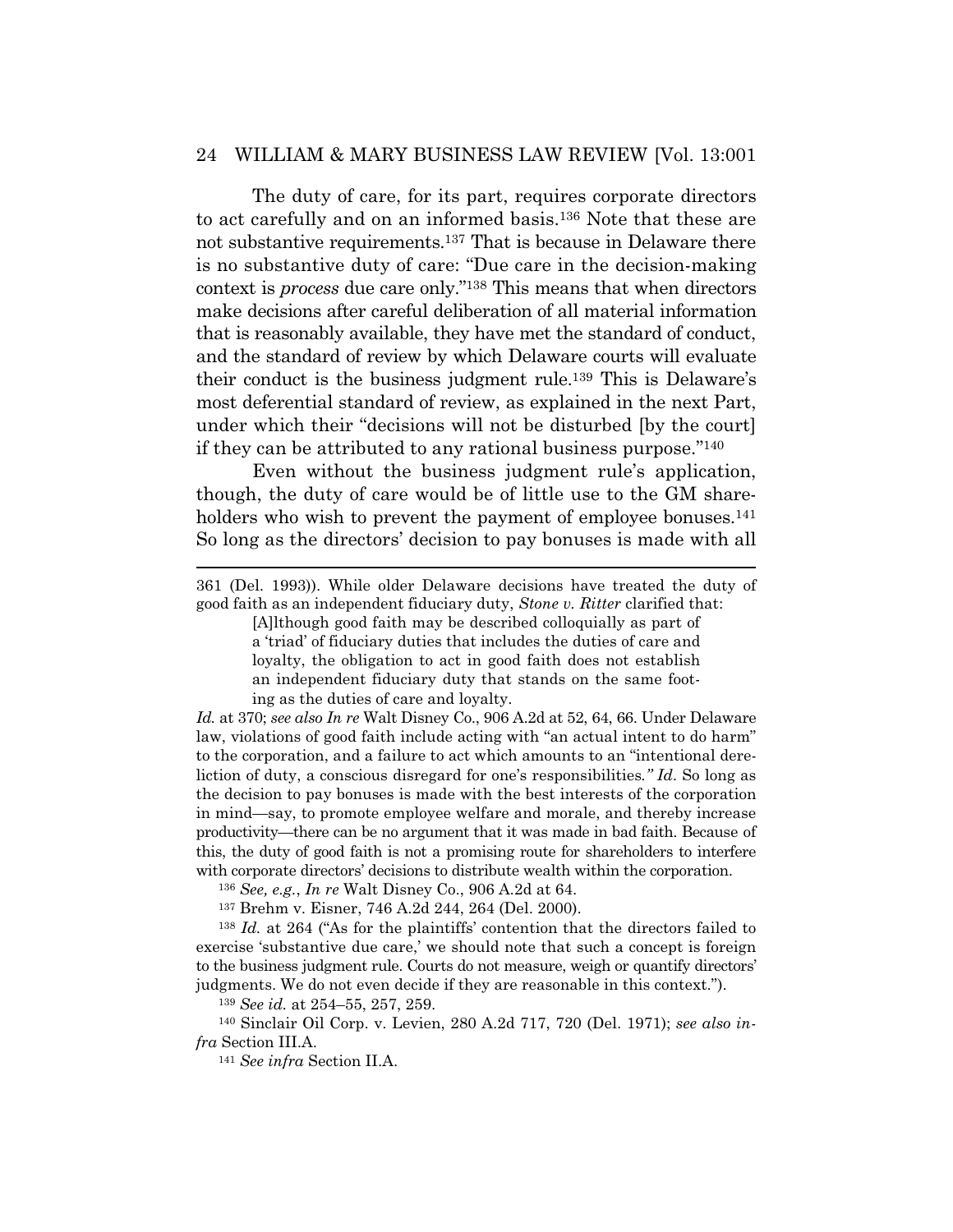The duty of care, for its part, requires corporate directors to act carefully and on an informed basis.[136] Note that these are not substantive requirements.[137] That is because in Delaware there is no substantive duty of care: "Due care in the decision-making context is *process* due care only."[138] This means that when directors make decisions after careful deliberation of all material information that is reasonably available, they have met the standard of conduct, and the standard of review by which Delaware courts will evaluate their conduct is the business judgment rule.[139] This is Delaware's most deferential standard of review, as explained in the next Part, under which their "decisions will not be disturbed [by the court] if they can be attributed to any rational business purpose."[140]

Even without the business judgment rule's application, though, the duty of care would be of little use to the GM shareholders who wish to prevent the payment of employee bonuses.[141] So long as the directors' decision to pay bonuses is made with all

---

361 (Del. 1993)). While older Delaware decisions have treated the duty of good faith as an independent fiduciary duty, *Stone v. Ritter* clarified that:

> [A]lthough good faith may be described colloquially as part of a 'triad' of fiduciary duties that includes the duties of care and loyalty, the obligation to act in good faith does not establish an independent fiduciary duty that stands on the same footing as the duties of care and loyalty.

*Id.* at 370; *see also In re* Walt Disney Co., 906 A.2d at 52, 64, 66. Under Delaware law, violations of good faith include acting with "an actual intent to do harm" to the corporation, and a failure to act which amounts to an "intentional dereliction of duty, a conscious disregard for one's responsibilities*." Id*. So long as the decision to pay bonuses is made with the best interests of the corporation in mind—say, to promote employee welfare and morale, and thereby increase productivity—there can be no argument that it was made in bad faith. Because of this, the duty of good faith is not a promising route for shareholders to interfere with corporate directors' decisions to distribute wealth within the corporation.

[136] *See, e.g.*, *In re* Walt Disney Co., 906 A.2d at 64.

[137] Brehm v. Eisner, 746 A.2d 244, 264 (Del. 2000).

[138] *Id.* at 264 ("As for the plaintiffs' contention that the directors failed to exercise 'substantive due care,' we should note that such a concept is foreign to the business judgment rule. Courts do not measure, weigh or quantify directors' judgments. We do not even decide if they are reasonable in this context.").

[139] *See id.* at 254–55, 257, 259.

[140] Sinclair Oil Corp. v. Levien, 280 A.2d 717, 720 (Del. 1971); *see also infra* Section III.A.

[141] *See infra* Section II.A.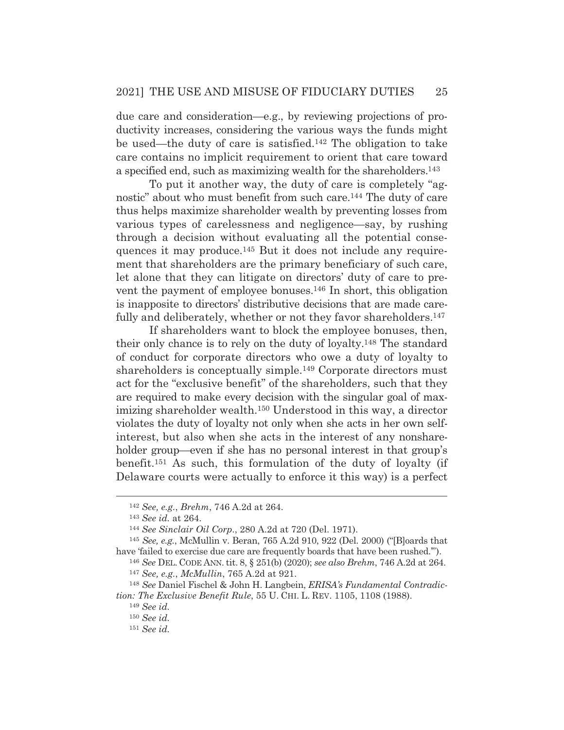due care and consideration—e.g., by reviewing projections of productivity increases, considering the various ways the funds might be used—the duty of care is satisfied.[142] The obligation to take care contains no implicit requirement to orient that care toward a specified end, such as maximizing wealth for the shareholders.[143]

To put it another way, the duty of care is completely "agnostic" about who must benefit from such care.[144] The duty of care thus helps maximize shareholder wealth by preventing losses from various types of carelessness and negligence—say, by rushing through a decision without evaluating all the potential consequences it may produce.[145] But it does not include any requirement that shareholders are the primary beneficiary of such care, let alone that they can litigate on directors' duty of care to prevent the payment of employee bonuses.[146] In short, this obligation is inapposite to directors' distributive decisions that are made carefully and deliberately, whether or not they favor shareholders.[147]

If shareholders want to block the employee bonuses, then, their only chance is to rely on the duty of loyalty.[148] The standard of conduct for corporate directors who owe a duty of loyalty to shareholders is conceptually simple.[149] Corporate directors must act for the "exclusive benefit" of the shareholders, such that they are required to make every decision with the singular goal of maximizing shareholder wealth.[150] Understood in this way, a director violates the duty of loyalty not only when she acts in her own self-interest, but also when she acts in the interest of any nonshareholder group—even if she has no personal interest in that group's benefit.[151] As such, this formulation of the duty of loyalty (if Delaware courts were actually to enforce it this way) is a perfect

---

[142] *See, e.g.*, *Brehm*, 746 A.2d at 264.

[143] *See id.* at 264.

[144] *See Sinclair Oil Corp.*, 280 A.2d at 720 (Del. 1971).

[145] *See, e.g.*, McMullin v. Beran, 765 A.2d 910, 922 (Del. 2000) ("[B]oards that have 'failed to exercise due care are frequently boards that have been rushed.'").

[146] *See* DEL. CODE ANN. tit. 8, § 251(b) (2020); *see also Brehm*, 746 A.2d at 264.

[147] *See, e.g.*, *McMullin*, 765 A.2d at 921.

[148] *See* Daniel Fischel & John H. Langbein, *ERISA's Fundamental Contradiction: The Exclusive Benefit Rule*, 55 U. CHI. L. REV. 1105, 1108 (1988).

[149] *See id.*

[150] *See id.*

[151] *See id.*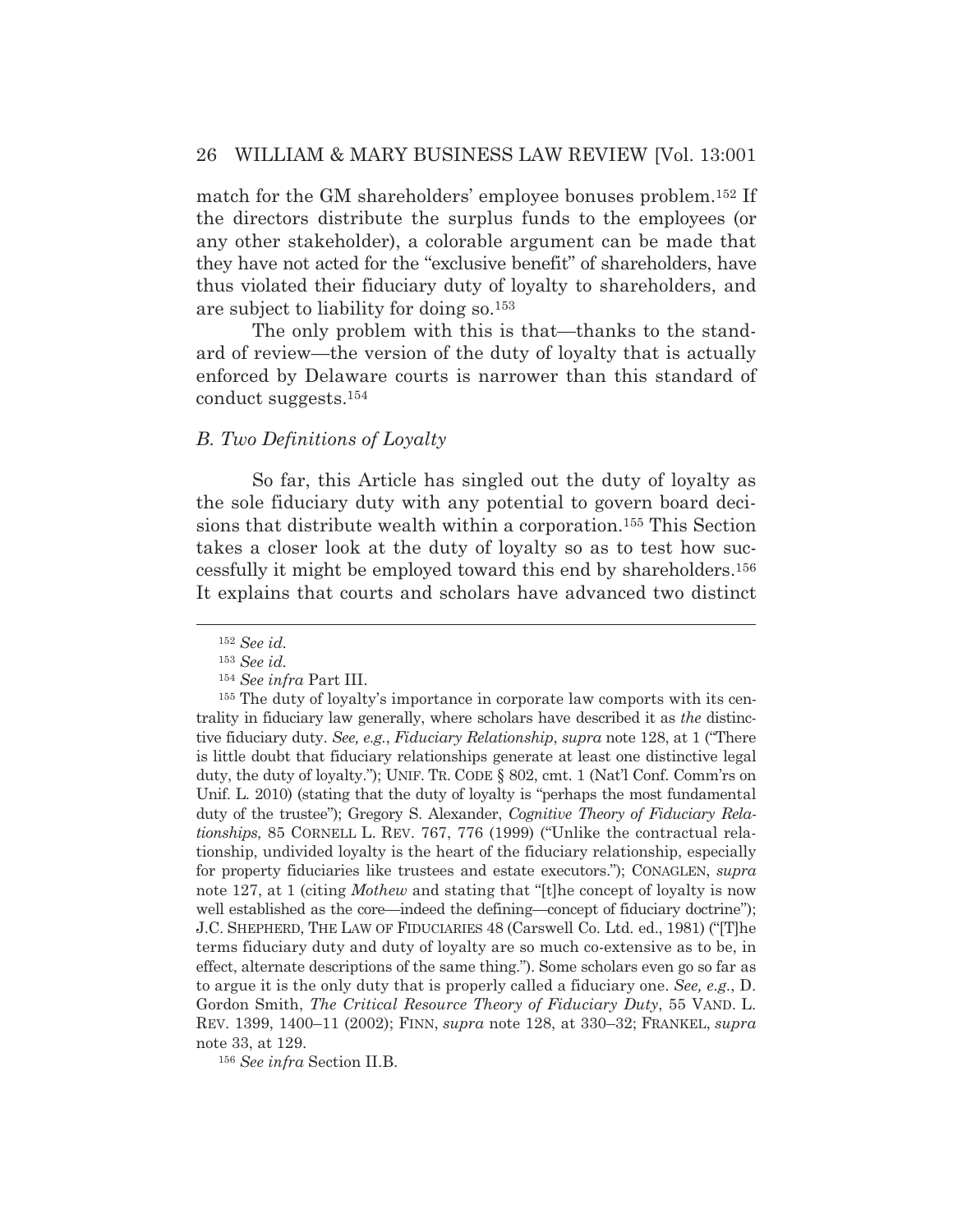match for the GM shareholders' employee bonuses problem.[152] If the directors distribute the surplus funds to the employees (or any other stakeholder), a colorable argument can be made that they have not acted for the "exclusive benefit" of shareholders, have thus violated their fiduciary duty of loyalty to shareholders, and are subject to liability for doing so.[153]

The only problem with this is that—thanks to the standard of review—the version of the duty of loyalty that is actually enforced by Delaware courts is narrower than this standard of conduct suggests.[154]

### *B. Two Definitions of Loyalty*

So far, this Article has singled out the duty of loyalty as the sole fiduciary duty with any potential to govern board decisions that distribute wealth within a corporation.[155] This Section takes a closer look at the duty of loyalty so as to test how successfully it might be employed toward this end by shareholders.[156] It explains that courts and scholars have advanced two distinct

---

[152] *See id.*

[153] *See id.*

[154] *See infra* Part III.

[155] The duty of loyalty's importance in corporate law comports with its centrality in fiduciary law generally, where scholars have described it as *the* distinctive fiduciary duty. *See, e.g.*, *Fiduciary Relationship*, *supra* note 128, at 1 ("There is little doubt that fiduciary relationships generate at least one distinctive legal duty, the duty of loyalty."); UNIF. TR. CODE § 802, cmt. 1 (Nat'l Conf. Comm'rs on Unif. L. 2010) (stating that the duty of loyalty is "perhaps the most fundamental duty of the trustee"); Gregory S. Alexander, *Cognitive Theory of Fiduciary Relationships*, 85 CORNELL L. REV. 767, 776 (1999) ("Unlike the contractual relationship, undivided loyalty is the heart of the fiduciary relationship, especially for property fiduciaries like trustees and estate executors."); CONAGLEN, *supra* note 127, at 1 (citing *Mothew* and stating that "[t]he concept of loyalty is now well established as the core—indeed the defining—concept of fiduciary doctrine"); J.C. SHEPHERD, THE LAW OF FIDUCIARIES 48 (Carswell Co. Ltd. ed., 1981) ("[T]he terms fiduciary duty and duty of loyalty are so much co-extensive as to be, in effect, alternate descriptions of the same thing."). Some scholars even go so far as to argue it is the only duty that is properly called a fiduciary one. *See, e.g.*, D. Gordon Smith, *The Critical Resource Theory of Fiduciary Duty*, 55 VAND. L. REV. 1399, 1400–11 (2002); FINN, *supra* note 128, at 330–32; FRANKEL, *supra* note 33, at 129.

[156] *See infra* Section II.B.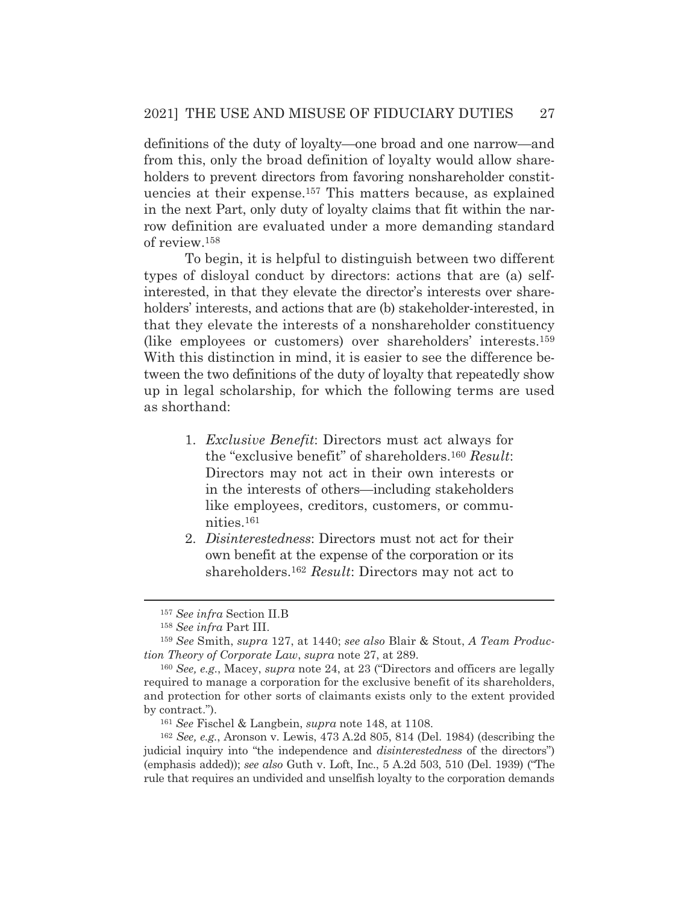definitions of the duty of loyalty—one broad and one narrow—and from this, only the broad definition of loyalty would allow shareholders to prevent directors from favoring nonshareholder constituencies at their expense.[157] This matters because, as explained in the next Part, only duty of loyalty claims that fit within the narrow definition are evaluated under a more demanding standard of review.[158]

To begin, it is helpful to distinguish between two different types of disloyal conduct by directors: actions that are (a) self-interested, in that they elevate the director's interests over shareholders' interests, and actions that are (b) stakeholder-interested, in that they elevate the interests of a nonshareholder constituency (like employees or customers) over shareholders' interests.[159] With this distinction in mind, it is easier to see the difference between the two definitions of the duty of loyalty that repeatedly show up in legal scholarship, for which the following terms are used as shorthand:

1. *Exclusive Benefit*: Directors must act always for the "exclusive benefit" of shareholders.[160] *Result*: Directors may not act in their own interests or in the interests of others—including stakeholders like employees, creditors, customers, or communities.[161]
2. *Disinterestedness*: Directors must not act for their own benefit at the expense of the corporation or its shareholders.[162] *Result*: Directors may not act to

---

[157] *See infra* Section II.B

[158] *See infra* Part III.

[159] *See* Smith, *supra* 127, at 1440; *see also* Blair & Stout, *A Team Production Theory of Corporate Law*, *supra* note 27, at 289.

[160] *See, e.g.*, Macey, *supra* note 24, at 23 ("Directors and officers are legally required to manage a corporation for the exclusive benefit of its shareholders, and protection for other sorts of claimants exists only to the extent provided by contract.").

[161] *See* Fischel & Langbein, *supra* note 148, at 1108.

[162] *See, e.g.*, Aronson v. Lewis, 473 A.2d 805, 814 (Del. 1984) (describing the judicial inquiry into "the independence and *disinterestedness* of the directors") (emphasis added)); *see also* Guth v. Loft, Inc., 5 A.2d 503, 510 (Del. 1939) ("The rule that requires an undivided and unselfish loyalty to the corporation demands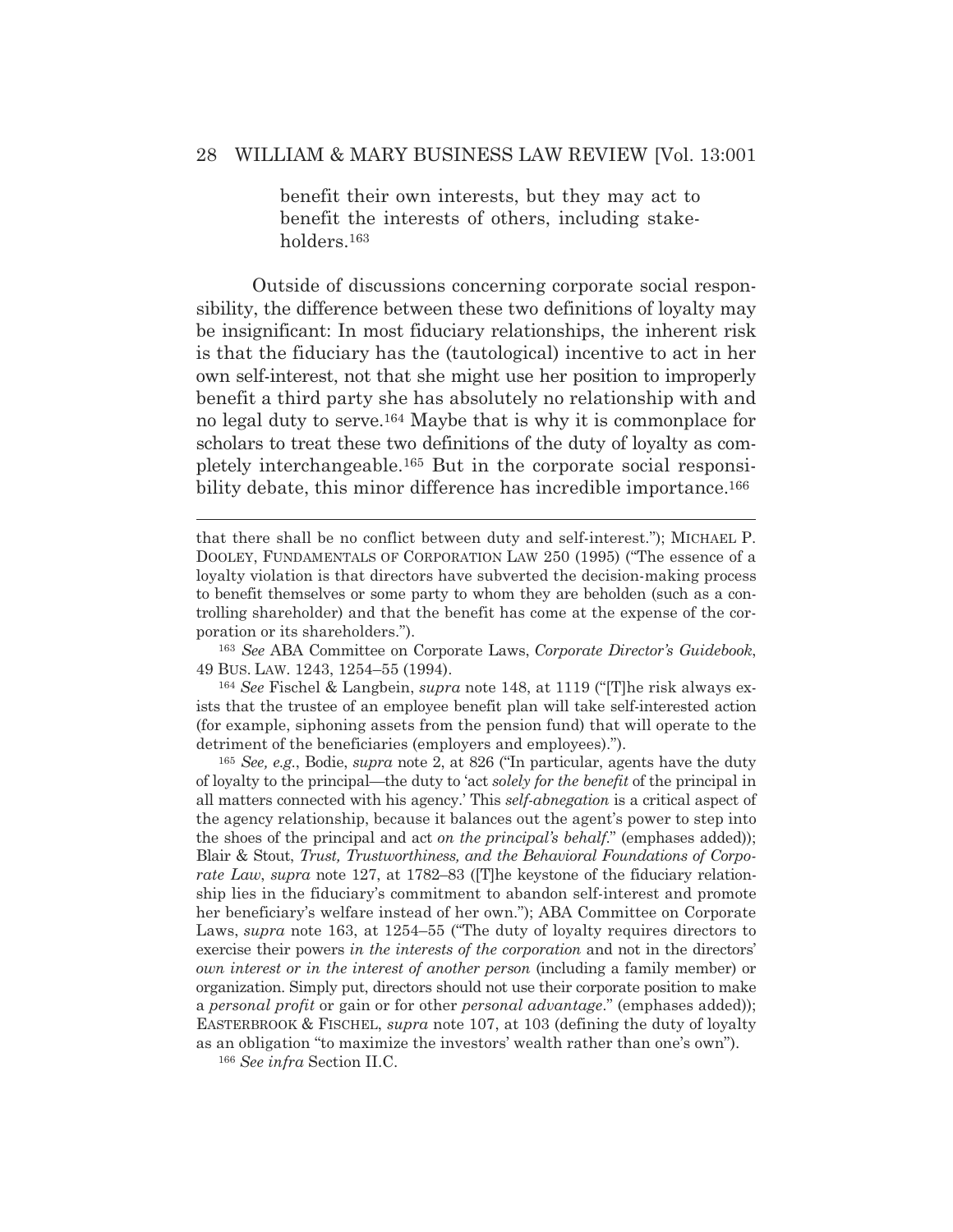> benefit their own interests, but they may act to benefit the interests of others, including stakeholders.[163]

Outside of discussions concerning corporate social responsibility, the difference between these two definitions of loyalty may be insignificant: In most fiduciary relationships, the inherent risk is that the fiduciary has the (tautological) incentive to act in her own self-interest, not that she might use her position to improperly benefit a third party she has absolutely no relationship with and no legal duty to serve.[164] Maybe that is why it is commonplace for scholars to treat these two definitions of the duty of loyalty as completely interchangeable.[165] But in the corporate social responsibility debate, this minor difference has incredible importance.[166]

---

that there shall be no conflict between duty and self-interest."); MICHAEL P. DOOLEY, FUNDAMENTALS OF CORPORATION LAW 250 (1995) ("The essence of a loyalty violation is that directors have subverted the decision-making process to benefit themselves or some party to whom they are beholden (such as a controlling shareholder) and that the benefit has come at the expense of the corporation or its shareholders.").

[163] *See* ABA Committee on Corporate Laws, *Corporate Director's Guidebook*, 49 BUS. LAW. 1243, 1254–55 (1994).

[164] *See* Fischel & Langbein, *supra* note 148, at 1119 ("[T]he risk always exists that the trustee of an employee benefit plan will take self-interested action (for example, siphoning assets from the pension fund) that will operate to the detriment of the beneficiaries (employers and employees).").

[165] *See, e.g.*, Bodie, *supra* note 2, at 826 ("In particular, agents have the duty of loyalty to the principal—the duty to 'act *solely for the benefit* of the principal in all matters connected with his agency.' This *self-abnegation* is a critical aspect of the agency relationship, because it balances out the agent's power to step into the shoes of the principal and act *on the principal's behalf*." (emphases added)); Blair & Stout, *Trust, Trustworthiness, and the Behavioral Foundations of Corporate Law*, *supra* note 127, at 1782–83 ([T]he keystone of the fiduciary relationship lies in the fiduciary's commitment to abandon self-interest and promote her beneficiary's welfare instead of her own."); ABA Committee on Corporate Laws, *supra* note 163, at 1254–55 ("The duty of loyalty requires directors to exercise their powers *in the interests of the corporation* and not in the directors' *own interest or in the interest of another person* (including a family member) or organization. Simply put, directors should not use their corporate position to make a *personal profit* or gain or for other *personal advantage*." (emphases added)); EASTERBROOK & FISCHEL, *supra* note 107, at 103 (defining the duty of loyalty as an obligation "to maximize the investors' wealth rather than one's own").

[166] *See infra* Section II.C.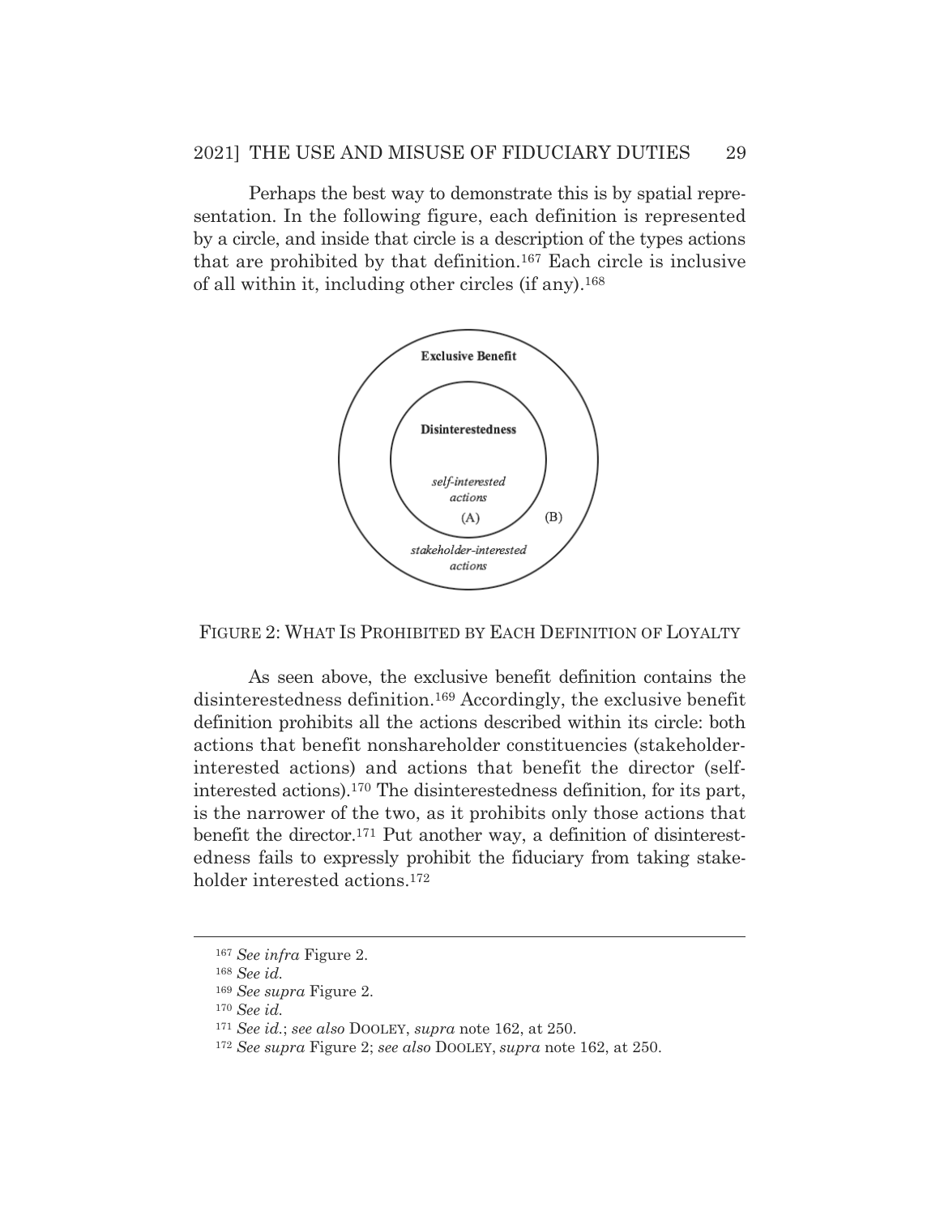Perhaps the best way to demonstrate this is by spatial representation. In the following figure, each definition is represented by a circle, and inside that circle is a description of the types actions that are prohibited by that definition.[167] Each circle is inclusive of all within it, including other circles (if any).[168]

FIGURE 2: WHAT IS PROHIBITED BY EACH DEFINITION OF LOYALTY

As seen above, the exclusive benefit definition contains the disinterestedness definition.[169] Accordingly, the exclusive benefit definition prohibits all the actions described within its circle: both actions that benefit nonshareholder constituencies (stakeholder-interested actions) and actions that benefit the director (self-interested actions).[170] The disinterestedness definition, for its part, is the narrower of the two, as it prohibits only those actions that benefit the director.[171] Put another way, a definition of disinterestedness fails to expressly prohibit the fiduciary from taking stakeholder interested actions.[172]

---

[167] *See infra* Figure 2.

[168] *See id.*

[169] *See supra* Figure 2.

[170] *See id.*

[171] *See id.*; *see also* DOOLEY, *supra* note 162, at 250.

[172] *See supra* Figure 2; *see also* DOOLEY, *supra* note 162, at 250.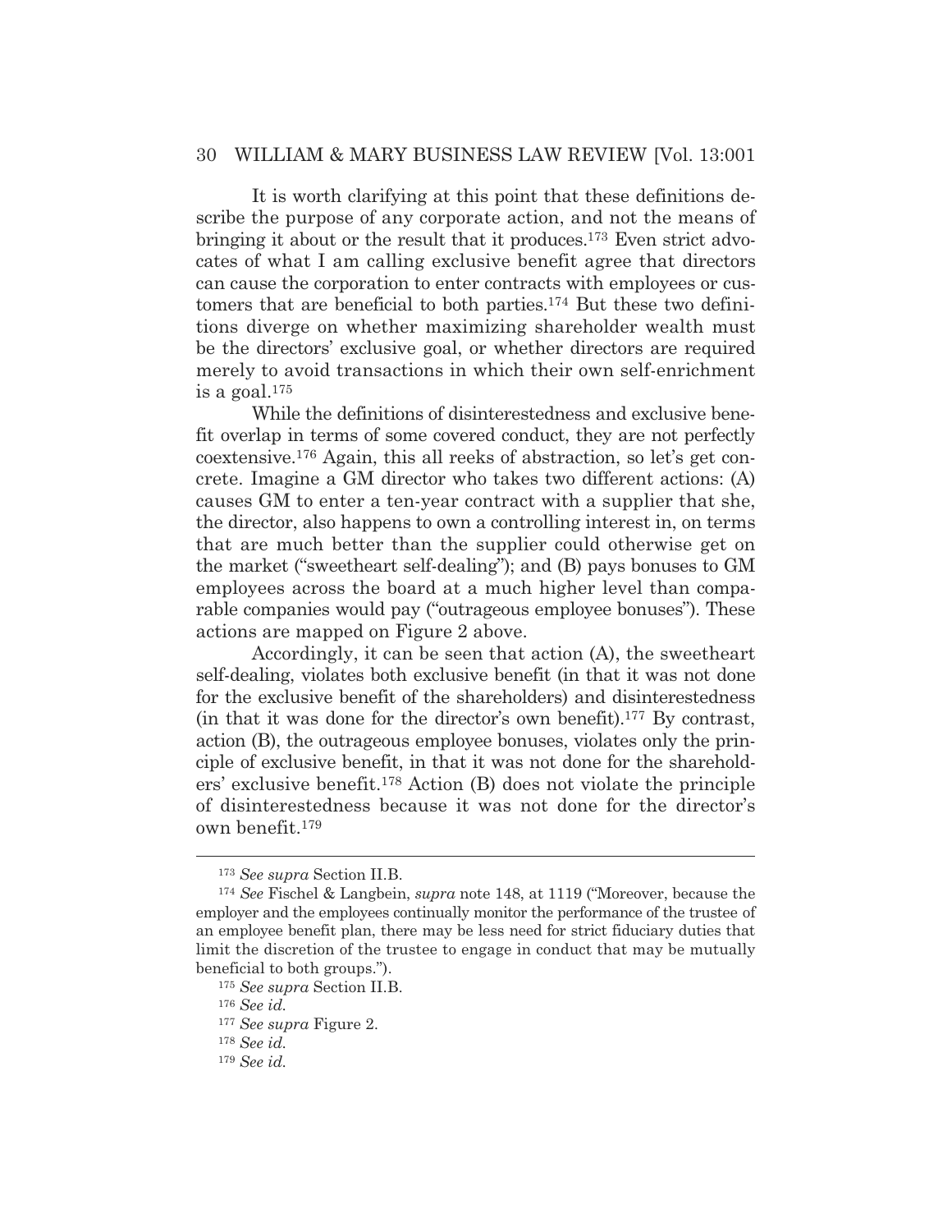It is worth clarifying at this point that these definitions describe the purpose of any corporate action, and not the means of bringing it about or the result that it produces.[173] Even strict advocates of what I am calling exclusive benefit agree that directors can cause the corporation to enter contracts with employees or customers that are beneficial to both parties.[174] But these two definitions diverge on whether maximizing shareholder wealth must be the directors' exclusive goal, or whether directors are required merely to avoid transactions in which their own self-enrichment is a goal.[175]

While the definitions of disinterestedness and exclusive benefit overlap in terms of some covered conduct, they are not perfectly coextensive.[176] Again, this all reeks of abstraction, so let's get concrete. Imagine a GM director who takes two different actions: (A) causes GM to enter a ten-year contract with a supplier that she, the director, also happens to own a controlling interest in, on terms that are much better than the supplier could otherwise get on the market ("sweetheart self-dealing"); and (B) pays bonuses to GM employees across the board at a much higher level than comparable companies would pay ("outrageous employee bonuses"). These actions are mapped on Figure 2 above.

Accordingly, it can be seen that action (A), the sweetheart self-dealing, violates both exclusive benefit (in that it was not done for the exclusive benefit of the shareholders) and disinterestedness (in that it was done for the director's own benefit).[177] By contrast, action (B), the outrageous employee bonuses, violates only the principle of exclusive benefit, in that it was not done for the shareholders' exclusive benefit.[178] Action (B) does not violate the principle of disinterestedness because it was not done for the director's own benefit.[179]

---

[173] *See supra* Section II.B.

[174] *See* Fischel & Langbein, *supra* note 148, at 1119 ("Moreover, because the employer and the employees continually monitor the performance of the trustee of an employee benefit plan, there may be less need for strict fiduciary duties that limit the discretion of the trustee to engage in conduct that may be mutually beneficial to both groups.").

[175] *See supra* Section II.B.

[176] *See id.*

[177] *See supra* Figure 2.

[178] *See id.*

[179] *See id.*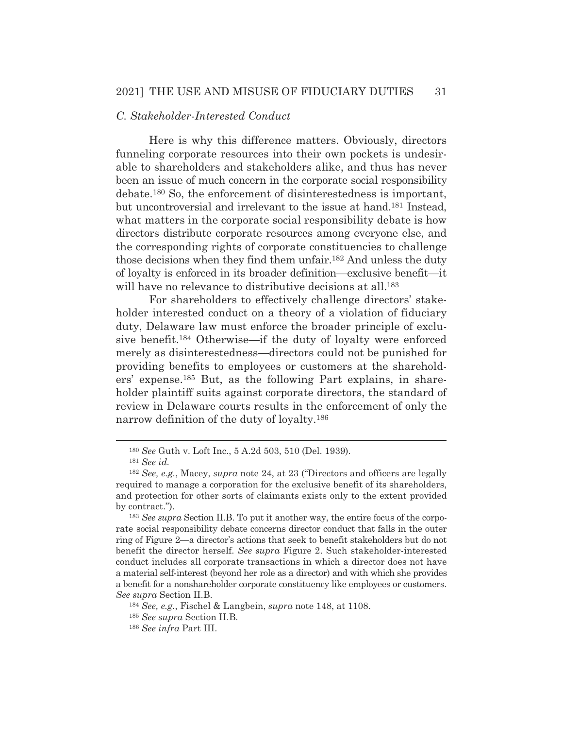### *C. Stakeholder-Interested Conduct*

Here is why this difference matters. Obviously, directors funneling corporate resources into their own pockets is undesirable to shareholders and stakeholders alike, and thus has never been an issue of much concern in the corporate social responsibility debate.[180] So, the enforcement of disinterestedness is important, but uncontroversial and irrelevant to the issue at hand.[181] Instead, what matters in the corporate social responsibility debate is how directors distribute corporate resources among everyone else, and the corresponding rights of corporate constituencies to challenge those decisions when they find them unfair.[182] And unless the duty of loyalty is enforced in its broader definition—exclusive benefit—it will have no relevance to distributive decisions at all.[183]

For shareholders to effectively challenge directors' stakeholder interested conduct on a theory of a violation of fiduciary duty, Delaware law must enforce the broader principle of exclusive benefit.[184] Otherwise—if the duty of loyalty were enforced merely as disinterestedness—directors could not be punished for providing benefits to employees or customers at the shareholders' expense.[185] But, as the following Part explains, in shareholder plaintiff suits against corporate directors, the standard of review in Delaware courts results in the enforcement of only the narrow definition of the duty of loyalty.[186]

---

[180] *See* Guth v. Loft Inc., 5 A.2d 503, 510 (Del. 1939).

[181] *See id.*

[182] *See, e.g.*, Macey, *supra* note 24, at 23 ("Directors and officers are legally required to manage a corporation for the exclusive benefit of its shareholders, and protection for other sorts of claimants exists only to the extent provided by contract.").

[183] *See supra* Section II.B. To put it another way, the entire focus of the corporate social responsibility debate concerns director conduct that falls in the outer ring of Figure 2—a director's actions that seek to benefit stakeholders but do not benefit the director herself. *See supra* Figure 2. Such stakeholder-interested conduct includes all corporate transactions in which a director does not have a material self-interest (beyond her role as a director) and with which she provides a benefit for a nonshareholder corporate constituency like employees or customers. *See supra* Section II.B.

[184] *See, e.g.*, Fischel & Langbein, *supra* note 148, at 1108.

[185] *See supra* Section II.B.

[186] *See infra* Part III.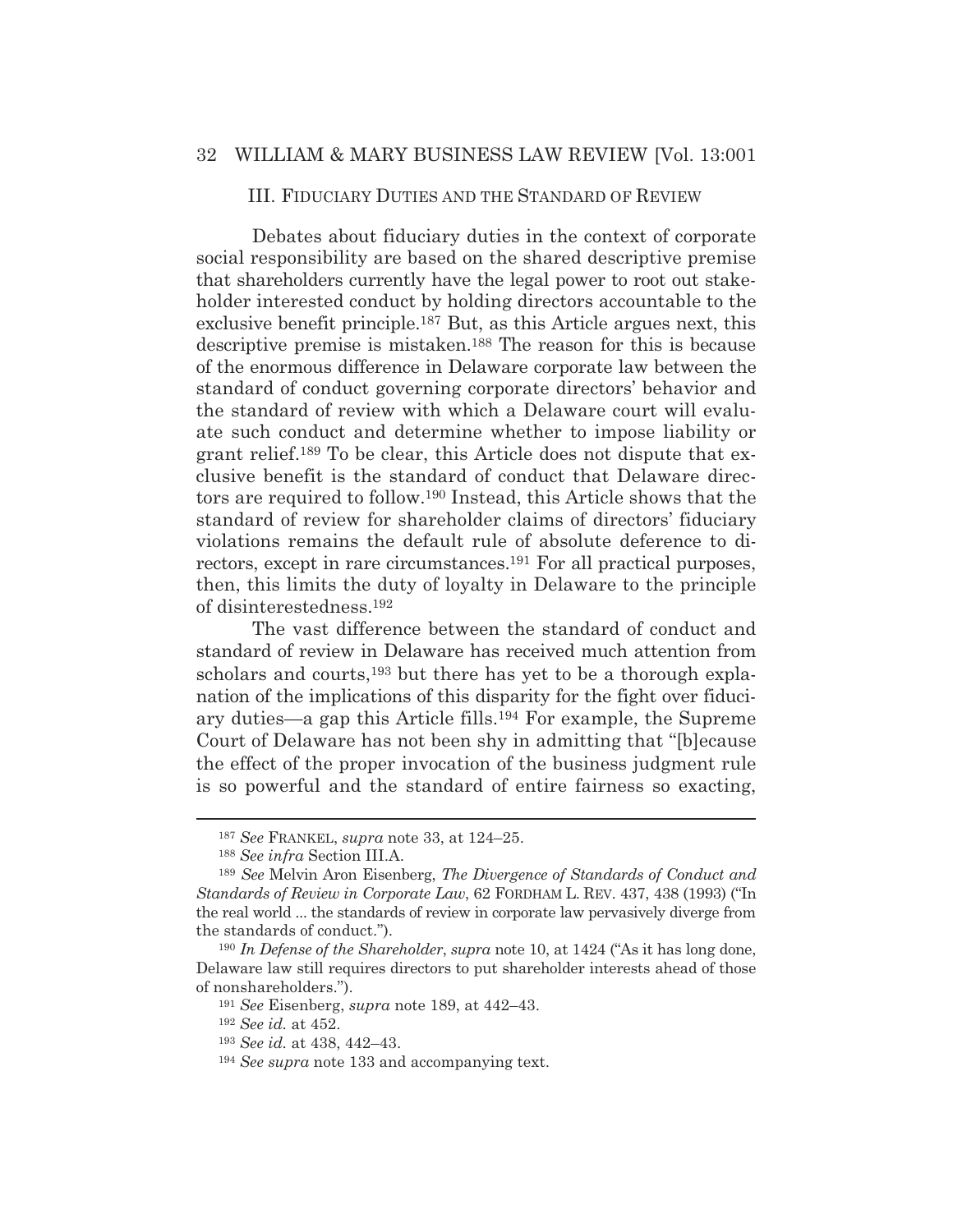## III. FIDUCIARY DUTIES AND THE STANDARD OF REVIEW

Debates about fiduciary duties in the context of corporate social responsibility are based on the shared descriptive premise that shareholders currently have the legal power to root out stakeholder interested conduct by holding directors accountable to the exclusive benefit principle.[187] But, as this Article argues next, this descriptive premise is mistaken.[188] The reason for this is because of the enormous difference in Delaware corporate law between the standard of conduct governing corporate directors' behavior and the standard of review with which a Delaware court will evaluate such conduct and determine whether to impose liability or grant relief.[189] To be clear, this Article does not dispute that exclusive benefit is the standard of conduct that Delaware directors are required to follow.[190] Instead, this Article shows that the standard of review for shareholder claims of directors' fiduciary violations remains the default rule of absolute deference to directors, except in rare circumstances.[191] For all practical purposes, then, this limits the duty of loyalty in Delaware to the principle of disinterestedness.[192]

The vast difference between the standard of conduct and standard of review in Delaware has received much attention from scholars and courts,[193] but there has yet to be a thorough explanation of the implications of this disparity for the fight over fiduciary duties—a gap this Article fills.[194] For example, the Supreme Court of Delaware has not been shy in admitting that "[b]ecause the effect of the proper invocation of the business judgment rule is so powerful and the standard of entire fairness so exacting,

---

[187] *See* FRANKEL, *supra* note 33, at 124–25.

[188] *See infra* Section III.A.

[189] *See* Melvin Aron Eisenberg, *The Divergence of Standards of Conduct and Standards of Review in Corporate Law*, 62 FORDHAM L. REV. 437, 438 (1993) ("In the real world ... the standards of review in corporate law pervasively diverge from the standards of conduct.").

[190] *In Defense of the Shareholder*, *supra* note 10, at 1424 ("As it has long done, Delaware law still requires directors to put shareholder interests ahead of those of nonshareholders.").

[191] *See* Eisenberg, *supra* note 189, at 442–43.

[192] *See id.* at 452.

[193] *See id.* at 438, 442–43.

[194] *See supra* note 133 and accompanying text.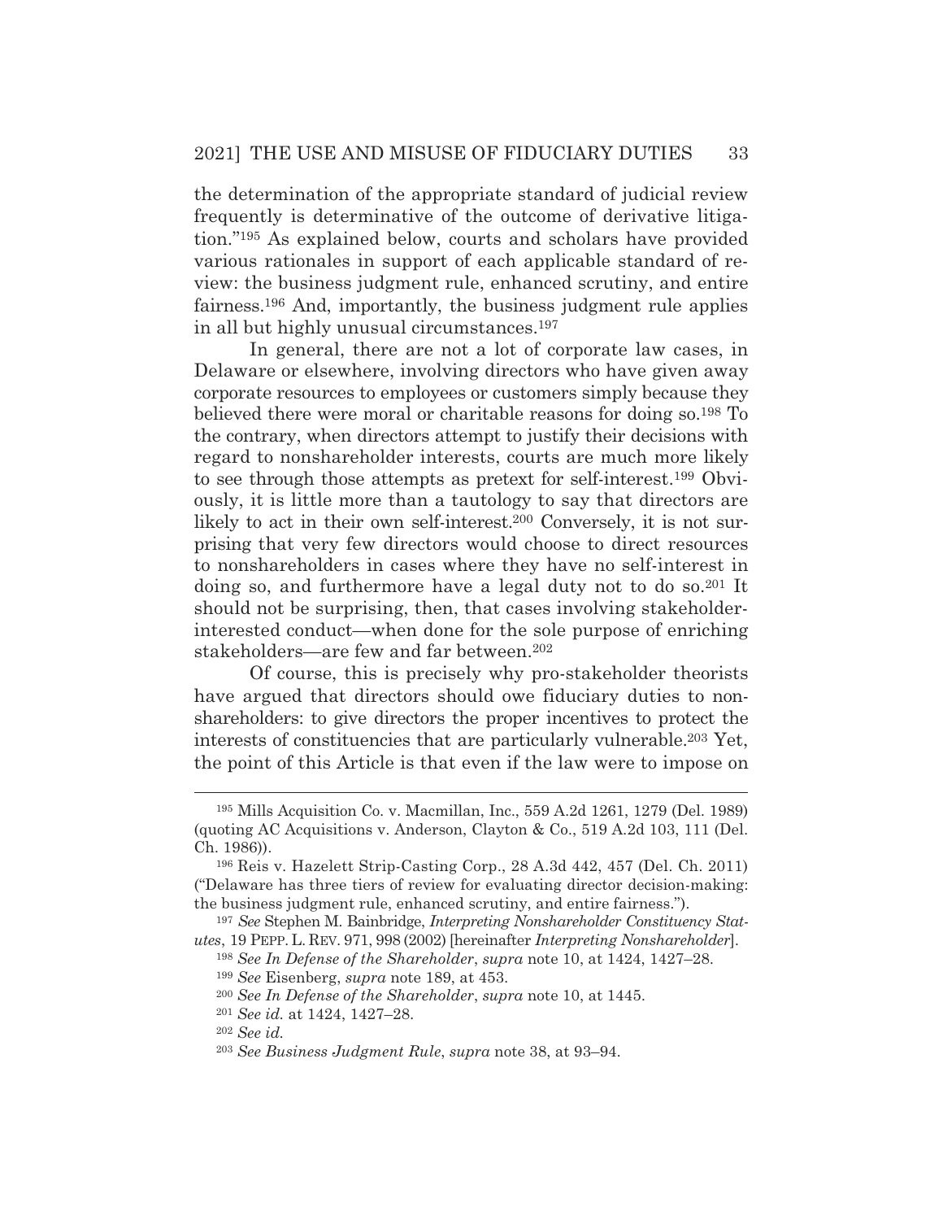the determination of the appropriate standard of judicial review frequently is determinative of the outcome of derivative litigation."[195] As explained below, courts and scholars have provided various rationales in support of each applicable standard of review: the business judgment rule, enhanced scrutiny, and entire fairness.[196] And, importantly, the business judgment rule applies in all but highly unusual circumstances.[197]

In general, there are not a lot of corporate law cases, in Delaware or elsewhere, involving directors who have given away corporate resources to employees or customers simply because they believed there were moral or charitable reasons for doing so.[198] To the contrary, when directors attempt to justify their decisions with regard to nonshareholder interests, courts are much more likely to see through those attempts as pretext for self-interest.[199] Obviously, it is little more than a tautology to say that directors are likely to act in their own self-interest.[200] Conversely, it is not surprising that very few directors would choose to direct resources to nonshareholders in cases where they have no self-interest in doing so, and furthermore have a legal duty not to do so.[201] It should not be surprising, then, that cases involving stakeholder-interested conduct—when done for the sole purpose of enriching stakeholders—are few and far between.[202]

Of course, this is precisely why pro-stakeholder theorists have argued that directors should owe fiduciary duties to nonshareholders: to give directors the proper incentives to protect the interests of constituencies that are particularly vulnerable.[203] Yet, the point of this Article is that even if the law were to impose on

---

[195] Mills Acquisition Co. v. Macmillan, Inc., 559 A.2d 1261, 1279 (Del. 1989) (quoting AC Acquisitions v. Anderson, Clayton & Co., 519 A.2d 103, 111 (Del. Ch. 1986)).

[196] Reis v. Hazelett Strip-Casting Corp., 28 A.3d 442, 457 (Del. Ch. 2011) ("Delaware has three tiers of review for evaluating director decision-making: the business judgment rule, enhanced scrutiny, and entire fairness.").

[197] *See* Stephen M. Bainbridge, *Interpreting Nonshareholder Constituency Statutes*, 19 PEPP. L. REV. 971, 998 (2002) [hereinafter *Interpreting Nonshareholder*].

[198] *See In Defense of the Shareholder*, *supra* note 10, at 1424, 1427–28.

[199] *See* Eisenberg, *supra* note 189, at 453.

[200] *See In Defense of the Shareholder*, *supra* note 10, at 1445.

[201] *See id.* at 1424, 1427–28.

[202] *See id.*

[203] *See Business Judgment Rule*, *supra* note 38, at 93–94.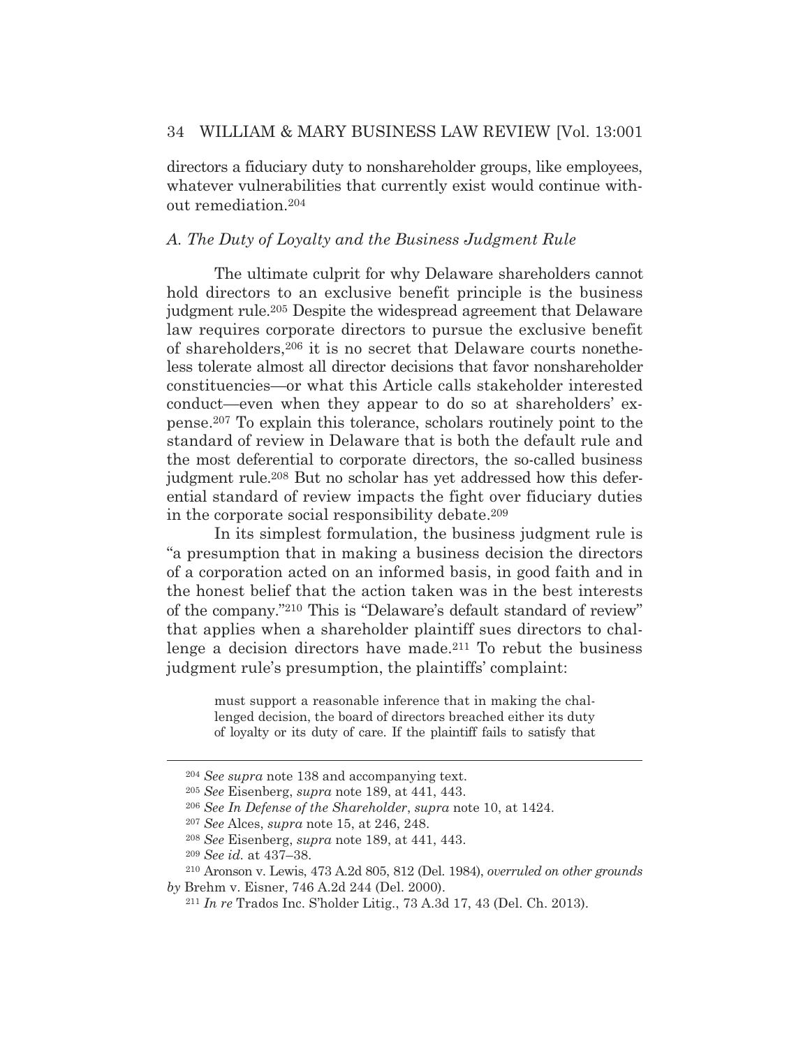directors a fiduciary duty to nonshareholder groups, like employees, whatever vulnerabilities that currently exist would continue without remediation.[204]

### *A. The Duty of Loyalty and the Business Judgment Rule*

The ultimate culprit for why Delaware shareholders cannot hold directors to an exclusive benefit principle is the business judgment rule.[205] Despite the widespread agreement that Delaware law requires corporate directors to pursue the exclusive benefit of shareholders,[206] it is no secret that Delaware courts nonetheless tolerate almost all director decisions that favor nonshareholder constituencies—or what this Article calls stakeholder interested conduct—even when they appear to do so at shareholders' expense.[207] To explain this tolerance, scholars routinely point to the standard of review in Delaware that is both the default rule and the most deferential to corporate directors, the so-called business judgment rule.[208] But no scholar has yet addressed how this deferential standard of review impacts the fight over fiduciary duties in the corporate social responsibility debate.[209]

In its simplest formulation, the business judgment rule is "a presumption that in making a business decision the directors of a corporation acted on an informed basis, in good faith and in the honest belief that the action taken was in the best interests of the company."[210] This is "Delaware's default standard of review" that applies when a shareholder plaintiff sues directors to challenge a decision directors have made.[211] To rebut the business judgment rule's presumption, the plaintiffs' complaint:

> must support a reasonable inference that in making the challenged decision, the board of directors breached either its duty of loyalty or its duty of care. If the plaintiff fails to satisfy that

---

[204] *See supra* note 138 and accompanying text.

[205] *See* Eisenberg, *supra* note 189, at 441, 443.

[206] *See In Defense of the Shareholder*, *supra* note 10, at 1424.

[207] *See* Alces, *supra* note 15, at 246, 248.

[208] *See* Eisenberg, *supra* note 189, at 441, 443.

[209] *See id.* at 437–38.

[210] Aronson v. Lewis, 473 A.2d 805, 812 (Del. 1984), *overruled on other grounds by* Brehm v. Eisner, 746 A.2d 244 (Del. 2000).

[211] *In re* Trados Inc. S'holder Litig., 73 A.3d 17, 43 (Del. Ch. 2013).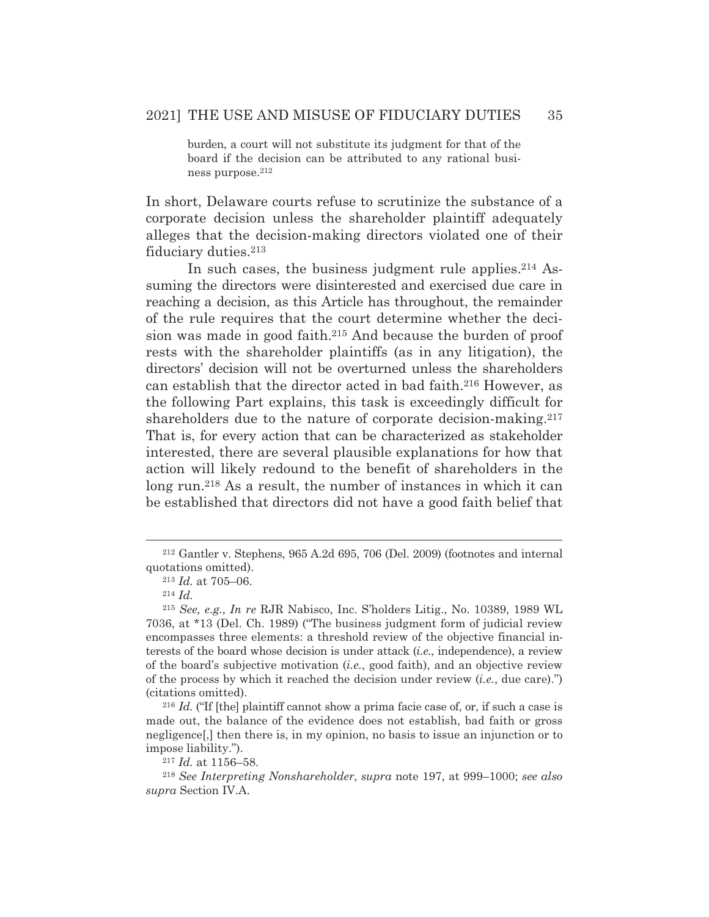burden, a court will not substitute its judgment for that of the board if the decision can be attributed to any rational business purpose.[212]

In short, Delaware courts refuse to scrutinize the substance of a corporate decision unless the shareholder plaintiff adequately alleges that the decision-making directors violated one of their fiduciary duties.[213]

In such cases, the business judgment rule applies.[214] Assuming the directors were disinterested and exercised due care in reaching a decision, as this Article has throughout, the remainder of the rule requires that the court determine whether the decision was made in good faith.[215] And because the burden of proof rests with the shareholder plaintiffs (as in any litigation), the directors' decision will not be overturned unless the shareholders can establish that the director acted in bad faith.[216] However, as the following Part explains, this task is exceedingly difficult for shareholders due to the nature of corporate decision-making.[217] That is, for every action that can be characterized as stakeholder interested, there are several plausible explanations for how that action will likely redound to the benefit of shareholders in the long run.[218] As a result, the number of instances in which it can be established that directors did not have a good faith belief that

---

[212] Gantler v. Stephens, 965 A.2d 695, 706 (Del. 2009) (footnotes and internal quotations omitted).

[213] *Id.* at 705–06.

[214] *Id.*

[215] *See, e.g.*, *In re* RJR Nabisco, Inc. S'holders Litig., No. 10389, 1989 WL 7036, at *13 (Del. Ch. 1989) ("The business judgment form of judicial review encompasses three elements: a threshold review of the objective financial interests of the board whose decision is under attack (*i.e.*, independence), a review of the board's subjective motivation (*i.e.*, good faith), and an objective review of the process by which it reached the decision under review (*i.e.*, due care).") (citations omitted).

[216] *Id.* ("If [the] plaintiff cannot show a prima facie case of, or, if such a case is made out, the balance of the evidence does not establish, bad faith or gross negligence[,] then there is, in my opinion, no basis to issue an injunction or to impose liability.").

[217] *Id.* at 1156–58.

[218] *See Interpreting Nonshareholder*, *supra* note 197, at 999–1000; *see also supra* Section IV.A.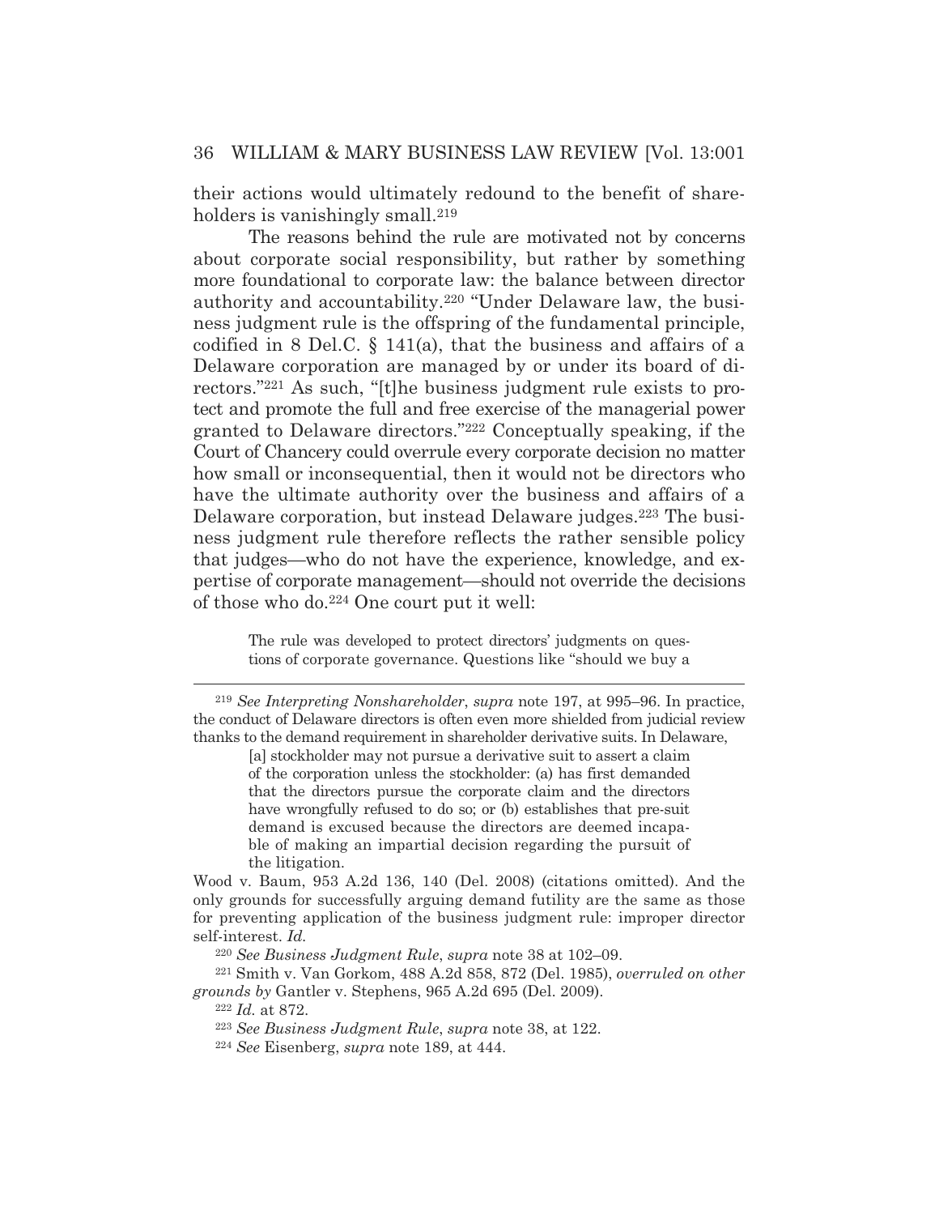their actions would ultimately redound to the benefit of shareholders is vanishingly small.[219]

The reasons behind the rule are motivated not by concerns about corporate social responsibility, but rather by something more foundational to corporate law: the balance between director authority and accountability.[220] "Under Delaware law, the business judgment rule is the offspring of the fundamental principle, codified in 8 Del.C. § 141(a), that the business and affairs of a Delaware corporation are managed by or under its board of directors."[221] As such, "[t]he business judgment rule exists to protect and promote the full and free exercise of the managerial power granted to Delaware directors."[222] Conceptually speaking, if the Court of Chancery could overrule every corporate decision no matter how small or inconsequential, then it would not be directors who have the ultimate authority over the business and affairs of a Delaware corporation, but instead Delaware judges.[223] The business judgment rule therefore reflects the rather sensible policy that judges—who do not have the experience, knowledge, and expertise of corporate management—should not override the decisions of those who do.[224] One court put it well:

> The rule was developed to protect directors' judgments on questions of corporate governance. Questions like "should we buy a

---

[219] *See Interpreting Nonshareholder*, *supra* note 197, at 995–96. In practice, the conduct of Delaware directors is often even more shielded from judicial review thanks to the demand requirement in shareholder derivative suits. In Delaware,

> [a] stockholder may not pursue a derivative suit to assert a claim of the corporation unless the stockholder: (a) has first demanded that the directors pursue the corporate claim and the directors have wrongfully refused to do so; or (b) establishes that pre-suit demand is excused because the directors are deemed incapable of making an impartial decision regarding the pursuit of the litigation.

Wood v. Baum, 953 A.2d 136, 140 (Del. 2008) (citations omitted). And the only grounds for successfully arguing demand futility are the same as those for preventing application of the business judgment rule: improper director self-interest. *Id.*

[220] *See Business Judgment Rule*, *supra* note 38 at 102–09.

[221] Smith v. Van Gorkom, 488 A.2d 858, 872 (Del. 1985), *overruled on other grounds by* Gantler v. Stephens, 965 A.2d 695 (Del. 2009).

[222] *Id.* at 872.

[223] *See Business Judgment Rule*, *supra* note 38, at 122.

[224] *See* Eisenberg, *supra* note 189, at 444.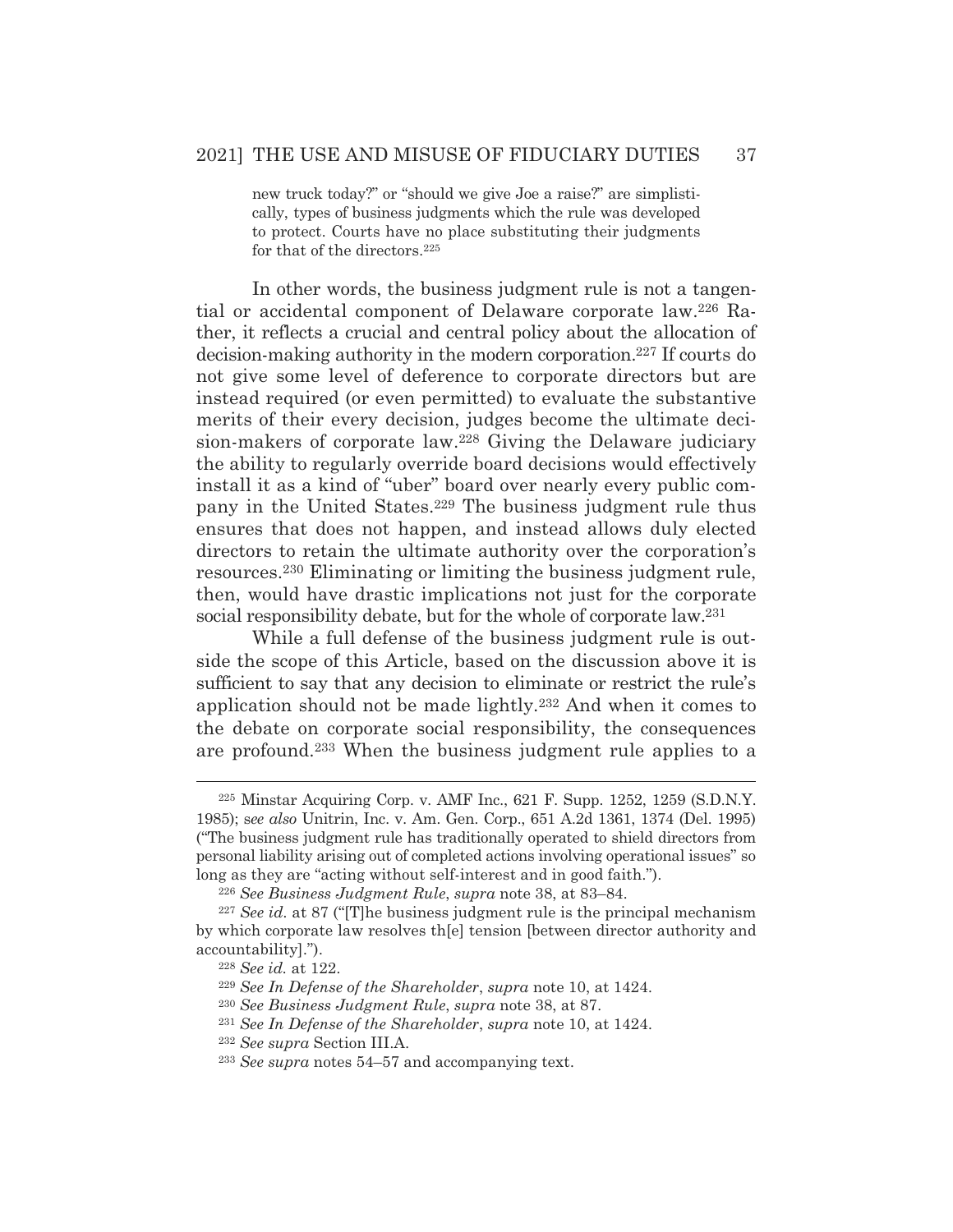> new truck today?" or "should we give Joe a raise?" are simplistically, types of business judgments which the rule was developed to protect. Courts have no place substituting their judgments for that of the directors.[225]

In other words, the business judgment rule is not a tangential or accidental component of Delaware corporate law.[226] Rather, it reflects a crucial and central policy about the allocation of decision-making authority in the modern corporation.[227] If courts do not give some level of deference to corporate directors but are instead required (or even permitted) to evaluate the substantive merits of their every decision, judges become the ultimate decision-makers of corporate law.[228] Giving the Delaware judiciary the ability to regularly override board decisions would effectively install it as a kind of "uber" board over nearly every public company in the United States.[229] The business judgment rule thus ensures that does not happen, and instead allows duly elected directors to retain the ultimate authority over the corporation's resources.[230] Eliminating or limiting the business judgment rule, then, would have drastic implications not just for the corporate social responsibility debate, but for the whole of corporate law.[231]

While a full defense of the business judgment rule is outside the scope of this Article, based on the discussion above it is sufficient to say that any decision to eliminate or restrict the rule's application should not be made lightly.[232] And when it comes to the debate on corporate social responsibility, the consequences are profound.[233] When the business judgment rule applies to a

---

[225] Minstar Acquiring Corp. v. AMF Inc., 621 F. Supp. 1252, 1259 (S.D.N.Y. 1985); *see also* Unitrin, Inc. v. Am. Gen. Corp., 651 A.2d 1361, 1374 (Del. 1995) ("The business judgment rule has traditionally operated to shield directors from personal liability arising out of completed actions involving operational issues" so long as they are "acting without self-interest and in good faith.").

[226] *See Business Judgment Rule*, *supra* note 38, at 83–84.

[227] *See id.* at 87 ("[T]he business judgment rule is the principal mechanism by which corporate law resolves th[e] tension [between director authority and accountability].").

[228] *See id.* at 122.

[229] *See In Defense of the Shareholder*, *supra* note 10, at 1424.

[230] *See Business Judgment Rule*, *supra* note 38, at 87.

[231] *See In Defense of the Shareholder*, *supra* note 10, at 1424.

[232] *See supra* Section III.A.

[233] *See supra* notes 54–57 and accompanying text.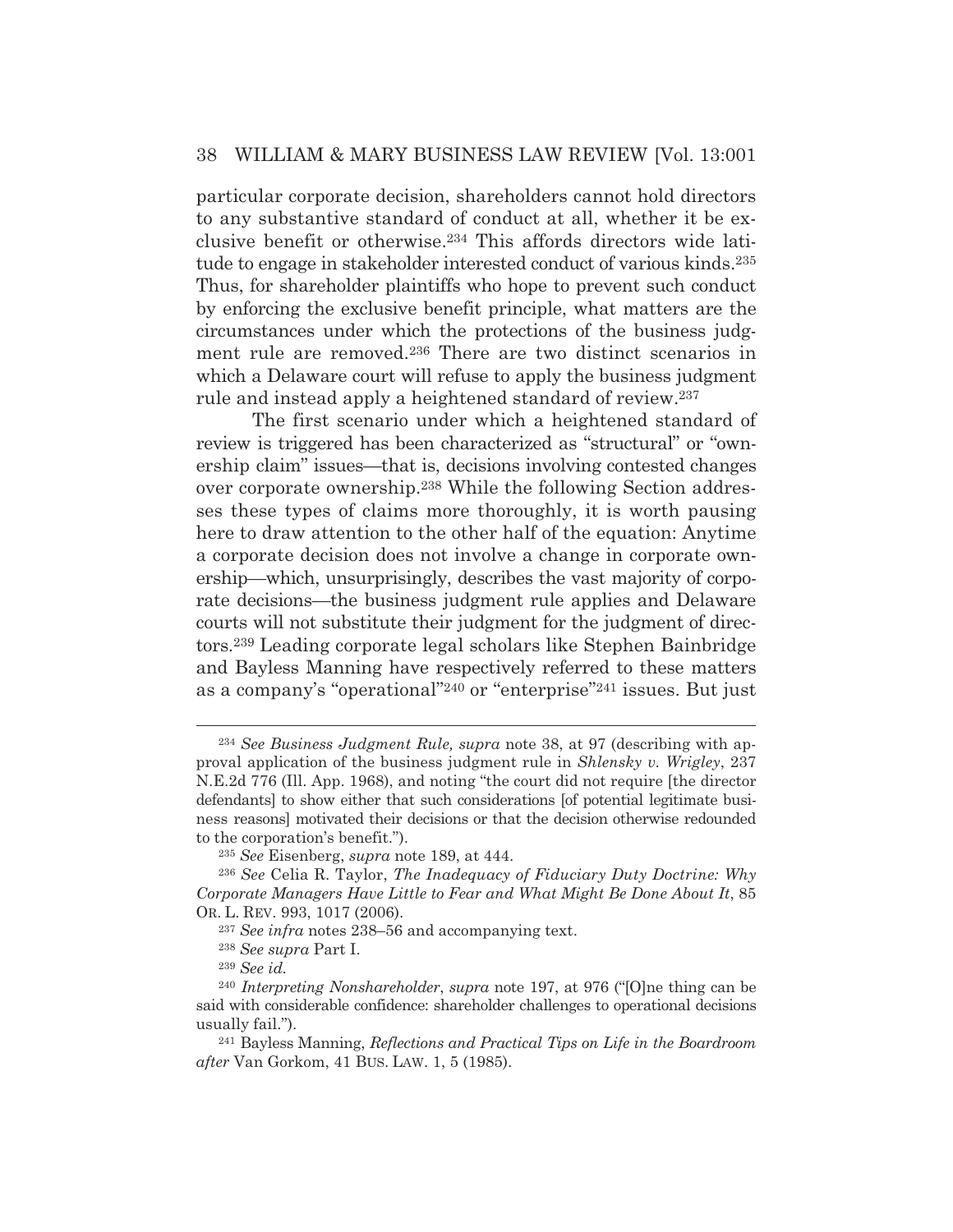particular corporate decision, shareholders cannot hold directors to any substantive standard of conduct at all, whether it be exclusive benefit or otherwise.[234] This affords directors wide latitude to engage in stakeholder interested conduct of various kinds.[235] Thus, for shareholder plaintiffs who hope to prevent such conduct by enforcing the exclusive benefit principle, what matters are the circumstances under which the protections of the business judgment rule are removed.[236] There are two distinct scenarios in which a Delaware court will refuse to apply the business judgment rule and instead apply a heightened standard of review.[237]

The first scenario under which a heightened standard of review is triggered has been characterized as "structural" or "ownership claim" issues—that is, decisions involving contested changes over corporate ownership.[238] While the following Section addresses these types of claims more thoroughly, it is worth pausing here to draw attention to the other half of the equation: Anytime a corporate decision does not involve a change in corporate ownership—which, unsurprisingly, describes the vast majority of corporate decisions—the business judgment rule applies and Delaware courts will not substitute their judgment for the judgment of directors.[239] Leading corporate legal scholars like Stephen Bainbridge and Bayless Manning have respectively referred to these matters as a company's "operational"[240] or "enterprise"[241] issues. But just

---

[234] *See Business Judgment Rule, supra* note 38, at 97 (describing with approval application of the business judgment rule in *Shlensky v. Wrigley*, 237 N.E.2d 776 (Ill. App. 1968), and noting "the court did not require [the director defendants] to show either that such considerations [of potential legitimate business reasons] motivated their decisions or that the decision otherwise redounded to the corporation's benefit.").

[235] *See* Eisenberg, *supra* note 189, at 444.

[236] *See* Celia R. Taylor, *The Inadequacy of Fiduciary Duty Doctrine: Why Corporate Managers Have Little to Fear and What Might Be Done About It*, 85 OR. L. REV. 993, 1017 (2006).

[237] *See infra* notes 238–56 and accompanying text.

[238] *See supra* Part I.

[239] *See id.*

[240] *Interpreting Nonshareholder*, *supra* note 197, at 976 ("[O]ne thing can be said with considerable confidence: shareholder challenges to operational decisions usually fail.").

[241] Bayless Manning, *Reflections and Practical Tips on Life in the Boardroom after* Van Gorkom, 41 BUS. LAW. 1, 5 (1985).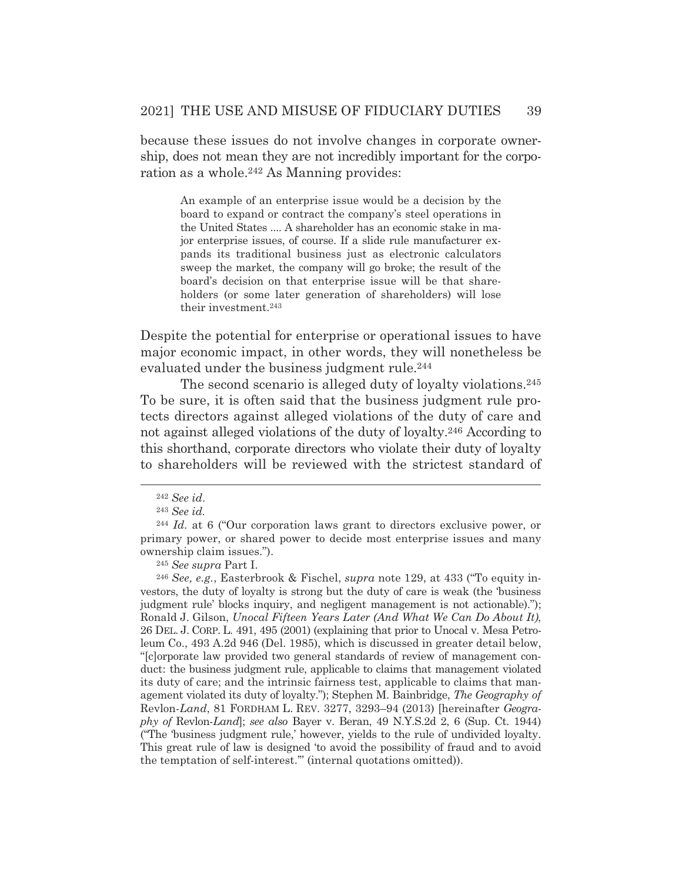because these issues do not involve changes in corporate ownership, does not mean they are not incredibly important for the corporation as a whole.[242] As Manning provides:

> An example of an enterprise issue would be a decision by the board to expand or contract the company's steel operations in the United States .... A shareholder has an economic stake in major enterprise issues, of course. If a slide rule manufacturer expands its traditional business just as electronic calculators sweep the market, the company will go broke; the result of the board's decision on that enterprise issue will be that shareholders (or some later generation of shareholders) will lose their investment.[243]

Despite the potential for enterprise or operational issues to have major economic impact, in other words, they will nonetheless be evaluated under the business judgment rule.[244]

The second scenario is alleged duty of loyalty violations.[245] To be sure, it is often said that the business judgment rule protects directors against alleged violations of the duty of care and not against alleged violations of the duty of loyalty.[246] According to this shorthand, corporate directors who violate their duty of loyalty to shareholders will be reviewed with the strictest standard of

---

[242] *See id.*

[243] *See id.*

[244] *Id.* at 6 ("Our corporation laws grant to directors exclusive power, or primary power, or shared power to decide most enterprise issues and many ownership claim issues.").

[245] *See supra* Part I.

[246] *See, e.g.*, Easterbrook & Fischel, *supra* note 129, at 433 ("To equity investors, the duty of loyalty is strong but the duty of care is weak (the 'business judgment rule' blocks inquiry, and negligent management is not actionable)."); Ronald J. Gilson, *Unocal Fifteen Years Later (And What We Can Do About It)*, 26 DEL. J. CORP. L. 491, 495 (2001) (explaining that prior to Unocal v. Mesa Petroleum Co., 493 A.2d 946 (Del. 1985), which is discussed in greater detail below, "[c]orporate law provided two general standards of review of management conduct: the business judgment rule, applicable to claims that management violated its duty of care; and the intrinsic fairness test, applicable to claims that management violated its duty of loyalty."); Stephen M. Bainbridge, *The Geography of* Revlon-*Land*, 81 FORDHAM L. REV. 3277, 3293–94 (2013) [hereinafter *Geography of* Revlon-*Land*]; *see also* Bayer v. Beran, 49 N.Y.S.2d 2, 6 (Sup. Ct. 1944) ("The 'business judgment rule,' however, yields to the rule of undivided loyalty. This great rule of law is designed 'to avoid the possibility of fraud and to avoid the temptation of self-interest.'" (internal quotations omitted)).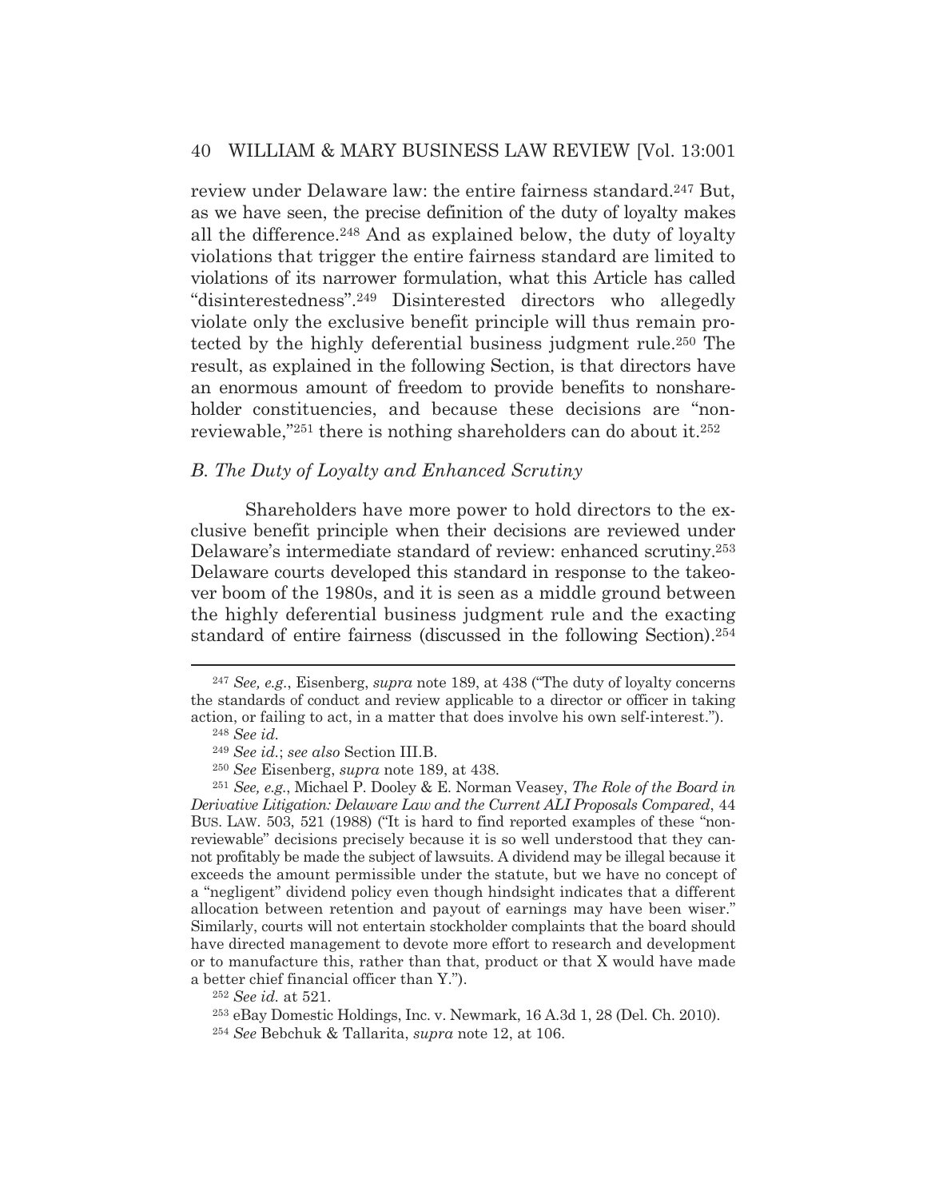review under Delaware law: the entire fairness standard.[247] But, as we have seen, the precise definition of the duty of loyalty makes all the difference.[248] And as explained below, the duty of loyalty violations that trigger the entire fairness standard are limited to violations of its narrower formulation, what this Article has called "disinterestedness".[249] Disinterested directors who allegedly violate only the exclusive benefit principle will thus remain protected by the highly deferential business judgment rule.[250] The result, as explained in the following Section, is that directors have an enormous amount of freedom to provide benefits to nonshareholder constituencies, and because these decisions are "nonreviewable,"[251] there is nothing shareholders can do about it.[252]

### *B. The Duty of Loyalty and Enhanced Scrutiny*

Shareholders have more power to hold directors to the exclusive benefit principle when their decisions are reviewed under Delaware's intermediate standard of review: enhanced scrutiny.[253] Delaware courts developed this standard in response to the takeover boom of the 1980s, and it is seen as a middle ground between the highly deferential business judgment rule and the exacting standard of entire fairness (discussed in the following Section).[254]

---

[247] *See, e.g.*, Eisenberg, *supra* note 189, at 438 ("The duty of loyalty concerns the standards of conduct and review applicable to a director or officer in taking action, or failing to act, in a matter that does involve his own self-interest.").

[248] *See id.*

[249] *See id.*; *see also* Section III.B.

[250] *See* Eisenberg, *supra* note 189, at 438.

[251] *See, e.g.*, Michael P. Dooley & E. Norman Veasey, *The Role of the Board in Derivative Litigation: Delaware Law and the Current ALI Proposals Compared*, 44 BUS. LAW. 503, 521 (1988) ("It is hard to find reported examples of these "nonreviewable" decisions precisely because it is so well understood that they cannot profitably be made the subject of lawsuits. A dividend may be illegal because it exceeds the amount permissible under the statute, but we have no concept of a "negligent" dividend policy even though hindsight indicates that a different allocation between retention and payout of earnings may have been wiser." Similarly, courts will not entertain stockholder complaints that the board should have directed management to devote more effort to research and development or to manufacture this, rather than that, product or that X would have made a better chief financial officer than Y.").

[252] *See id.* at 521.

[253] eBay Domestic Holdings, Inc. v. Newmark, 16 A.3d 1, 28 (Del. Ch. 2010).

[254] *See* Bebchuk & Tallarita, *supra* note 12, at 106.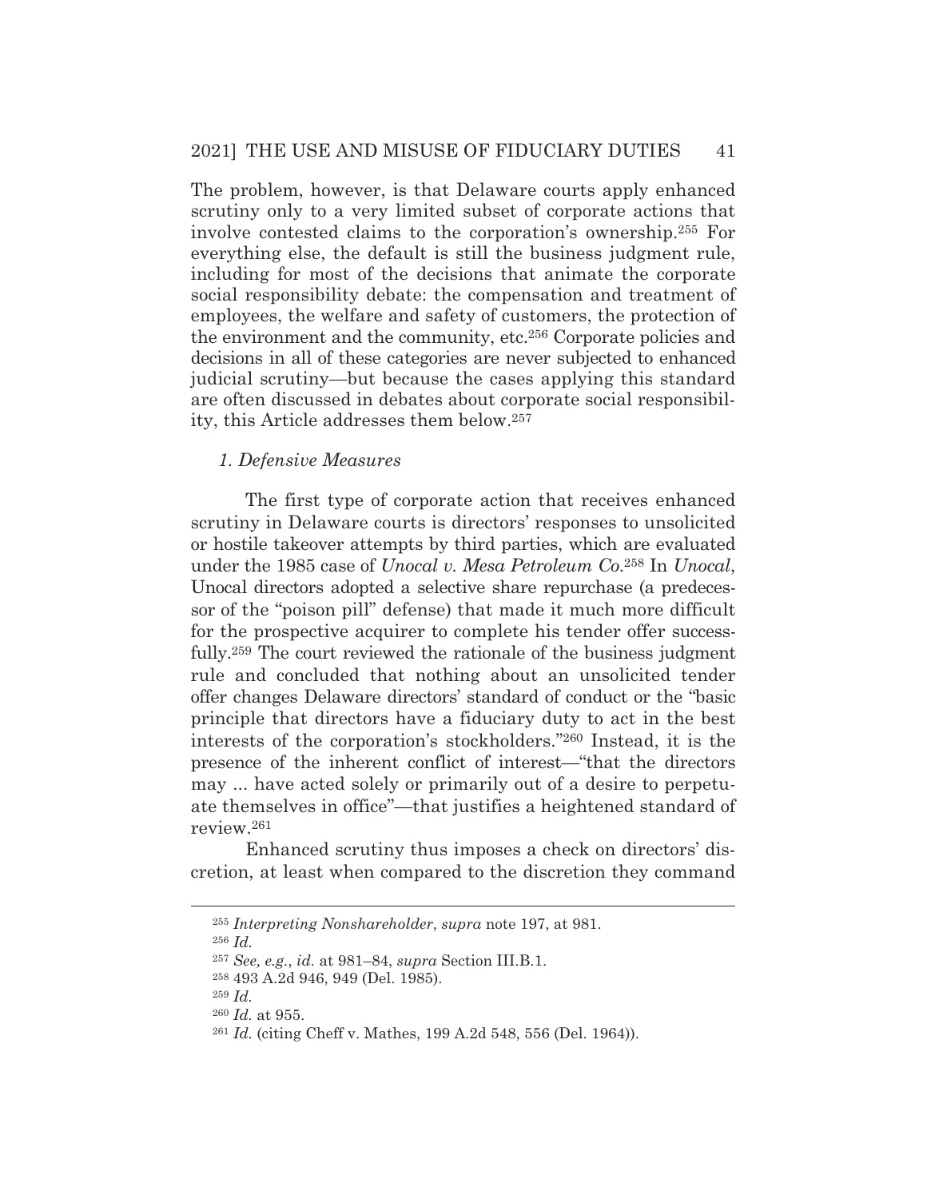The problem, however, is that Delaware courts apply enhanced scrutiny only to a very limited subset of corporate actions that involve contested claims to the corporation's ownership.[255] For everything else, the default is still the business judgment rule, including for most of the decisions that animate the corporate social responsibility debate: the compensation and treatment of employees, the welfare and safety of customers, the protection of the environment and the community, etc.[256] Corporate policies and decisions in all of these categories are never subjected to enhanced judicial scrutiny—but because the cases applying this standard are often discussed in debates about corporate social responsibility, this Article addresses them below.[257]

### *1. Defensive Measures*

The first type of corporate action that receives enhanced scrutiny in Delaware courts is directors' responses to unsolicited or hostile takeover attempts by third parties, which are evaluated under the 1985 case of *Unocal v. Mesa Petroleum Co.*[258] In *Unocal*, Unocal directors adopted a selective share repurchase (a predecessor of the "poison pill" defense) that made it much more difficult for the prospective acquirer to complete his tender offer successfully.[259] The court reviewed the rationale of the business judgment rule and concluded that nothing about an unsolicited tender offer changes Delaware directors' standard of conduct or the "basic principle that directors have a fiduciary duty to act in the best interests of the corporation's stockholders."[260] Instead, it is the presence of the inherent conflict of interest—"that the directors may ... have acted solely or primarily out of a desire to perpetuate themselves in office"—that justifies a heightened standard of review.[261]

Enhanced scrutiny thus imposes a check on directors' discretion, at least when compared to the discretion they command

---

[255] *Interpreting Nonshareholder*, *supra* note 197, at 981.

[256] *Id.*

[257] *See, e.g.*, *id.* at 981–84, *supra* Section III.B.1.

[258] 493 A.2d 946, 949 (Del. 1985).

[259] *Id.*

[260] *Id.* at 955.

[261] *Id.* (citing Cheff v. Mathes, 199 A.2d 548, 556 (Del. 1964)).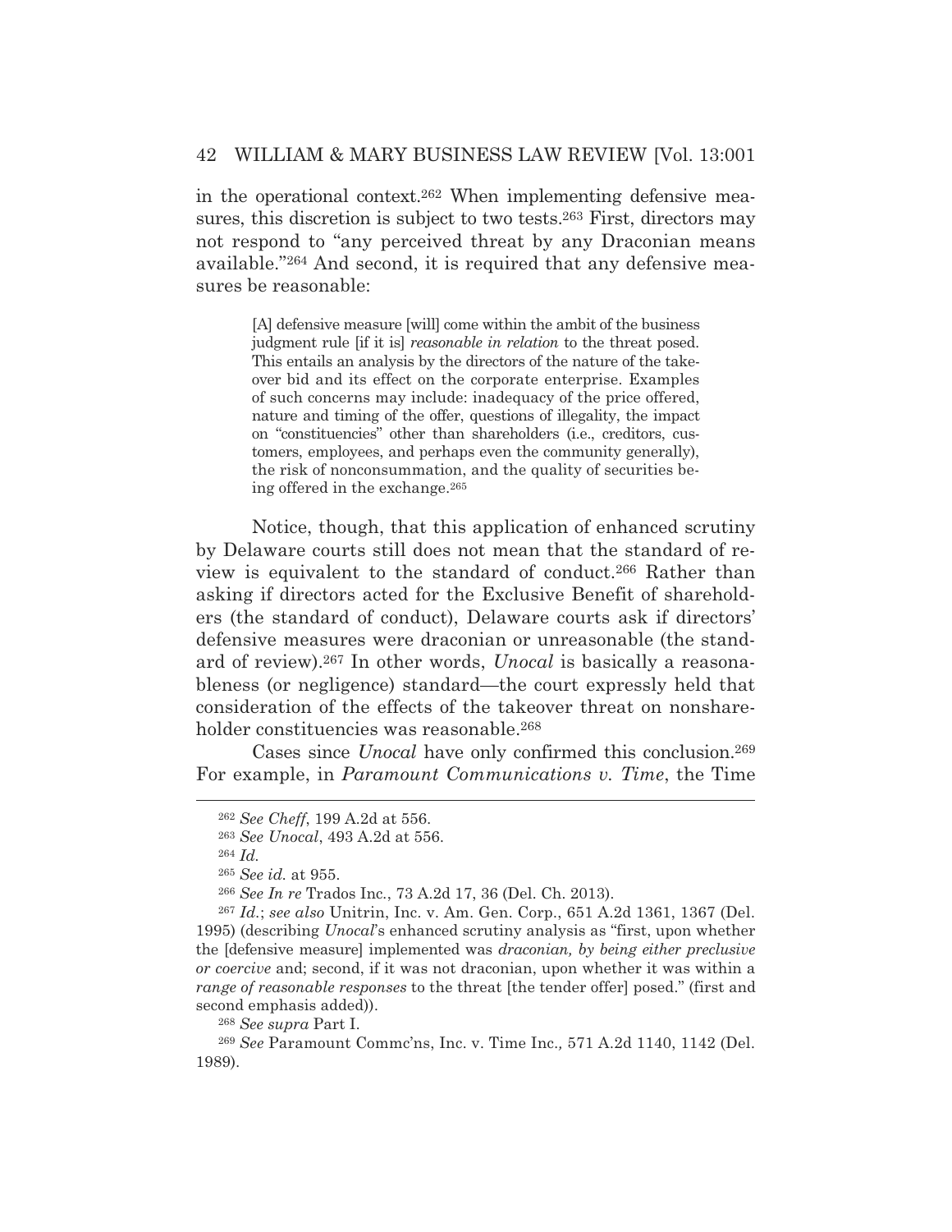in the operational context.[262] When implementing defensive measures, this discretion is subject to two tests.[263] First, directors may not respond to "any perceived threat by any Draconian means available."[264] And second, it is required that any defensive measures be reasonable:

> [A] defensive measure [will] come within the ambit of the business judgment rule [if it is] *reasonable in relation* to the threat posed. This entails an analysis by the directors of the nature of the takeover bid and its effect on the corporate enterprise. Examples of such concerns may include: inadequacy of the price offered, nature and timing of the offer, questions of illegality, the impact on "constituencies" other than shareholders (i.e., creditors, customers, employees, and perhaps even the community generally), the risk of nonconsummation, and the quality of securities being offered in the exchange.[265]

Notice, though, that this application of enhanced scrutiny by Delaware courts still does not mean that the standard of review is equivalent to the standard of conduct.[266] Rather than asking if directors acted for the Exclusive Benefit of shareholders (the standard of conduct), Delaware courts ask if directors' defensive measures were draconian or unreasonable (the standard of review).[267] In other words, *Unocal* is basically a reasonableness (or negligence) standard—the court expressly held that consideration of the effects of the takeover threat on nonshareholder constituencies was reasonable.[268]

Cases since *Unocal* have only confirmed this conclusion.[269] For example, in *Paramount Communications v. Time*, the Time

---

[262] *See Cheff*, 199 A.2d at 556.

[263] *See Unocal*, 493 A.2d at 556.

[264] *Id.*

[265] *See id.* at 955.

[266] *See In re* Trados Inc., 73 A.2d 17, 36 (Del. Ch. 2013).

[267] *Id.*; *see also* Unitrin, Inc. v. Am. Gen. Corp., 651 A.2d 1361, 1367 (Del. 1995) (describing *Unocal*'s enhanced scrutiny analysis as "first, upon whether the [defensive measure] implemented was *draconian, by being either preclusive or coercive* and; second, if it was not draconian, upon whether it was within a *range of reasonable responses* to the threat [the tender offer] posed." (first and second emphasis added)).

[268] *See supra* Part I.

[269] *See* Paramount Commc'ns, Inc. v. Time Inc., 571 A.2d 1140, 1142 (Del. 1989).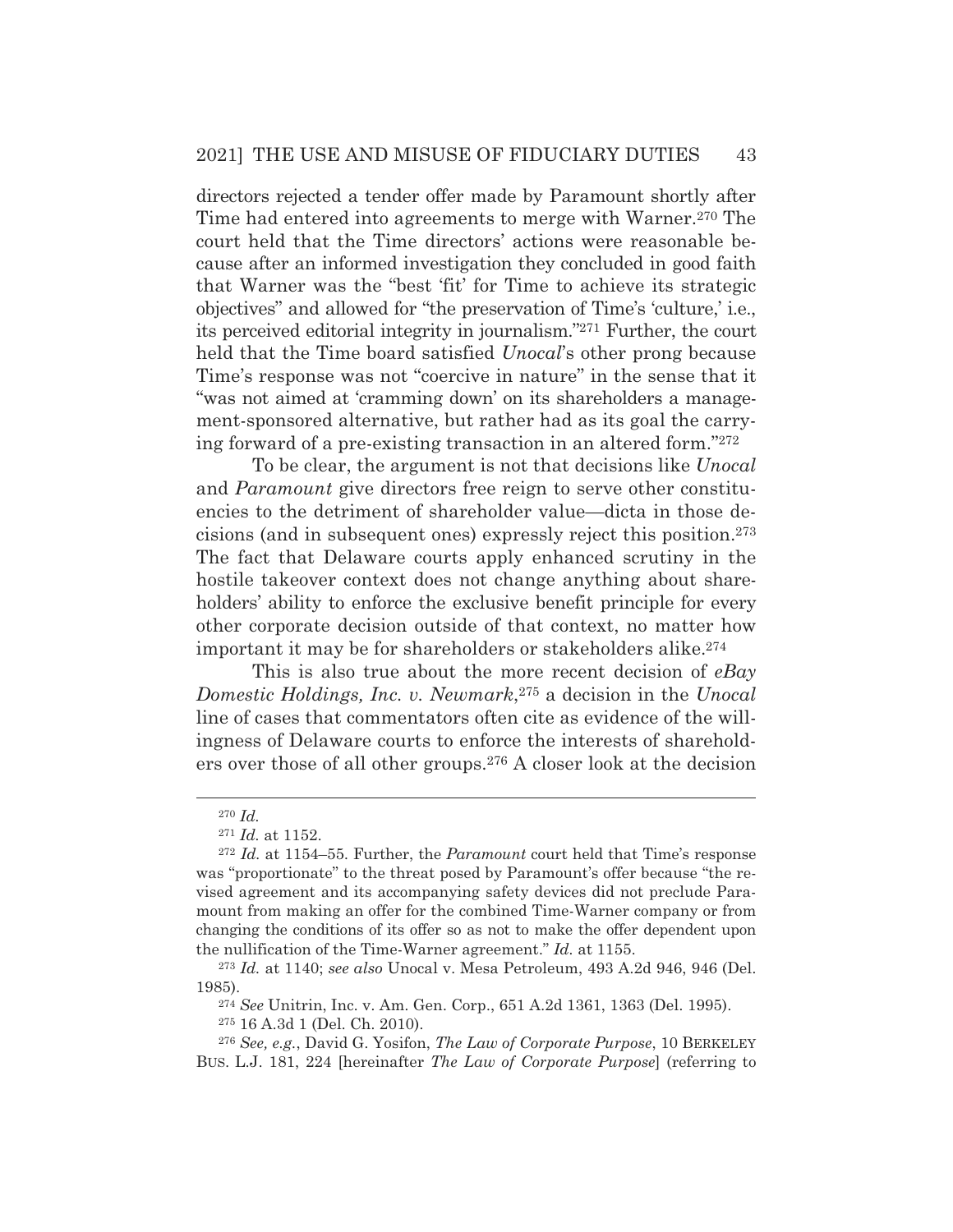directors rejected a tender offer made by Paramount shortly after Time had entered into agreements to merge with Warner.[270] The court held that the Time directors' actions were reasonable because after an informed investigation they concluded in good faith that Warner was the "best 'fit' for Time to achieve its strategic objectives" and allowed for "the preservation of Time's 'culture,' i.e., its perceived editorial integrity in journalism."[271] Further, the court held that the Time board satisfied *Unocal*'s other prong because Time's response was not "coercive in nature" in the sense that it "was not aimed at 'cramming down' on its shareholders a management-sponsored alternative, but rather had as its goal the carrying forward of a pre-existing transaction in an altered form."[272]

To be clear, the argument is not that decisions like *Unocal* and *Paramount* give directors free reign to serve other constituencies to the detriment of shareholder value—dicta in those decisions (and in subsequent ones) expressly reject this position.[273] The fact that Delaware courts apply enhanced scrutiny in the hostile takeover context does not change anything about shareholders' ability to enforce the exclusive benefit principle for every other corporate decision outside of that context, no matter how important it may be for shareholders or stakeholders alike.[274]

This is also true about the more recent decision of *eBay Domestic Holdings, Inc. v. Newmark*,[275] a decision in the *Unocal* line of cases that commentators often cite as evidence of the willingness of Delaware courts to enforce the interests of shareholders over those of all other groups.[276] A closer look at the decision

---

[270] *Id.*

[271] *Id.* at 1152.

[272] *Id.* at 1154–55. Further, the *Paramount* court held that Time's response was "proportionate" to the threat posed by Paramount's offer because "the revised agreement and its accompanying safety devices did not preclude Paramount from making an offer for the combined Time-Warner company or from changing the conditions of its offer so as not to make the offer dependent upon the nullification of the Time-Warner agreement." *Id.* at 1155.

[273] *Id.* at 1140; *see also* Unocal v. Mesa Petroleum, 493 A.2d 946, 946 (Del. 1985).

[274] *See* Unitrin, Inc. v. Am. Gen. Corp., 651 A.2d 1361, 1363 (Del. 1995).

[275] 16 A.3d 1 (Del. Ch. 2010).

[276] *See, e.g.*, David G. Yosifon, *The Law of Corporate Purpose*, 10 BERKELEY BUS. L.J. 181, 224 [hereinafter *The Law of Corporate Purpose*] (referring to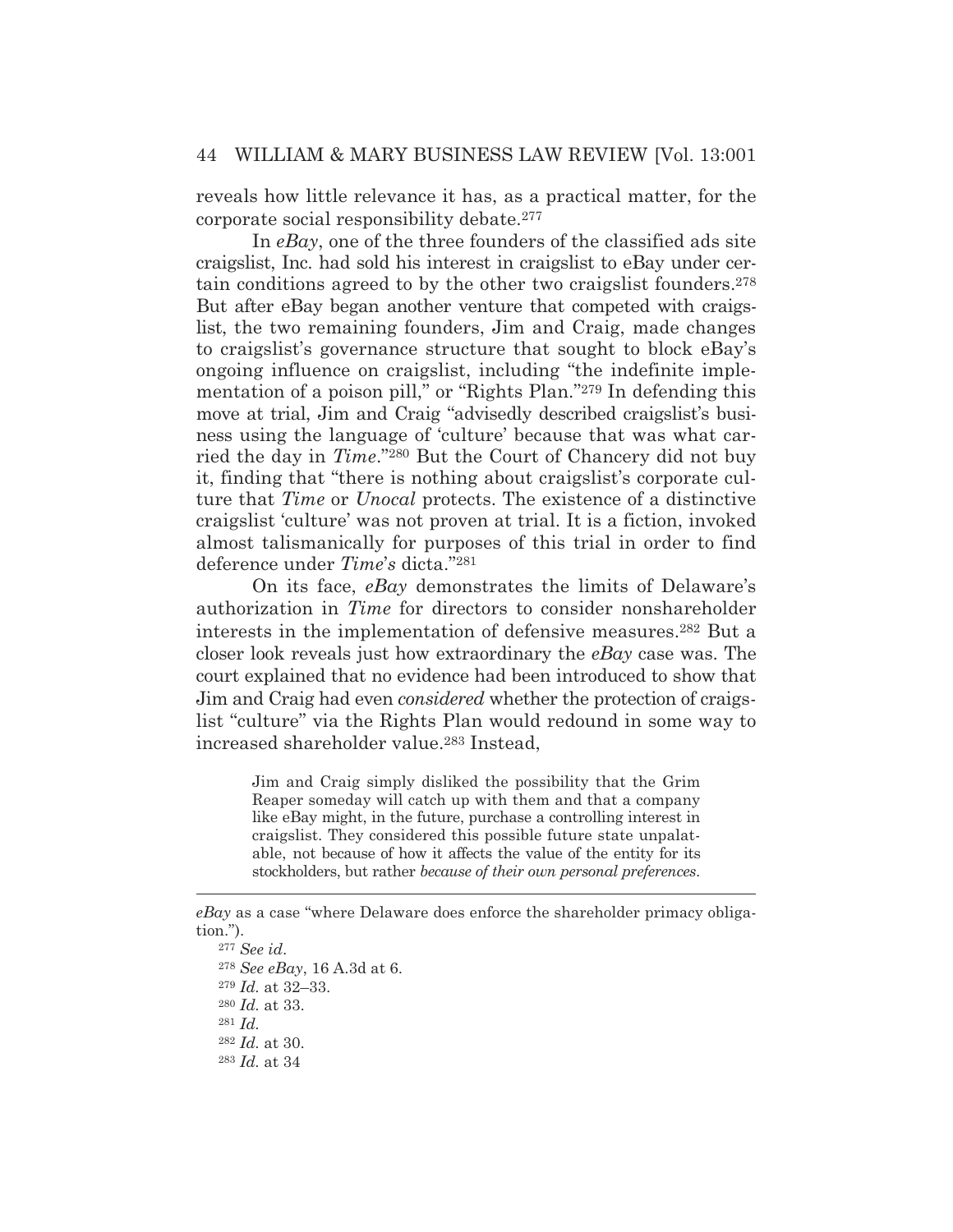reveals how little relevance it has, as a practical matter, for the corporate social responsibility debate.[277]

In *eBay*, one of the three founders of the classified ads site craigslist, Inc. had sold his interest in craigslist to eBay under certain conditions agreed to by the other two craigslist founders.[278] But after eBay began another venture that competed with craigslist, the two remaining founders, Jim and Craig, made changes to craigslist's governance structure that sought to block eBay's ongoing influence on craigslist, including "the indefinite implementation of a poison pill," or "Rights Plan."[279] In defending this move at trial, Jim and Craig "advisedly described craigslist's business using the language of 'culture' because that was what carried the day in *Time*."[280] But the Court of Chancery did not buy it, finding that "there is nothing about craigslist's corporate culture that *Time* or *Unocal* protects. The existence of a distinctive craigslist 'culture' was not proven at trial. It is a fiction, invoked almost talismanically for purposes of this trial in order to find deference under *Time's* dicta."[281]

On its face, *eBay* demonstrates the limits of Delaware's authorization in *Time* for directors to consider nonshareholder interests in the implementation of defensive measures.[282] But a closer look reveals just how extraordinary the *eBay* case was. The court explained that no evidence had been introduced to show that Jim and Craig had even *considered* whether the protection of craigslist "culture" via the Rights Plan would redound in some way to increased shareholder value.[283] Instead,

> Jim and Craig simply disliked the possibility that the Grim Reaper someday will catch up with them and that a company like eBay might, in the future, purchase a controlling interest in craigslist. They considered this possible future state unpalatable, not because of how it affects the value of the entity for its stockholders, but rather *because of their own personal preferences*.

---

*eBay* as a case "where Delaware does enforce the shareholder primacy obligation.").

[277] *See id*.

[278] *See eBay*, 16 A.3d at 6.

[279] *Id.* at 32–33.

[280] *Id.* at 33.

[281] *Id.*

[282] *Id.* at 30.

[283] *Id.* at 34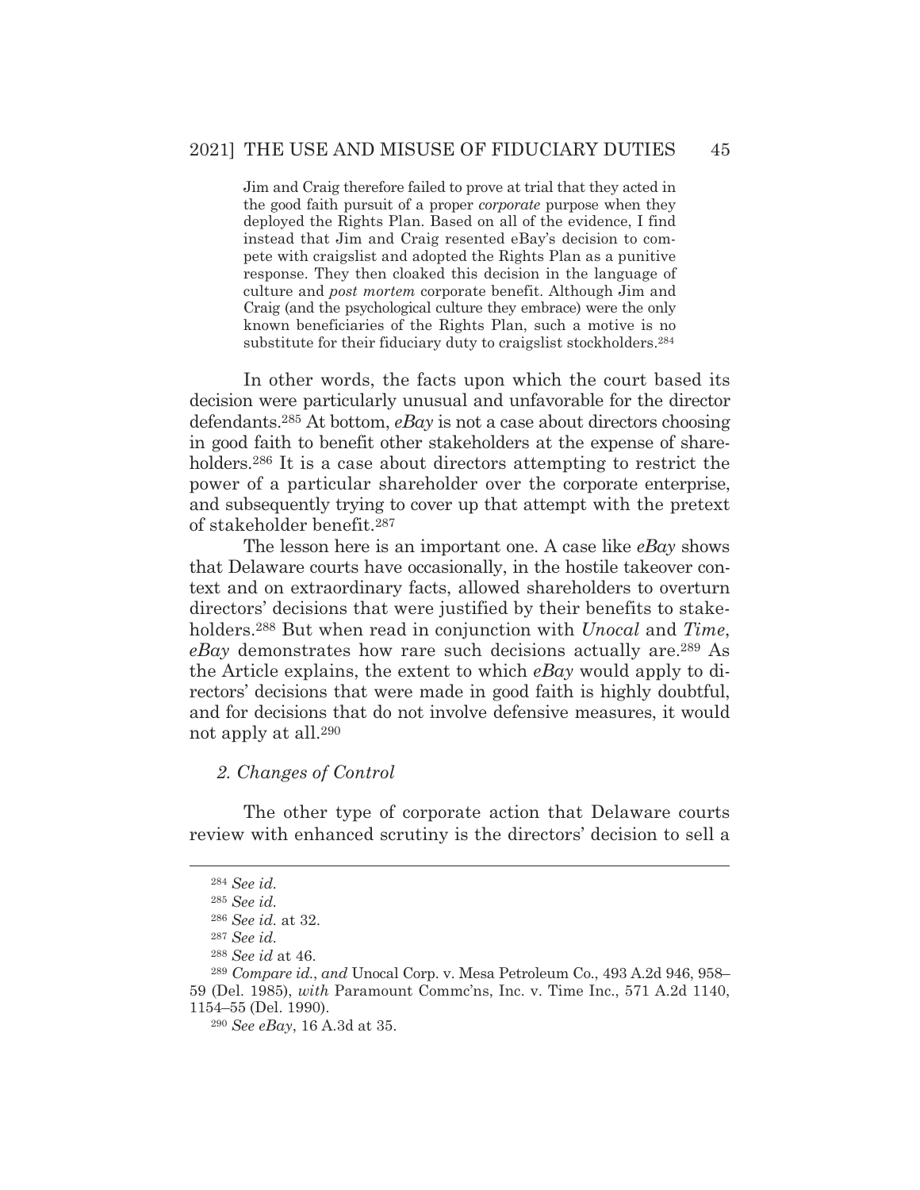> Jim and Craig therefore failed to prove at trial that they acted in the good faith pursuit of a proper *corporate* purpose when they deployed the Rights Plan. Based on all of the evidence, I find instead that Jim and Craig resented eBay's decision to compete with craigslist and adopted the Rights Plan as a punitive response. They then cloaked this decision in the language of culture and *post mortem* corporate benefit. Although Jim and Craig (and the psychological culture they embrace) were the only known beneficiaries of the Rights Plan, such a motive is no substitute for their fiduciary duty to craigslist stockholders.[284]

In other words, the facts upon which the court based its decision were particularly unusual and unfavorable for the director defendants.[285] At bottom, *eBay* is not a case about directors choosing in good faith to benefit other stakeholders at the expense of shareholders.[286] It is a case about directors attempting to restrict the power of a particular shareholder over the corporate enterprise, and subsequently trying to cover up that attempt with the pretext of stakeholder benefit.[287]

The lesson here is an important one. A case like *eBay* shows that Delaware courts have occasionally, in the hostile takeover context and on extraordinary facts, allowed shareholders to overturn directors' decisions that were justified by their benefits to stakeholders.[288] But when read in conjunction with *Unocal* and *Time*, *eBay* demonstrates how rare such decisions actually are.[289] As the Article explains, the extent to which *eBay* would apply to directors' decisions that were made in good faith is highly doubtful, and for decisions that do not involve defensive measures, it would not apply at all.[290]

### *2. Changes of Control*

The other type of corporate action that Delaware courts review with enhanced scrutiny is the directors' decision to sell a

---

[284] *See id.*

[285] *See id.*

[286] *See id.* at 32.

[287] *See id.*

[288] *See id* at 46.

[289] *Compare id.*, *and* Unocal Corp. v. Mesa Petroleum Co., 493 A.2d 946, 958–59 (Del. 1985), *with* Paramount Commc'ns, Inc. v. Time Inc., 571 A.2d 1140, 1154–55 (Del. 1990).

[290] *See eBay*, 16 A.3d at 35.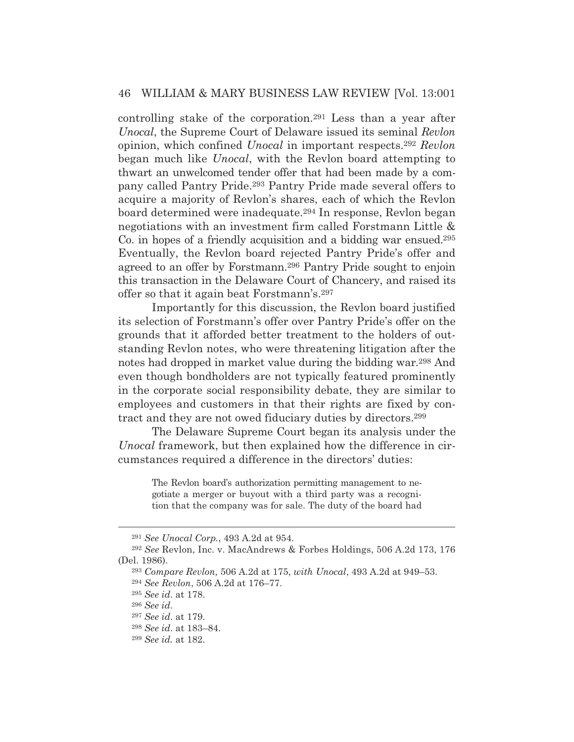controlling stake of the corporation.[291] Less than a year after *Unocal*, the Supreme Court of Delaware issued its seminal *Revlon* opinion, which confined *Unocal* in important respects.[292] *Revlon* began much like *Unocal*, with the Revlon board attempting to thwart an unwelcomed tender offer that had been made by a company called Pantry Pride.[293] Pantry Pride made several offers to acquire a majority of Revlon's shares, each of which the Revlon board determined were inadequate.[294] In response, Revlon began negotiations with an investment firm called Forstmann Little & Co. in hopes of a friendly acquisition and a bidding war ensued.[295] Eventually, the Revlon board rejected Pantry Pride's offer and agreed to an offer by Forstmann.[296] Pantry Pride sought to enjoin this transaction in the Delaware Court of Chancery, and raised its offer so that it again beat Forstmann's.[297]

Importantly for this discussion, the Revlon board justified its selection of Forstmann's offer over Pantry Pride's offer on the grounds that it afforded better treatment to the holders of outstanding Revlon notes, who were threatening litigation after the notes had dropped in market value during the bidding war.[298] And even though bondholders are not typically featured prominently in the corporate social responsibility debate, they are similar to employees and customers in that their rights are fixed by contract and they are not owed fiduciary duties by directors.[299]

The Delaware Supreme Court began its analysis under the *Unocal* framework, but then explained how the difference in circumstances required a difference in the directors' duties:

> The Revlon board's authorization permitting management to negotiate a merger or buyout with a third party was a recognition that the company was for sale. The duty of the board had

---

[291] *See Unocal Corp.*, 493 A.2d at 954.

[292] *See* Revlon, Inc. v. MacAndrews & Forbes Holdings, 506 A.2d 173, 176 (Del. 1986).

[293] *Compare Revlon,* 506 A.2d at 175, *with Unocal*, 493 A.2d at 949–53.

[294] *See Revlon*, 506 A.2d at 176–77.

[295] *See id*. at 178.

[296] *See id*.

[297] *See id*. at 179.

[298] *See id*. at 183–84.

[299] *See id.* at 182.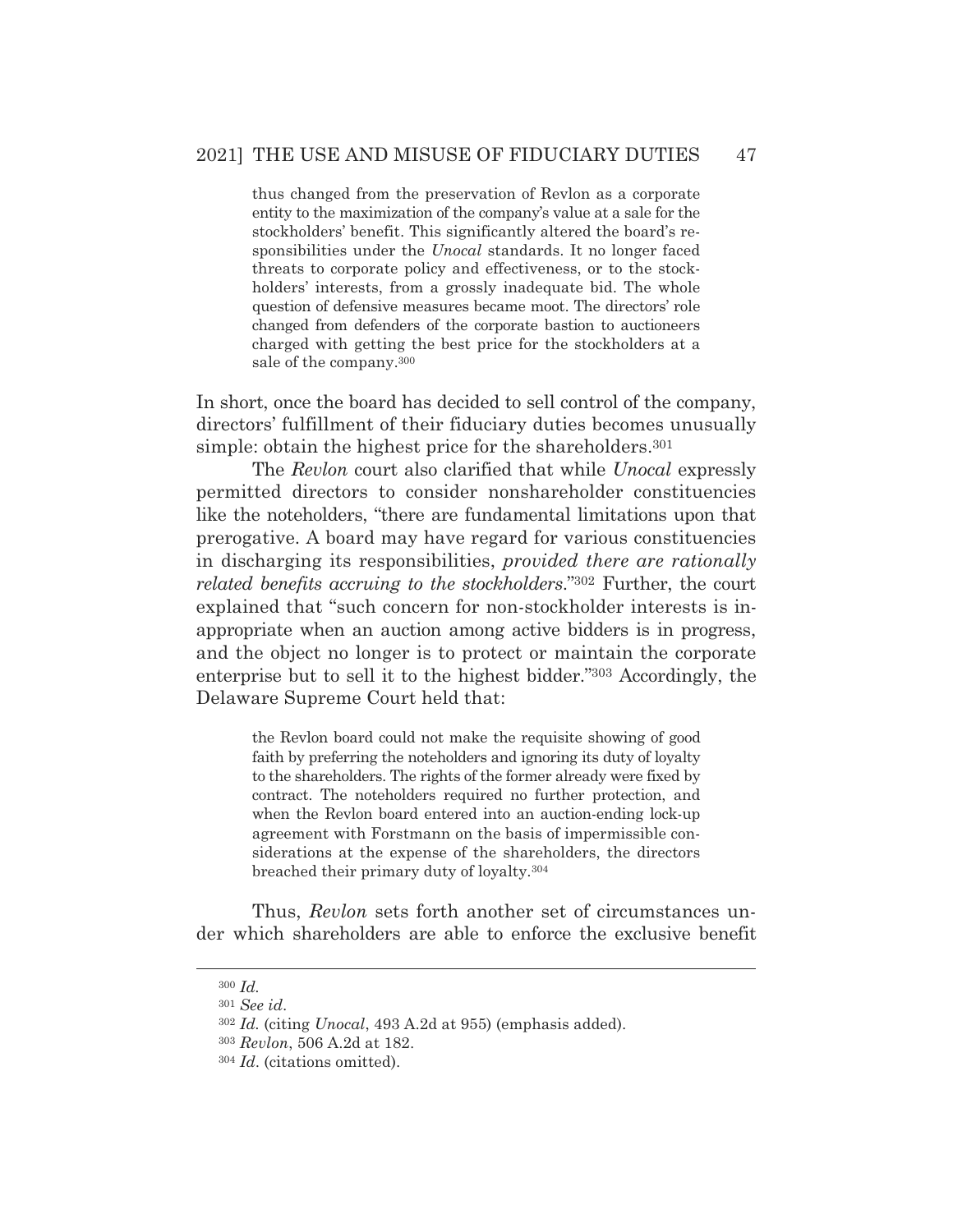> thus changed from the preservation of Revlon as a corporate entity to the maximization of the company's value at a sale for the stockholders' benefit. This significantly altered the board's responsibilities under the *Unocal* standards. It no longer faced threats to corporate policy and effectiveness, or to the stockholders' interests, from a grossly inadequate bid. The whole question of defensive measures became moot. The directors' role changed from defenders of the corporate bastion to auctioneers charged with getting the best price for the stockholders at a sale of the company.[300]

In short, once the board has decided to sell control of the company, directors' fulfillment of their fiduciary duties becomes unusually simple: obtain the highest price for the shareholders.[301]

The *Revlon* court also clarified that while *Unocal* expressly permitted directors to consider nonshareholder constituencies like the noteholders, "there are fundamental limitations upon that prerogative. A board may have regard for various constituencies in discharging its responsibilities, *provided there are rationally related benefits accruing to the stockholders*."[302] Further, the court explained that "such concern for non-stockholder interests is inappropriate when an auction among active bidders is in progress, and the object no longer is to protect or maintain the corporate enterprise but to sell it to the highest bidder."[303] Accordingly, the Delaware Supreme Court held that:

> the Revlon board could not make the requisite showing of good faith by preferring the noteholders and ignoring its duty of loyalty to the shareholders. The rights of the former already were fixed by contract. The noteholders required no further protection, and when the Revlon board entered into an auction-ending lock-up agreement with Forstmann on the basis of impermissible considerations at the expense of the shareholders, the directors breached their primary duty of loyalty.[304]

Thus, *Revlon* sets forth another set of circumstances under which shareholders are able to enforce the exclusive benefit

---

[300] *Id.*

[301] *See id*.

[302] *Id.* (citing *Unocal*, 493 A.2d at 955) (emphasis added).

[303] *Revlon*, 506 A.2d at 182.

[304] *Id*. (citations omitted).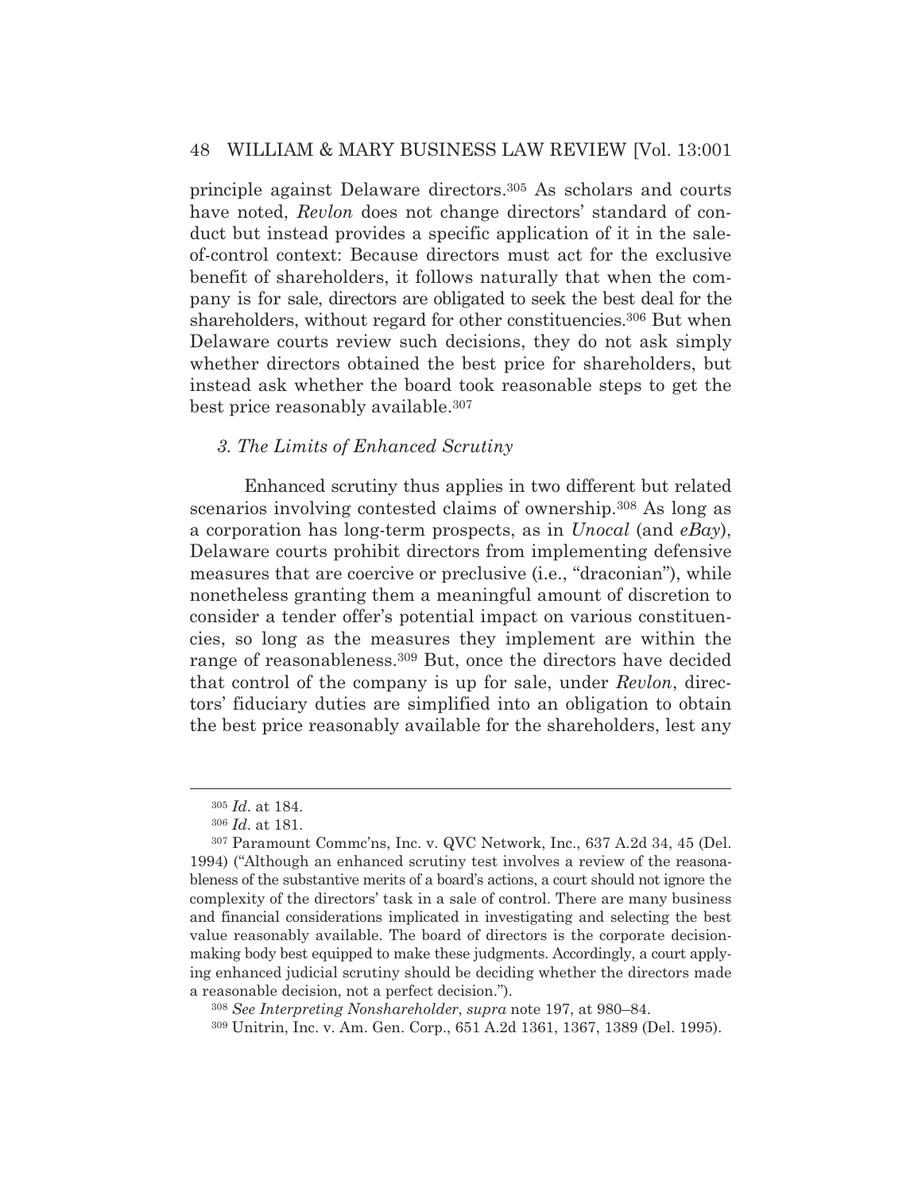principle against Delaware directors.[305] As scholars and courts have noted, *Revlon* does not change directors' standard of conduct but instead provides a specific application of it in the sale-of-control context: Because directors must act for the exclusive benefit of shareholders, it follows naturally that when the company is for sale, directors are obligated to seek the best deal for the shareholders, without regard for other constituencies.[306] But when Delaware courts review such decisions, they do not ask simply whether directors obtained the best price for shareholders, but instead ask whether the board took reasonable steps to get the best price reasonably available.[307]

### *3. The Limits of Enhanced Scrutiny*

Enhanced scrutiny thus applies in two different but related scenarios involving contested claims of ownership.[308] As long as a corporation has long-term prospects, as in *Unocal* (and *eBay*), Delaware courts prohibit directors from implementing defensive measures that are coercive or preclusive (i.e., "draconian"), while nonetheless granting them a meaningful amount of discretion to consider a tender offer's potential impact on various constituencies, so long as the measures they implement are within the range of reasonableness.[309] But, once the directors have decided that control of the company is up for sale, under *Revlon*, directors' fiduciary duties are simplified into an obligation to obtain the best price reasonably available for the shareholders, lest any

---

[305] *Id*. at 184.

[306] *Id*. at 181.

[307] Paramount Commc'ns, Inc. v. QVC Network, Inc., 637 A.2d 34, 45 (Del. 1994) ("Although an enhanced scrutiny test involves a review of the reasonableness of the substantive merits of a board's actions, a court should not ignore the complexity of the directors' task in a sale of control. There are many business and financial considerations implicated in investigating and selecting the best value reasonably available. The board of directors is the corporate decision-making body best equipped to make these judgments. Accordingly, a court applying enhanced judicial scrutiny should be deciding whether the directors made a reasonable decision, not a perfect decision.").

[308] *See Interpreting Nonshareholder*, *supra* note 197, at 980–84.

[309] Unitrin, Inc. v. Am. Gen. Corp., 651 A.2d 1361, 1367, 1389 (Del. 1995).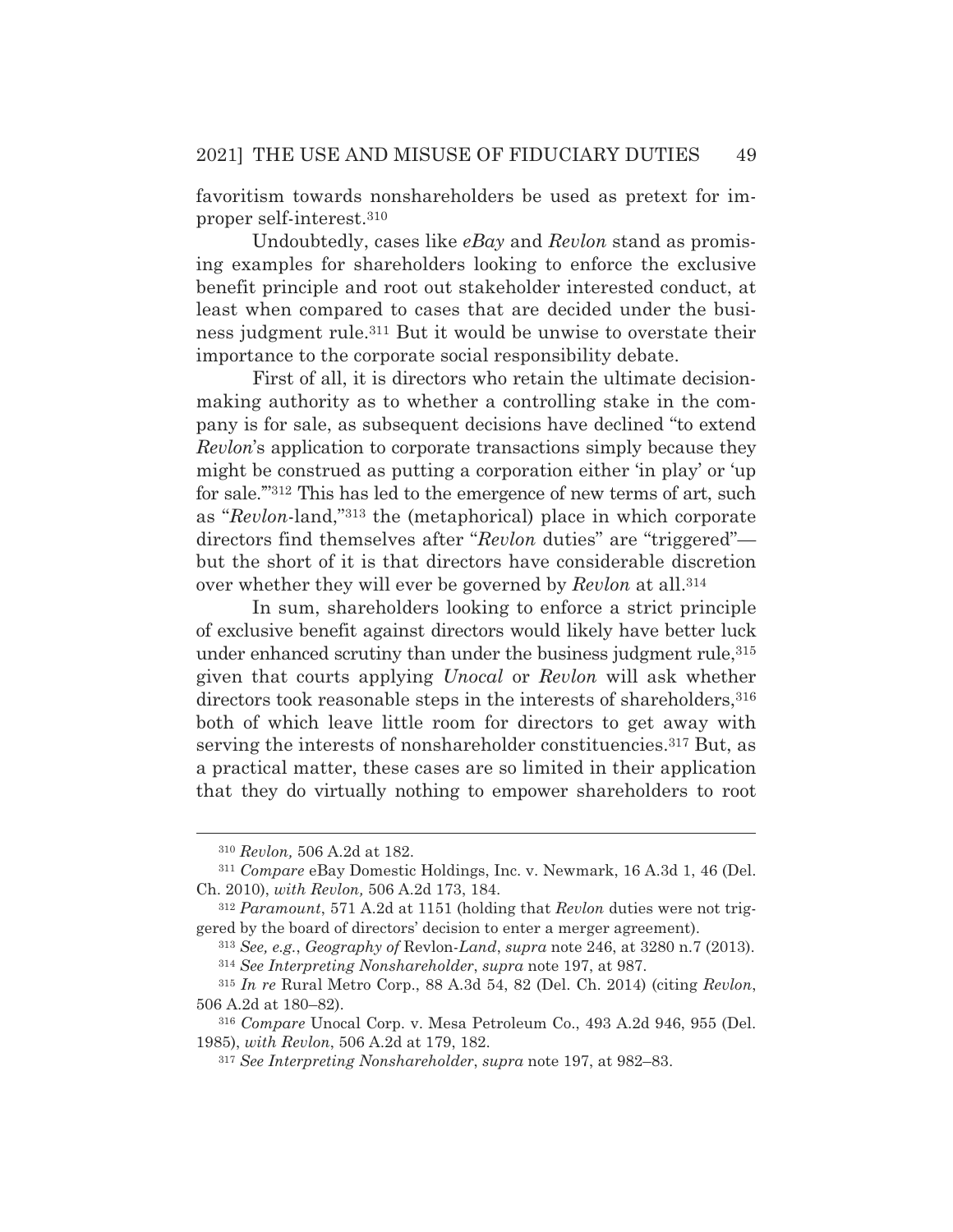favoritism towards nonshareholders be used as pretext for improper self-interest.[310]

Undoubtedly, cases like *eBay* and *Revlon* stand as promising examples for shareholders looking to enforce the exclusive benefit principle and root out stakeholder interested conduct, at least when compared to cases that are decided under the business judgment rule.[311] But it would be unwise to overstate their importance to the corporate social responsibility debate.

First of all, it is directors who retain the ultimate decision-making authority as to whether a controlling stake in the company is for sale, as subsequent decisions have declined "to extend *Revlon*'s application to corporate transactions simply because they might be construed as putting a corporation either 'in play' or 'up for sale.'"[312] This has led to the emergence of new terms of art, such as "*Revlon*-land,"[313] the (metaphorical) place in which corporate directors find themselves after "*Revlon* duties" are "triggered"—but the short of it is that directors have considerable discretion over whether they will ever be governed by *Revlon* at all.[314]

In sum, shareholders looking to enforce a strict principle of exclusive benefit against directors would likely have better luck under enhanced scrutiny than under the business judgment rule,[315] given that courts applying *Unocal* or *Revlon* will ask whether directors took reasonable steps in the interests of shareholders,[316] both of which leave little room for directors to get away with serving the interests of nonshareholder constituencies.[317] But, as a practical matter, these cases are so limited in their application that they do virtually nothing to empower shareholders to root

---

[310] *Revlon,* 506 A.2d at 182.

[311] *Compare* eBay Domestic Holdings, Inc. v. Newmark, 16 A.3d 1, 46 (Del. Ch. 2010), *with Revlon,* 506 A.2d 173, 184.

[312] *Paramount*, 571 A.2d at 1151 (holding that *Revlon* duties were not triggered by the board of directors' decision to enter a merger agreement).

[313] *See, e.g.*, *Geography of* Revlon*-Land*, *supra* note 246, at 3280 n.7 (2013).

[314] *See Interpreting Nonshareholder*, *supra* note 197, at 987.

[315] *In re* Rural Metro Corp., 88 A.3d 54, 82 (Del. Ch. 2014) (citing *Revlon*, 506 A.2d at 180–82).

[316] *Compare* Unocal Corp. v. Mesa Petroleum Co., 493 A.2d 946, 955 (Del. 1985), *with Revlon*, 506 A.2d at 179, 182.

[317] *See Interpreting Nonshareholder*, *supra* note 197, at 982–83.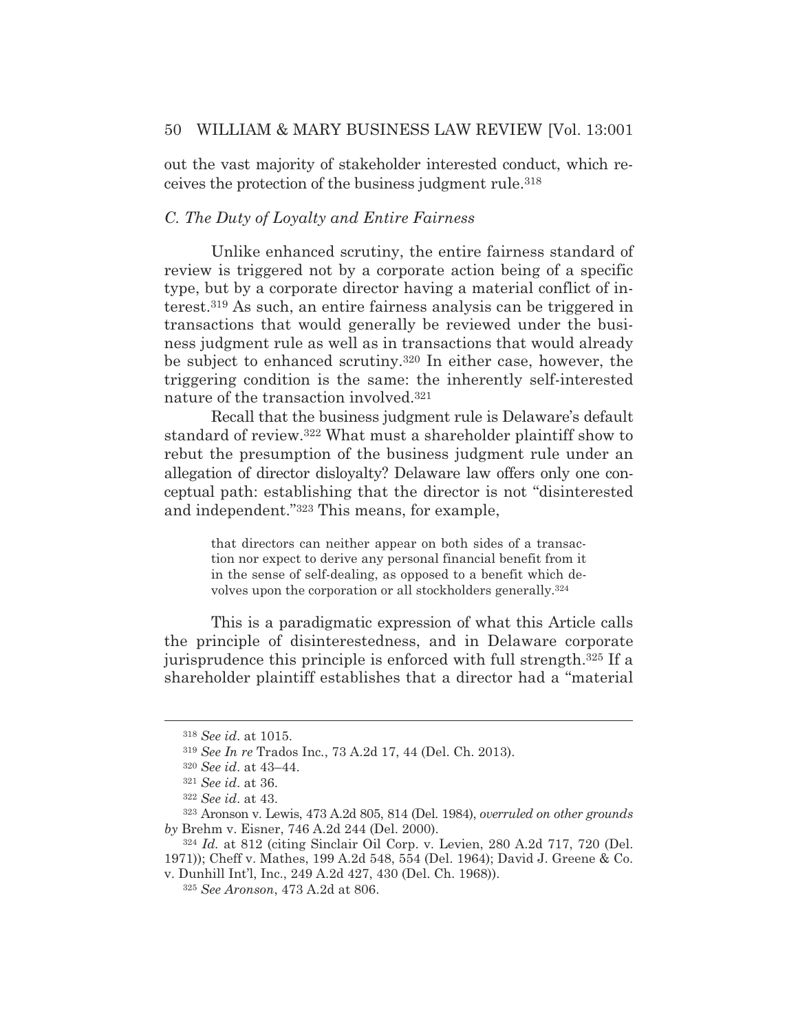out the vast majority of stakeholder interested conduct, which receives the protection of the business judgment rule.[318]

### *C. The Duty of Loyalty and Entire Fairness*

Unlike enhanced scrutiny, the entire fairness standard of review is triggered not by a corporate action being of a specific type, but by a corporate director having a material conflict of interest.[319] As such, an entire fairness analysis can be triggered in transactions that would generally be reviewed under the business judgment rule as well as in transactions that would already be subject to enhanced scrutiny.[320] In either case, however, the triggering condition is the same: the inherently self-interested nature of the transaction involved.[321]

Recall that the business judgment rule is Delaware's default standard of review.[322] What must a shareholder plaintiff show to rebut the presumption of the business judgment rule under an allegation of director disloyalty? Delaware law offers only one conceptual path: establishing that the director is not "disinterested and independent."[323] This means, for example,

> that directors can neither appear on both sides of a transaction nor expect to derive any personal financial benefit from it in the sense of self-dealing, as opposed to a benefit which devolves upon the corporation or all stockholders generally.[324]

This is a paradigmatic expression of what this Article calls the principle of disinterestedness, and in Delaware corporate jurisprudence this principle is enforced with full strength.[325] If a shareholder plaintiff establishes that a director had a "material

---

[318] *See id.* at 1015.

[319] *See In re* Trados Inc., 73 A.2d 17, 44 (Del. Ch. 2013).

[320] *See id.* at 43–44.

[321] *See id.* at 36.

[322] *See id.* at 43.

[323] Aronson v. Lewis, 473 A.2d 805, 814 (Del. 1984), *overruled on other grounds by* Brehm v. Eisner, 746 A.2d 244 (Del. 2000).

[324] *Id.* at 812 (citing Sinclair Oil Corp. v. Levien, 280 A.2d 717, 720 (Del. 1971)); Cheff v. Mathes, 199 A.2d 548, 554 (Del. 1964); David J. Greene & Co. v. Dunhill Int'l, Inc., 249 A.2d 427, 430 (Del. Ch. 1968)).

[325] *See Aronson*, 473 A.2d at 806.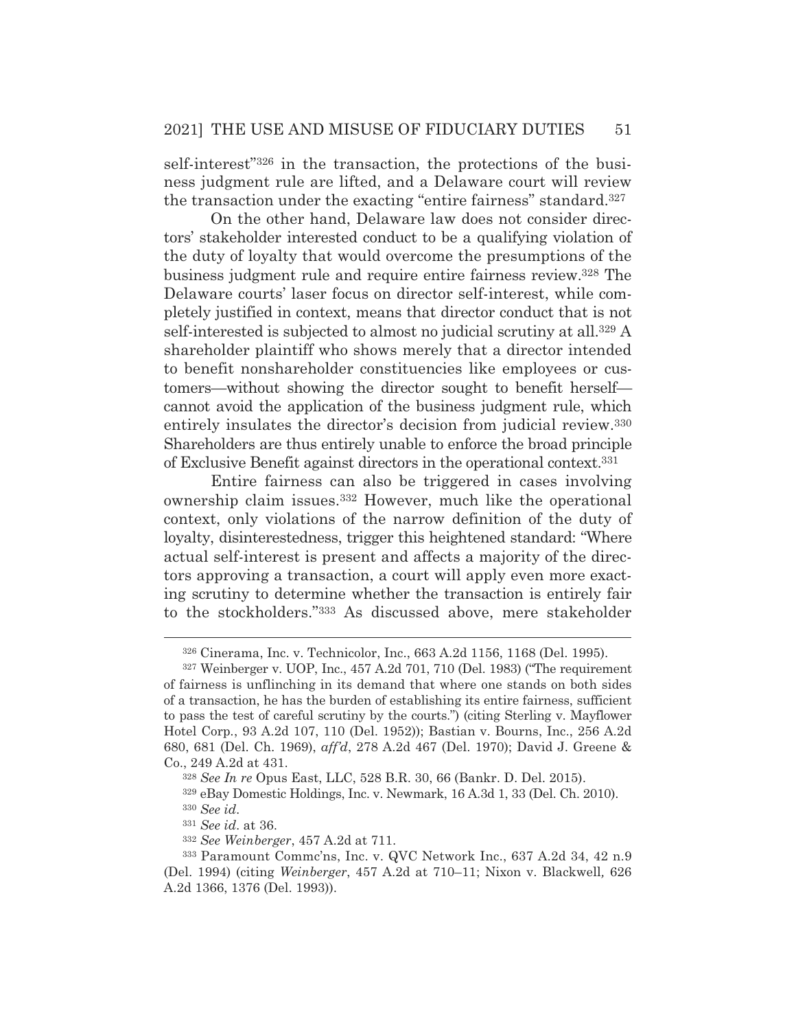self-interest"[326] in the transaction, the protections of the business judgment rule are lifted, and a Delaware court will review the transaction under the exacting "entire fairness" standard.[327]

On the other hand, Delaware law does not consider directors' stakeholder interested conduct to be a qualifying violation of the duty of loyalty that would overcome the presumptions of the business judgment rule and require entire fairness review.[328] The Delaware courts' laser focus on director self-interest, while completely justified in context, means that director conduct that is not self-interested is subjected to almost no judicial scrutiny at all.[329] A shareholder plaintiff who shows merely that a director intended to benefit nonshareholder constituencies like employees or customers—without showing the director sought to benefit herself—cannot avoid the application of the business judgment rule, which entirely insulates the director's decision from judicial review.[330] Shareholders are thus entirely unable to enforce the broad principle of Exclusive Benefit against directors in the operational context.[331]

Entire fairness can also be triggered in cases involving ownership claim issues.[332] However, much like the operational context, only violations of the narrow definition of the duty of loyalty, disinterestedness, trigger this heightened standard: "Where actual self-interest is present and affects a majority of the directors approving a transaction, a court will apply even more exacting scrutiny to determine whether the transaction is entirely fair to the stockholders."[333] As discussed above, mere stakeholder

---

[326] Cinerama, Inc. v. Technicolor, Inc., 663 A.2d 1156, 1168 (Del. 1995).

[327] Weinberger v. UOP, Inc., 457 A.2d 701, 710 (Del. 1983) ("The requirement of fairness is unflinching in its demand that where one stands on both sides of a transaction, he has the burden of establishing its entire fairness, sufficient to pass the test of careful scrutiny by the courts.") (citing Sterling v. Mayflower Hotel Corp., 93 A.2d 107, 110 (Del. 1952)); Bastian v. Bourns, Inc., 256 A.2d 680, 681 (Del. Ch. 1969), *aff'd*, 278 A.2d 467 (Del. 1970); David J. Greene & Co., 249 A.2d at 431.

[328] *See In re* Opus East, LLC, 528 B.R. 30, 66 (Bankr. D. Del. 2015).

[329] eBay Domestic Holdings, Inc. v. Newmark, 16 A.3d 1, 33 (Del. Ch. 2010).

[330] *See id*.

[331] *See id*. at 36.

[332] *See Weinberger*, 457 A.2d at 711.

[333] Paramount Commc'ns, Inc. v. QVC Network Inc., 637 A.2d 34, 42 n.9 (Del. 1994) (citing *Weinberger*, 457 A.2d at 710–11; Nixon v. Blackwell*,* 626 A.2d 1366, 1376 (Del. 1993)).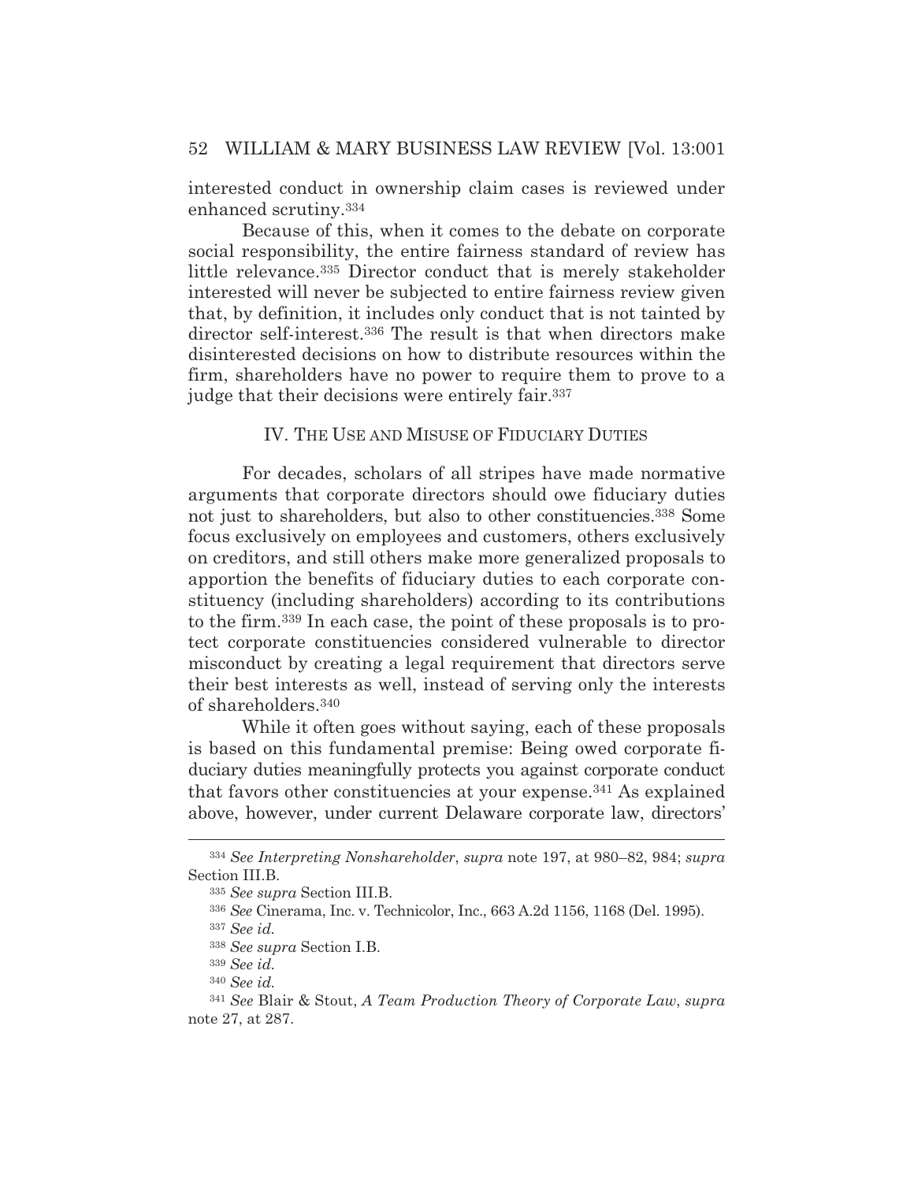interested conduct in ownership claim cases is reviewed under enhanced scrutiny.[334]

Because of this, when it comes to the debate on corporate social responsibility, the entire fairness standard of review has little relevance.[335] Director conduct that is merely stakeholder interested will never be subjected to entire fairness review given that, by definition, it includes only conduct that is not tainted by director self-interest.[336] The result is that when directors make disinterested decisions on how to distribute resources within the firm, shareholders have no power to require them to prove to a judge that their decisions were entirely fair.[337]

## IV. THE USE AND MISUSE OF FIDUCIARY DUTIES

For decades, scholars of all stripes have made normative arguments that corporate directors should owe fiduciary duties not just to shareholders, but also to other constituencies.[338] Some focus exclusively on employees and customers, others exclusively on creditors, and still others make more generalized proposals to apportion the benefits of fiduciary duties to each corporate constituency (including shareholders) according to its contributions to the firm.[339] In each case, the point of these proposals is to protect corporate constituencies considered vulnerable to director misconduct by creating a legal requirement that directors serve their best interests as well, instead of serving only the interests of shareholders.[340]

While it often goes without saying, each of these proposals is based on this fundamental premise: Being owed corporate fiduciary duties meaningfully protects you against corporate conduct that favors other constituencies at your expense.[341] As explained above, however, under current Delaware corporate law, directors'

---

[334] *See Interpreting Nonshareholder*, *supra* note 197, at 980–82, 984; *supra* Section III.B.

[335] *See supra* Section III.B.

[336] *See* Cinerama, Inc. v. Technicolor, Inc., 663 A.2d 1156, 1168 (Del. 1995).

[337] *See id.*

[338] *See supra* Section I.B.

[339] *See id.*

[340] *See id.*

[341] *See* Blair & Stout, *A Team Production Theory of Corporate Law*, *supra* note 27, at 287.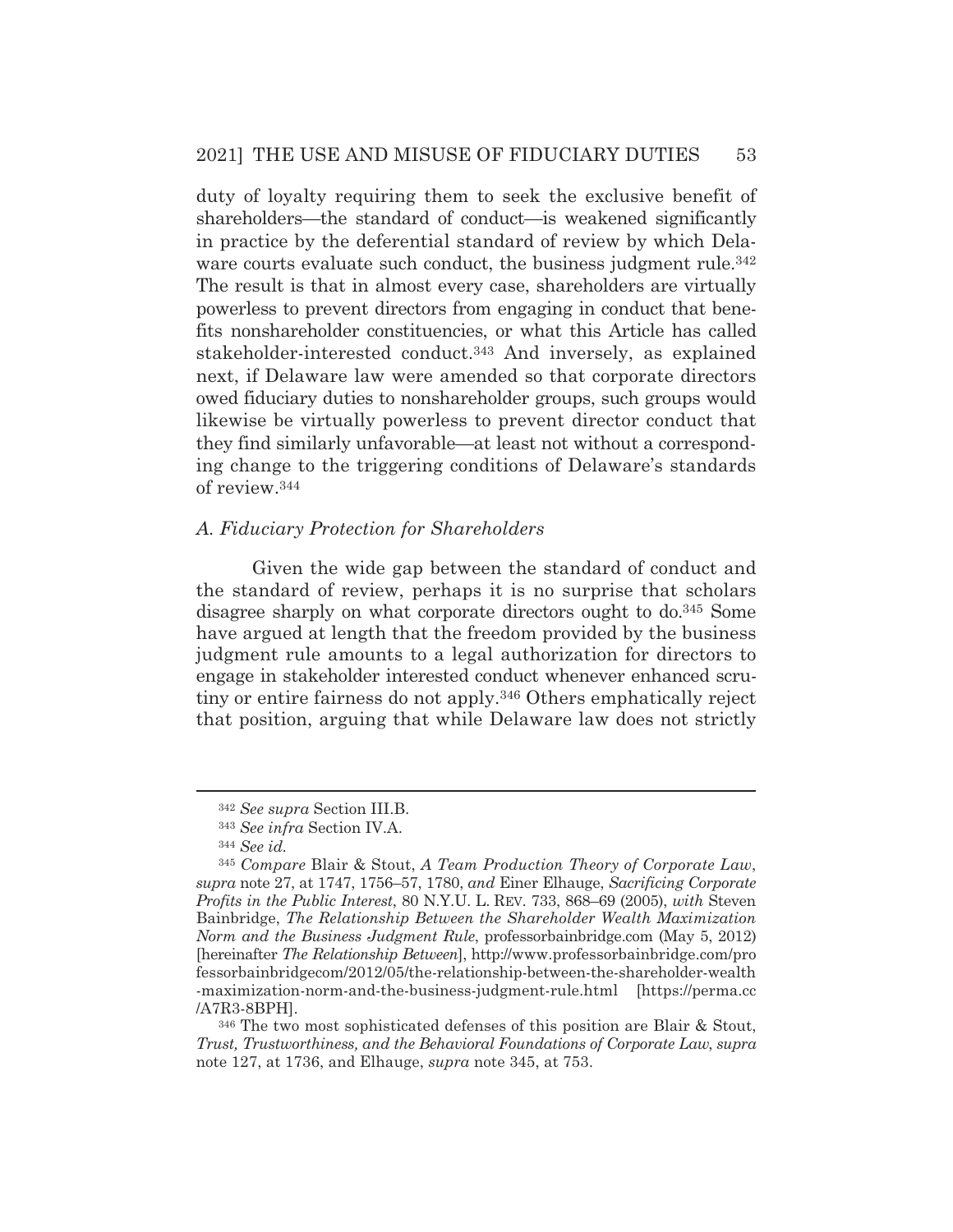duty of loyalty requiring them to seek the exclusive benefit of shareholders—the standard of conduct—is weakened significantly in practice by the deferential standard of review by which Delaware courts evaluate such conduct, the business judgment rule.[342] The result is that in almost every case, shareholders are virtually powerless to prevent directors from engaging in conduct that benefits nonshareholder constituencies, or what this Article has called stakeholder-interested conduct.[343] And inversely, as explained next, if Delaware law were amended so that corporate directors owed fiduciary duties to nonshareholder groups, such groups would likewise be virtually powerless to prevent director conduct that they find similarly unfavorable—at least not without a corresponding change to the triggering conditions of Delaware's standards of review.[344]

### *A. Fiduciary Protection for Shareholders*

Given the wide gap between the standard of conduct and the standard of review, perhaps it is no surprise that scholars disagree sharply on what corporate directors ought to do.[345] Some have argued at length that the freedom provided by the business judgment rule amounts to a legal authorization for directors to engage in stakeholder interested conduct whenever enhanced scrutiny or entire fairness do not apply.[346] Others emphatically reject that position, arguing that while Delaware law does not strictly

---

[342] *See supra* Section III.B.

[343] *See infra* Section IV.A.

[344] *See id.*

[345] *Compare* Blair & Stout, *A Team Production Theory of Corporate Law*, *supra* note 27, at 1747, 1756–57, 1780, *and* Einer Elhauge, *Sacrificing Corporate Profits in the Public Interest*, 80 N.Y.U. L. REV. 733, 868–69 (2005), *with* Steven Bainbridge, *The Relationship Between the Shareholder Wealth Maximization Norm and the Business Judgment Rule*, professorbainbridge.com (May 5, 2012) [hereinafter *The Relationship Between*], http://www.professorbainbridge.com/professorbainbridgecom/2012/05/the-relationship-between-the-shareholder-wealth-maximization-norm-and-the-business-judgment-rule.html [https://perma.cc/A7R3-8BPH].

[346] The two most sophisticated defenses of this position are Blair & Stout, *Trust, Trustworthiness, and the Behavioral Foundations of Corporate Law*, *supra* note 127, at 1736, and Elhauge, *supra* note 345, at 753.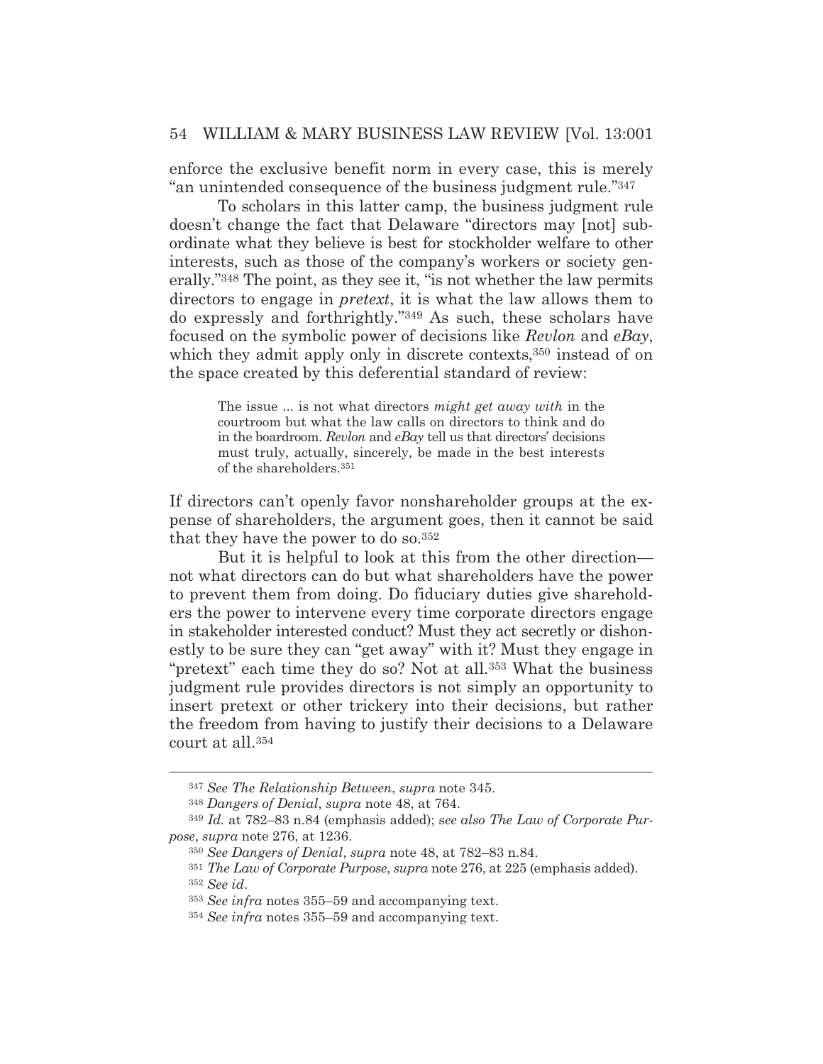enforce the exclusive benefit norm in every case, this is merely "an unintended consequence of the business judgment rule."[347]

To scholars in this latter camp, the business judgment rule doesn't change the fact that Delaware "directors may [not] subordinate what they believe is best for stockholder welfare to other interests, such as those of the company's workers or society generally."[348] The point, as they see it, "is not whether the law permits directors to engage in *pretext*, it is what the law allows them to do expressly and forthrightly."[349] As such, these scholars have focused on the symbolic power of decisions like *Revlon* and *eBay*, which they admit apply only in discrete contexts,[350] instead of on the space created by this deferential standard of review:

> The issue ... is not what directors *might get away with* in the courtroom but what the law calls on directors to think and do in the boardroom. *Revlon* and *eBay* tell us that directors' decisions must truly, actually, sincerely, be made in the best interests of the shareholders.[351]

If directors can't openly favor nonshareholder groups at the expense of shareholders, the argument goes, then it cannot be said that they have the power to do so.[352]

But it is helpful to look at this from the other direction—not what directors can do but what shareholders have the power to prevent them from doing. Do fiduciary duties give shareholders the power to intervene every time corporate directors engage in stakeholder interested conduct? Must they act secretly or dishonestly to be sure they can "get away" with it? Must they engage in "pretext" each time they do so? Not at all.[353] What the business judgment rule provides directors is not simply an opportunity to insert pretext or other trickery into their decisions, but rather the freedom from having to justify their decisions to a Delaware court at all.[354]

---

[347] *See The Relationship Between*, *supra* note 345.

[348] *Dangers of Denial*, *supra* note 48, at 764.

[349] *Id.* at 782–83 n.84 (emphasis added); *see also The Law of Corporate Purpose*, *supra* note 276, at 1236.

[350] *See Dangers of Denial*, *supra* note 48, at 782–83 n.84.

[351] *The Law of Corporate Purpose*, *supra* note 276, at 225 (emphasis added).

[352] *See id*.

[353] *See infra* notes 355–59 and accompanying text.

[354] *See infra* notes 355–59 and accompanying text.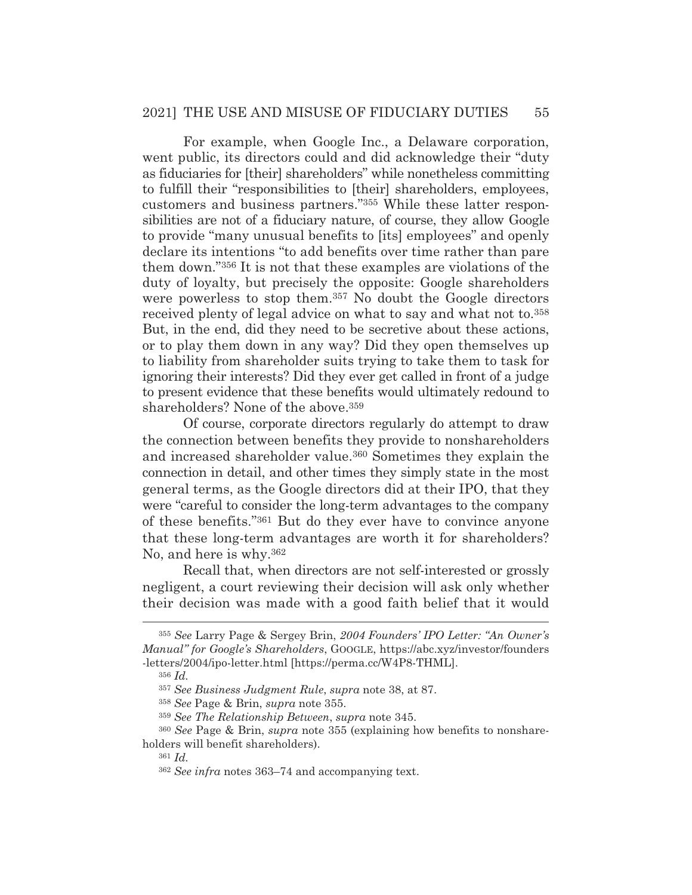For example, when Google Inc., a Delaware corporation, went public, its directors could and did acknowledge their "duty as fiduciaries for [their] shareholders" while nonetheless committing to fulfill their "responsibilities to [their] shareholders, employees, customers and business partners."[355] While these latter responsibilities are not of a fiduciary nature, of course, they allow Google to provide "many unusual benefits to [its] employees" and openly declare its intentions "to add benefits over time rather than pare them down."[356] It is not that these examples are violations of the duty of loyalty, but precisely the opposite: Google shareholders were powerless to stop them.[357] No doubt the Google directors received plenty of legal advice on what to say and what not to.[358] But, in the end, did they need to be secretive about these actions, or to play them down in any way? Did they open themselves up to liability from shareholder suits trying to take them to task for ignoring their interests? Did they ever get called in front of a judge to present evidence that these benefits would ultimately redound to shareholders? None of the above.[359]

Of course, corporate directors regularly do attempt to draw the connection between benefits they provide to nonshareholders and increased shareholder value.[360] Sometimes they explain the connection in detail, and other times they simply state in the most general terms, as the Google directors did at their IPO, that they were "careful to consider the long-term advantages to the company of these benefits."[361] But do they ever have to convince anyone that these long-term advantages are worth it for shareholders? No, and here is why.[362]

Recall that, when directors are not self-interested or grossly negligent, a court reviewing their decision will ask only whether their decision was made with a good faith belief that it would

---

[355] *See* Larry Page & Sergey Brin, *2004 Founders' IPO Letter: "An Owner's Manual" for Google's Shareholders*, GOOGLE, https://abc.xyz/investor/founders-letters/2004/ipo-letter.html [https://perma.cc/W4P8-THML].

[356] *Id.*

[357] *See Business Judgment Rule*, *supra* note 38, at 87.

[358] *See* Page & Brin, *supra* note 355.

[359] *See The Relationship Between*, *supra* note 345.

[360] *See* Page & Brin, *supra* note 355 (explaining how benefits to nonshareholders will benefit shareholders).

[361] *Id.*

[362] *See infra* notes 363–74 and accompanying text.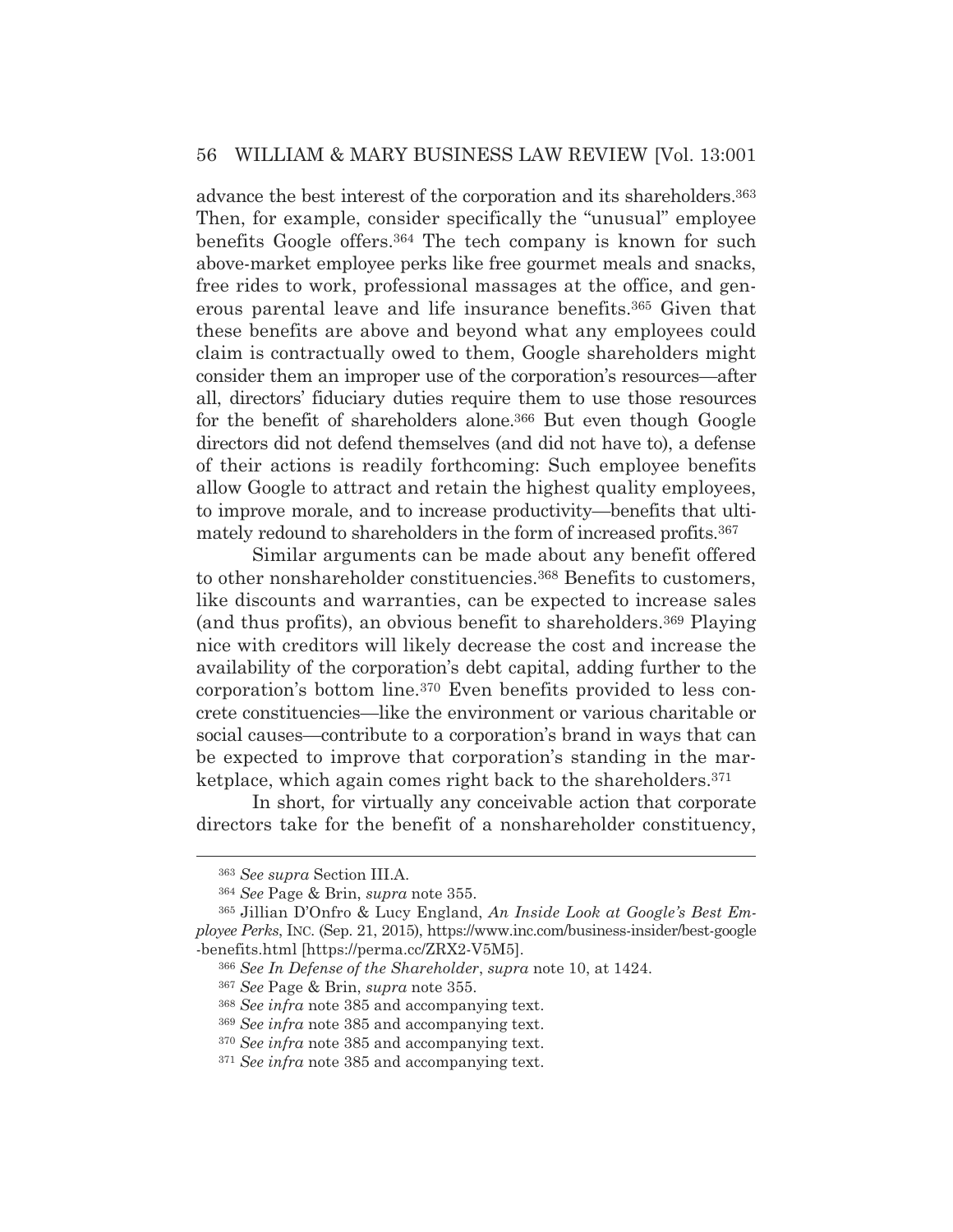advance the best interest of the corporation and its shareholders.[363] Then, for example, consider specifically the "unusual" employee benefits Google offers.[364] The tech company is known for such above-market employee perks like free gourmet meals and snacks, free rides to work, professional massages at the office, and generous parental leave and life insurance benefits.[365] Given that these benefits are above and beyond what any employees could claim is contractually owed to them, Google shareholders might consider them an improper use of the corporation's resources—after all, directors' fiduciary duties require them to use those resources for the benefit of shareholders alone.[366] But even though Google directors did not defend themselves (and did not have to), a defense of their actions is readily forthcoming: Such employee benefits allow Google to attract and retain the highest quality employees, to improve morale, and to increase productivity—benefits that ultimately redound to shareholders in the form of increased profits.[367]

Similar arguments can be made about any benefit offered to other nonshareholder constituencies.[368] Benefits to customers, like discounts and warranties, can be expected to increase sales (and thus profits), an obvious benefit to shareholders.[369] Playing nice with creditors will likely decrease the cost and increase the availability of the corporation's debt capital, adding further to the corporation's bottom line.[370] Even benefits provided to less concrete constituencies—like the environment or various charitable or social causes—contribute to a corporation's brand in ways that can be expected to improve that corporation's standing in the marketplace, which again comes right back to the shareholders.[371]

In short, for virtually any conceivable action that corporate directors take for the benefit of a nonshareholder constituency,

---

[363] *See supra* Section III.A.

[364] *See* Page & Brin, *supra* note 355.

[365] Jillian D'Onfro & Lucy England, *An Inside Look at Google's Best Employee Perks*, INC. (Sep. 21, 2015), https://www.inc.com/business-insider/best-google-benefits.html [https://perma.cc/ZRX2-V5M5].

[366] *See In Defense of the Shareholder*, *supra* note 10, at 1424.

[367] *See* Page & Brin, *supra* note 355.

[368] *See infra* note 385 and accompanying text.

[369] *See infra* note 385 and accompanying text.

[370] *See infra* note 385 and accompanying text.

[371] *See infra* note 385 and accompanying text.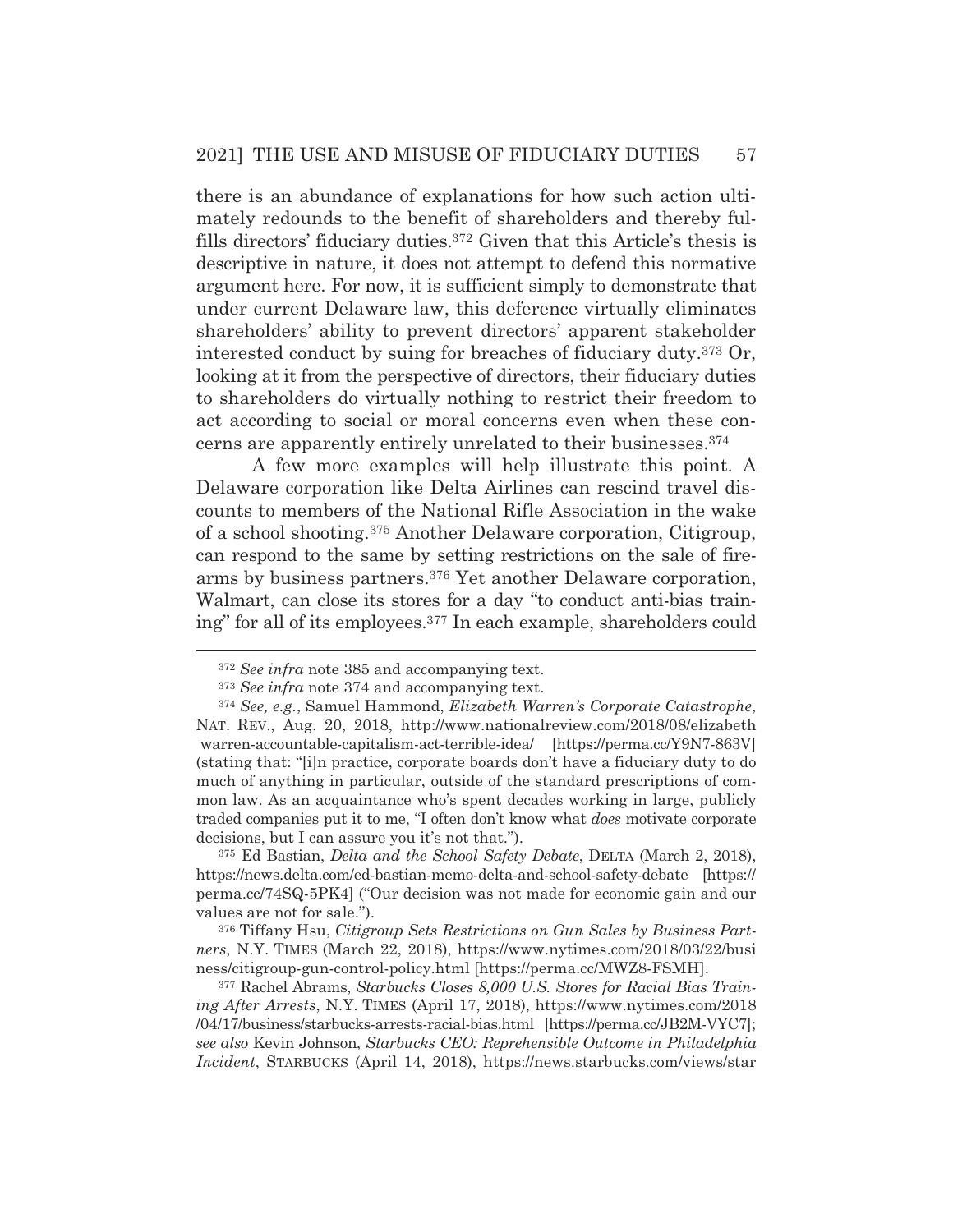there is an abundance of explanations for how such action ultimately redounds to the benefit of shareholders and thereby fulfills directors' fiduciary duties.[372] Given that this Article's thesis is descriptive in nature, it does not attempt to defend this normative argument here. For now, it is sufficient simply to demonstrate that under current Delaware law, this deference virtually eliminates shareholders' ability to prevent directors' apparent stakeholder interested conduct by suing for breaches of fiduciary duty.[373] Or, looking at it from the perspective of directors, their fiduciary duties to shareholders do virtually nothing to restrict their freedom to act according to social or moral concerns even when these concerns are apparently entirely unrelated to their businesses.[374]

A few more examples will help illustrate this point. A Delaware corporation like Delta Airlines can rescind travel discounts to members of the National Rifle Association in the wake of a school shooting.[375] Another Delaware corporation, Citigroup, can respond to the same by setting restrictions on the sale of firearms by business partners.[376] Yet another Delaware corporation, Walmart, can close its stores for a day "to conduct anti-bias training" for all of its employees.[377] In each example, shareholders could

---

[372] *See infra* note 385 and accompanying text.

[373] *See infra* note 374 and accompanying text.

[374] *See, e.g.*, Samuel Hammond, *Elizabeth Warren's Corporate Catastrophe*, NAT. REV., Aug. 20, 2018, http://www.nationalreview.com/2018/08/elizabeth warren-accountable-capitalism-act-terrible-idea/ [https://perma.cc/Y9N7-863V] (stating that: "[i]n practice, corporate boards don't have a fiduciary duty to do much of anything in particular, outside of the standard prescriptions of common law. As an acquaintance who's spent decades working in large, publicly traded companies put it to me, "I often don't know what *does* motivate corporate decisions, but I can assure you it's not that.").

[375] Ed Bastian, *Delta and the School Safety Debate*, DELTA (March 2, 2018), https://news.delta.com/ed-bastian-memo-delta-and-school-safety-debate [https://perma.cc/74SQ-5PK4] ("Our decision was not made for economic gain and our values are not for sale.").

[376] Tiffany Hsu, *Citigroup Sets Restrictions on Gun Sales by Business Partners*, N.Y. TIMES (March 22, 2018), https://www.nytimes.com/2018/03/22/business/citigroup-gun-control-policy.html [https://perma.cc/MWZ8-FSMH].

[377] Rachel Abrams, *Starbucks Closes 8,000 U.S. Stores for Racial Bias Training After Arrests*, N.Y. TIMES (April 17, 2018), https://www.nytimes.com/2018/04/17/business/starbucks-arrests-racial-bias.html [https://perma.cc/JB2M-VYC7]; *see also* Kevin Johnson, *Starbucks CEO: Reprehensible Outcome in Philadelphia Incident*, STARBUCKS (April 14, 2018), https://news.starbucks.com/views/star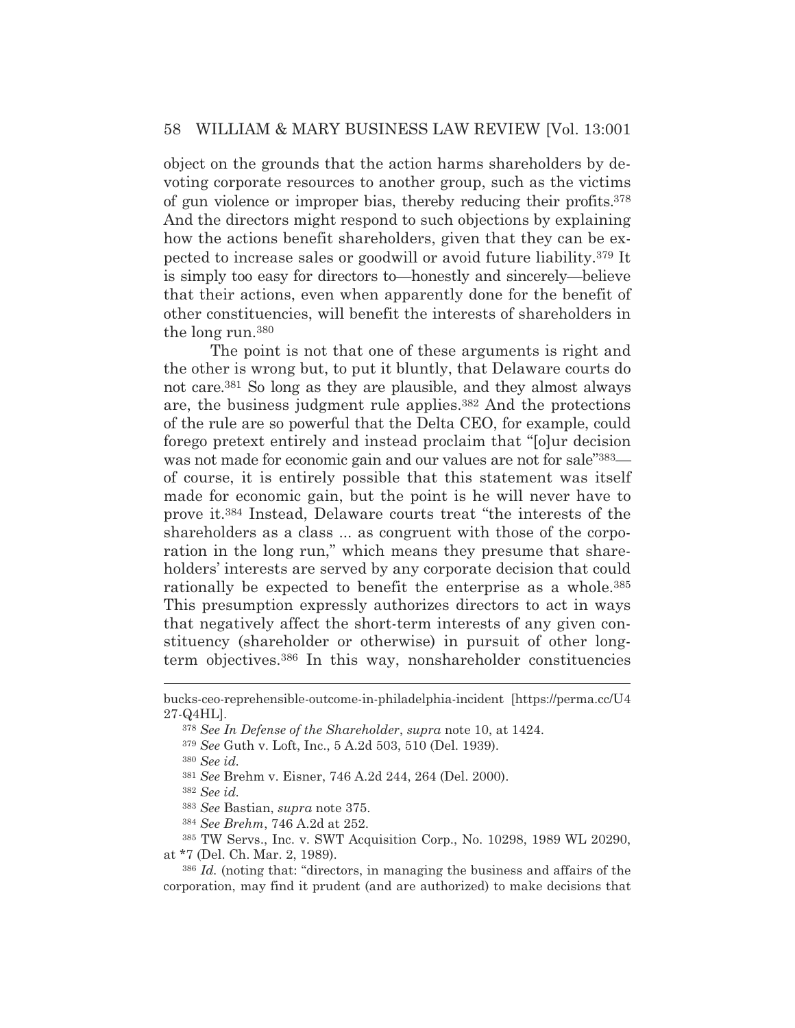object on the grounds that the action harms shareholders by devoting corporate resources to another group, such as the victims of gun violence or improper bias, thereby reducing their profits.[378] And the directors might respond to such objections by explaining how the actions benefit shareholders, given that they can be expected to increase sales or goodwill or avoid future liability.[379] It is simply too easy for directors to—honestly and sincerely—believe that their actions, even when apparently done for the benefit of other constituencies, will benefit the interests of shareholders in the long run.[380]

The point is not that one of these arguments is right and the other is wrong but, to put it bluntly, that Delaware courts do not care.[381] So long as they are plausible, and they almost always are, the business judgment rule applies.[382] And the protections of the rule are so powerful that the Delta CEO, for example, could forego pretext entirely and instead proclaim that "[o]ur decision was not made for economic gain and our values are not for sale"[383]—of course, it is entirely possible that this statement was itself made for economic gain, but the point is he will never have to prove it.[384] Instead, Delaware courts treat "the interests of the shareholders as a class ... as congruent with those of the corporation in the long run," which means they presume that shareholders' interests are served by any corporate decision that could rationally be expected to benefit the enterprise as a whole.[385] This presumption expressly authorizes directors to act in ways that negatively affect the short-term interests of any given constituency (shareholder or otherwise) in pursuit of other long-term objectives.[386] In this way, nonshareholder constituencies

---

bucks-ceo-reprehensible-outcome-in-philadelphia-incident [https://perma.cc/U427-Q4HL].

[378] *See In Defense of the Shareholder*, *supra* note 10, at 1424.

[379] *See* Guth v. Loft, Inc., 5 A.2d 503, 510 (Del. 1939).

[380] *See id.*

[381] *See* Brehm v. Eisner, 746 A.2d 244, 264 (Del. 2000).

[382] *See id.*

[383] *See* Bastian, *supra* note 375.

[384] *See Brehm*, 746 A.2d at 252.

[385] TW Servs., Inc. v. SWT Acquisition Corp., No. 10298, 1989 WL 20290, at *7 (Del. Ch. Mar. 2, 1989).

[386] *Id.* (noting that: "directors, in managing the business and affairs of the corporation, may find it prudent (and are authorized) to make decisions that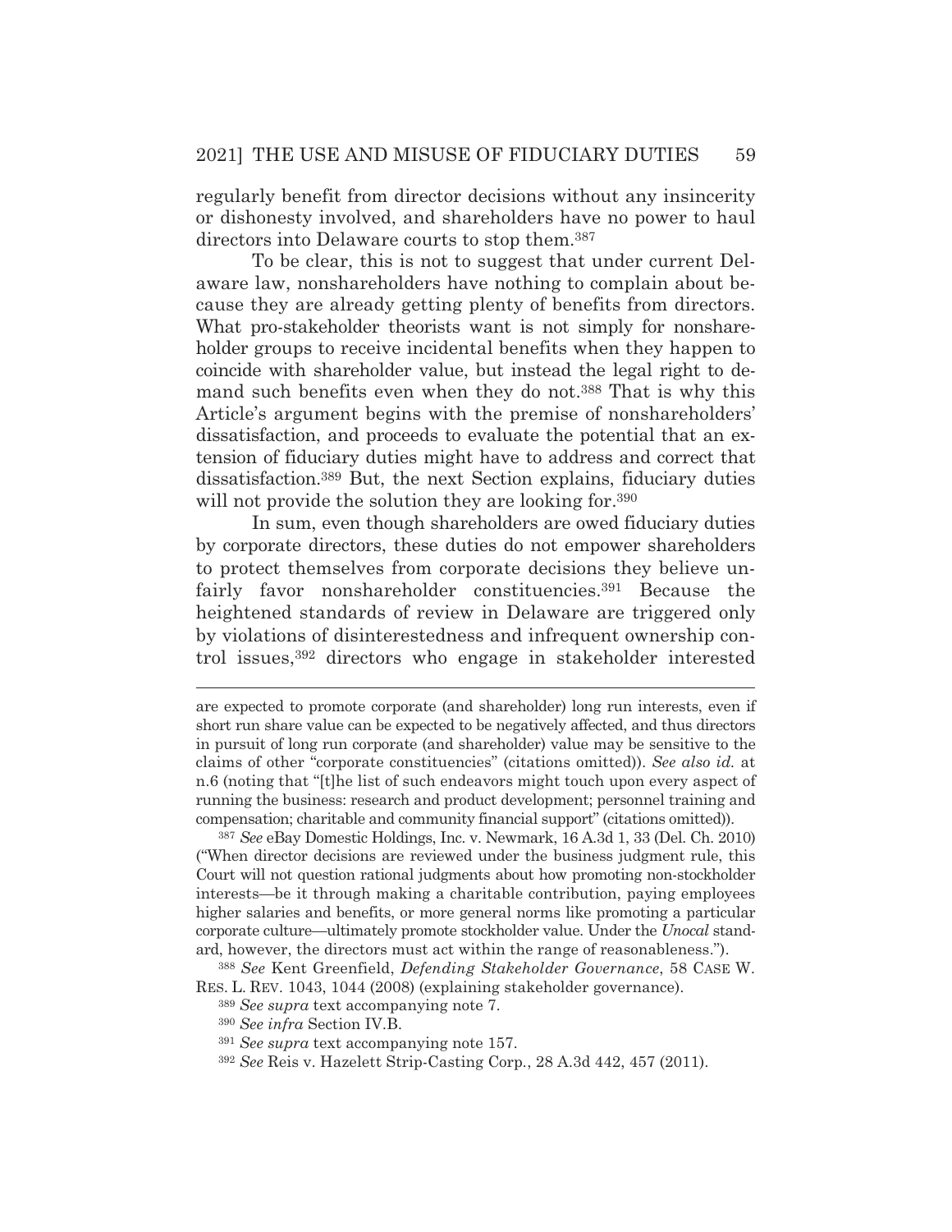regularly benefit from director decisions without any insincerity or dishonesty involved, and shareholders have no power to haul directors into Delaware courts to stop them.[387]

To be clear, this is not to suggest that under current Delaware law, nonshareholders have nothing to complain about because they are already getting plenty of benefits from directors. What pro-stakeholder theorists want is not simply for nonshareholder groups to receive incidental benefits when they happen to coincide with shareholder value, but instead the legal right to demand such benefits even when they do not.[388] That is why this Article's argument begins with the premise of nonshareholders' dissatisfaction, and proceeds to evaluate the potential that an extension of fiduciary duties might have to address and correct that dissatisfaction.[389] But, the next Section explains, fiduciary duties will not provide the solution they are looking for.[390]

In sum, even though shareholders are owed fiduciary duties by corporate directors, these duties do not empower shareholders to protect themselves from corporate decisions they believe unfairly favor nonshareholder constituencies.[391] Because the heightened standards of review in Delaware are triggered only by violations of disinterestedness and infrequent ownership control issues,[392] directors who engage in stakeholder interested

---

are expected to promote corporate (and shareholder) long run interests, even if short run share value can be expected to be negatively affected, and thus directors in pursuit of long run corporate (and shareholder) value may be sensitive to the claims of other "corporate constituencies" (citations omitted)). *See also id.* at n.6 (noting that "[t]he list of such endeavors might touch upon every aspect of running the business: research and product development; personnel training and compensation; charitable and community financial support" (citations omitted)).

[387] *See* eBay Domestic Holdings, Inc. v. Newmark, 16 A.3d 1, 33 (Del. Ch. 2010) ("When director decisions are reviewed under the business judgment rule, this Court will not question rational judgments about how promoting non-stockholder interests—be it through making a charitable contribution, paying employees higher salaries and benefits, or more general norms like promoting a particular corporate culture—ultimately promote stockholder value. Under the *Unocal* standard, however, the directors must act within the range of reasonableness.").

[388] *See* Kent Greenfield, *Defending Stakeholder Governance*, 58 CASE W. RES. L. REV. 1043, 1044 (2008) (explaining stakeholder governance).

[389] *See supra* text accompanying note 7.

[390] *See infra* Section IV.B.

[391] *See supra* text accompanying note 157.

[392] *See* Reis v. Hazelett Strip-Casting Corp., 28 A.3d 442, 457 (2011).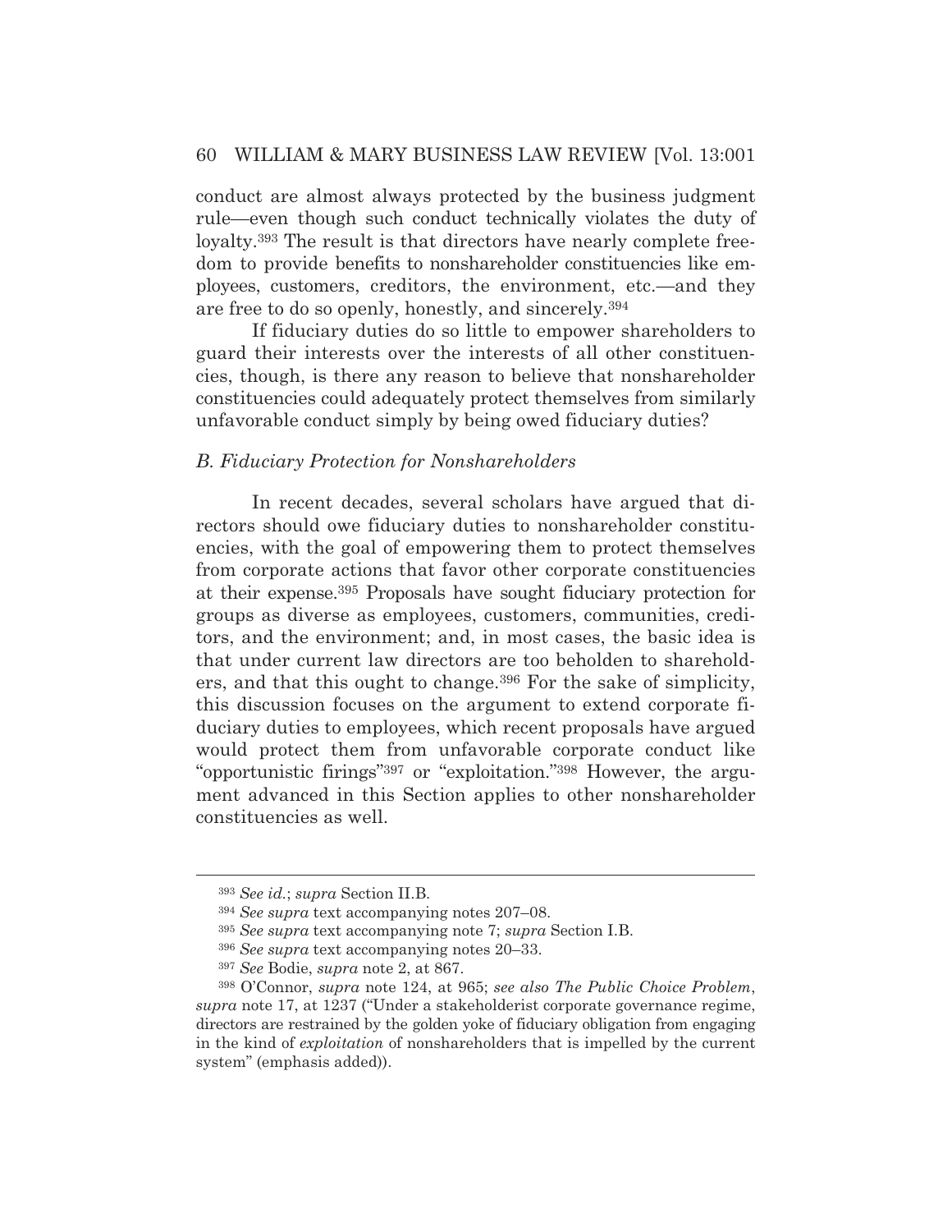conduct are almost always protected by the business judgment rule—even though such conduct technically violates the duty of loyalty.[393] The result is that directors have nearly complete freedom to provide benefits to nonshareholder constituencies like employees, customers, creditors, the environment, etc.—and they are free to do so openly, honestly, and sincerely.[394]

If fiduciary duties do so little to empower shareholders to guard their interests over the interests of all other constituencies, though, is there any reason to believe that nonshareholder constituencies could adequately protect themselves from similarly unfavorable conduct simply by being owed fiduciary duties?

### *B. Fiduciary Protection for Nonshareholders*

In recent decades, several scholars have argued that directors should owe fiduciary duties to nonshareholder constituencies, with the goal of empowering them to protect themselves from corporate actions that favor other corporate constituencies at their expense.[395] Proposals have sought fiduciary protection for groups as diverse as employees, customers, communities, creditors, and the environment; and, in most cases, the basic idea is that under current law directors are too beholden to shareholders, and that this ought to change.[396] For the sake of simplicity, this discussion focuses on the argument to extend corporate fiduciary duties to employees, which recent proposals have argued would protect them from unfavorable corporate conduct like "opportunistic firings"[397] or "exploitation."[398] However, the argument advanced in this Section applies to other nonshareholder constituencies as well.

---

[393] *See id.*; *supra* Section II.B.

[394] *See supra* text accompanying notes 207–08.

[395] *See supra* text accompanying note 7; *supra* Section I.B.

[396] *See supra* text accompanying notes 20–33.

[397] *See* Bodie, *supra* note 2, at 867.

[398] O'Connor, *supra* note 124, at 965; *see also The Public Choice Problem*, *supra* note 17, at 1237 ("Under a stakeholderist corporate governance regime, directors are restrained by the golden yoke of fiduciary obligation from engaging in the kind of *exploitation* of nonshareholders that is impelled by the current system" (emphasis added)).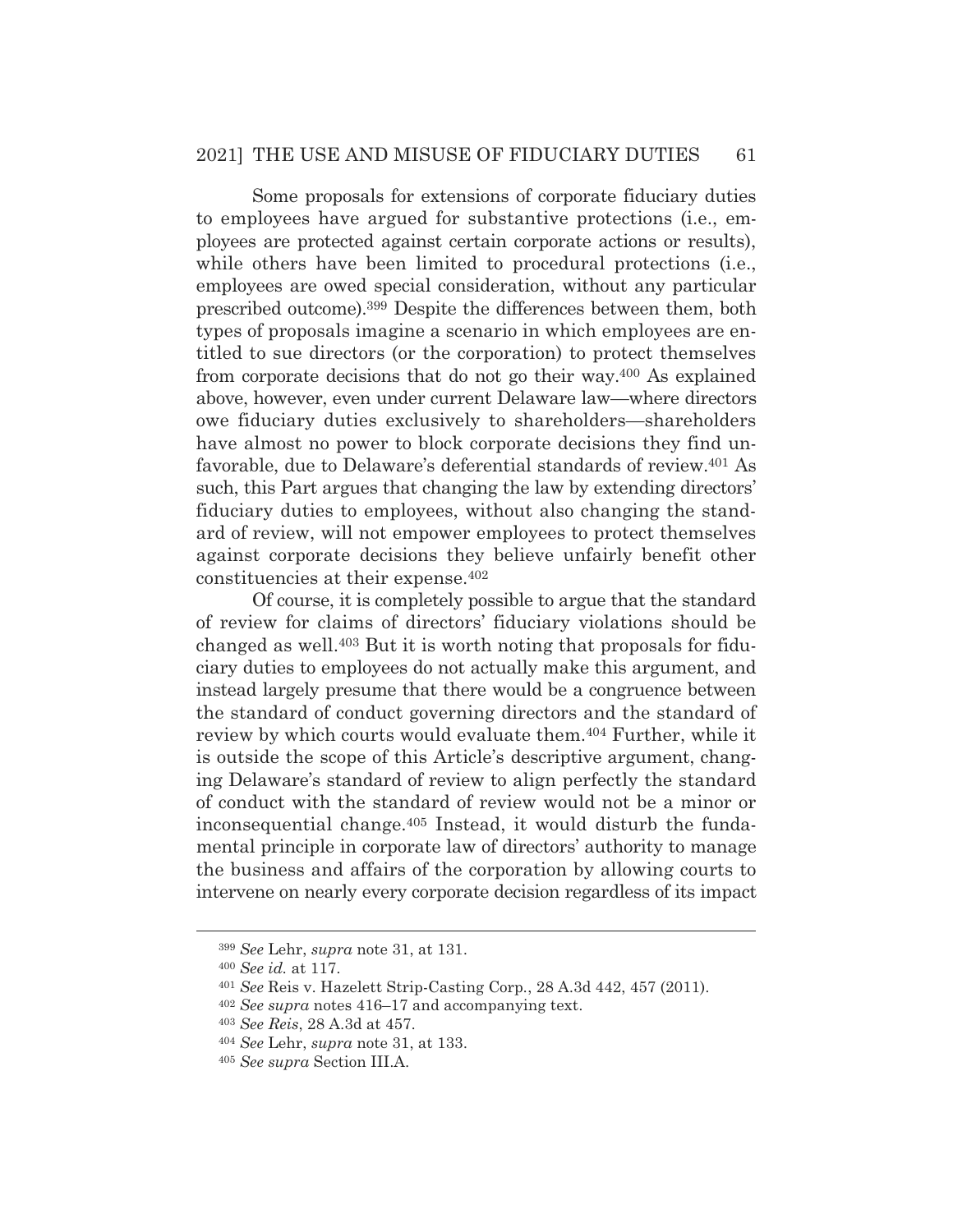Some proposals for extensions of corporate fiduciary duties to employees have argued for substantive protections (i.e., employees are protected against certain corporate actions or results), while others have been limited to procedural protections (i.e., employees are owed special consideration, without any particular prescribed outcome).[399] Despite the differences between them, both types of proposals imagine a scenario in which employees are entitled to sue directors (or the corporation) to protect themselves from corporate decisions that do not go their way.[400] As explained above, however, even under current Delaware law—where directors owe fiduciary duties exclusively to shareholders—shareholders have almost no power to block corporate decisions they find unfavorable, due to Delaware's deferential standards of review.[401] As such, this Part argues that changing the law by extending directors' fiduciary duties to employees, without also changing the standard of review, will not empower employees to protect themselves against corporate decisions they believe unfairly benefit other constituencies at their expense.[402]

Of course, it is completely possible to argue that the standard of review for claims of directors' fiduciary violations should be changed as well.[403] But it is worth noting that proposals for fiduciary duties to employees do not actually make this argument, and instead largely presume that there would be a congruence between the standard of conduct governing directors and the standard of review by which courts would evaluate them.[404] Further, while it is outside the scope of this Article's descriptive argument, changing Delaware's standard of review to align perfectly the standard of conduct with the standard of review would not be a minor or inconsequential change.[405] Instead, it would disturb the fundamental principle in corporate law of directors' authority to manage the business and affairs of the corporation by allowing courts to intervene on nearly every corporate decision regardless of its impact

---

[399] *See* Lehr, *supra* note 31, at 131.

[400] *See id.* at 117.

[401] *See* Reis v. Hazelett Strip-Casting Corp., 28 A.3d 442, 457 (2011).

[402] *See supra* notes 416–17 and accompanying text.

[403] *See Reis*, 28 A.3d at 457.

[404] *See* Lehr, *supra* note 31, at 133.

[405] *See supra* Section III.A.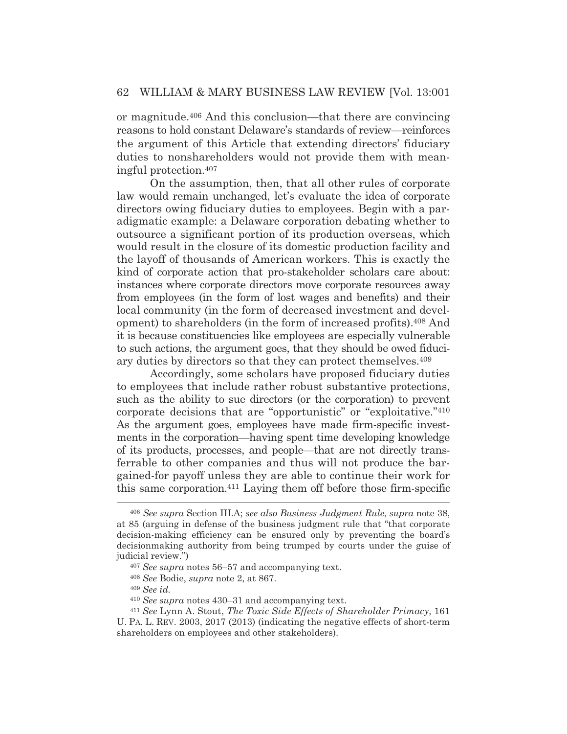or magnitude.[406] And this conclusion—that there are convincing reasons to hold constant Delaware's standards of review—reinforces the argument of this Article that extending directors' fiduciary duties to nonshareholders would not provide them with meaningful protection.[407]

On the assumption, then, that all other rules of corporate law would remain unchanged, let's evaluate the idea of corporate directors owing fiduciary duties to employees. Begin with a paradigmatic example: a Delaware corporation debating whether to outsource a significant portion of its production overseas, which would result in the closure of its domestic production facility and the layoff of thousands of American workers. This is exactly the kind of corporate action that pro-stakeholder scholars care about: instances where corporate directors move corporate resources away from employees (in the form of lost wages and benefits) and their local community (in the form of decreased investment and development) to shareholders (in the form of increased profits).[408] And it is because constituencies like employees are especially vulnerable to such actions, the argument goes, that they should be owed fiduciary duties by directors so that they can protect themselves.[409]

Accordingly, some scholars have proposed fiduciary duties to employees that include rather robust substantive protections, such as the ability to sue directors (or the corporation) to prevent corporate decisions that are "opportunistic" or "exploitative."[410] As the argument goes, employees have made firm-specific investments in the corporation—having spent time developing knowledge of its products, processes, and people—that are not directly transferrable to other companies and thus will not produce the bargained-for payoff unless they are able to continue their work for this same corporation.[411] Laying them off before those firm-specific

---

[406] *See supra* Section III.A; *see also Business Judgment Rule*, *supra* note 38, at 85 (arguing in defense of the business judgment rule that "that corporate decision-making efficiency can be ensured only by preventing the board's decisionmaking authority from being trumped by courts under the guise of judicial review.")

[407] *See supra* notes 56–57 and accompanying text.

[408] *See* Bodie, *supra* note 2, at 867.

[409] *See id.*

[410] *See supra* notes 430–31 and accompanying text.

[411] *See* Lynn A. Stout, *The Toxic Side Effects of Shareholder Primacy*, 161 U. PA. L. REV. 2003, 2017 (2013) (indicating the negative effects of short-term shareholders on employees and other stakeholders).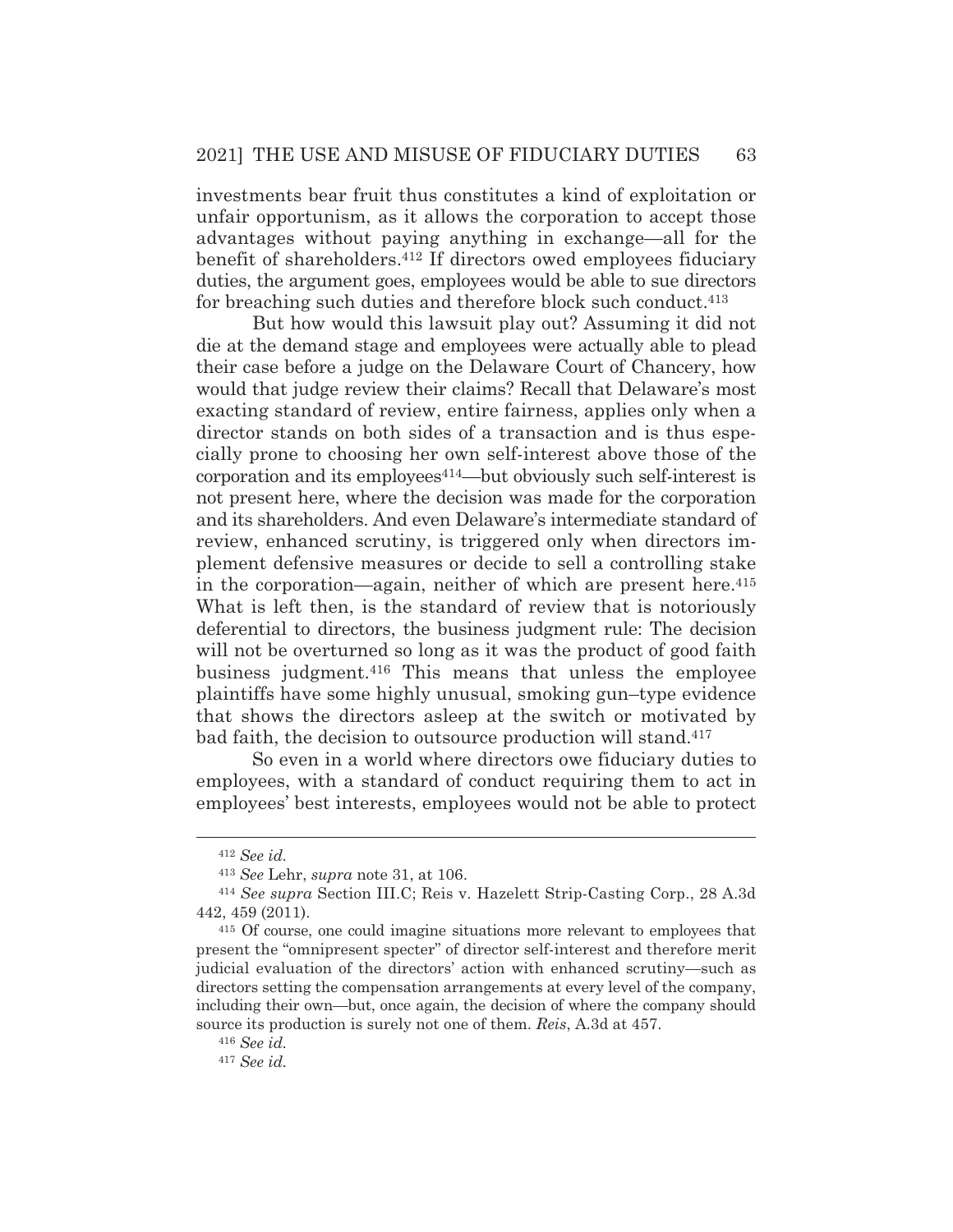investments bear fruit thus constitutes a kind of exploitation or unfair opportunism, as it allows the corporation to accept those advantages without paying anything in exchange—all for the benefit of shareholders.[412] If directors owed employees fiduciary duties, the argument goes, employees would be able to sue directors for breaching such duties and therefore block such conduct.[413]

But how would this lawsuit play out? Assuming it did not die at the demand stage and employees were actually able to plead their case before a judge on the Delaware Court of Chancery, how would that judge review their claims? Recall that Delaware's most exacting standard of review, entire fairness, applies only when a director stands on both sides of a transaction and is thus especially prone to choosing her own self-interest above those of the corporation and its employees[414]—but obviously such self-interest is not present here, where the decision was made for the corporation and its shareholders. And even Delaware's intermediate standard of review, enhanced scrutiny, is triggered only when directors implement defensive measures or decide to sell a controlling stake in the corporation—again, neither of which are present here.[415] What is left then, is the standard of review that is notoriously deferential to directors, the business judgment rule: The decision will not be overturned so long as it was the product of good faith business judgment.[416] This means that unless the employee plaintiffs have some highly unusual, smoking gun–type evidence that shows the directors asleep at the switch or motivated by bad faith, the decision to outsource production will stand.[417]

So even in a world where directors owe fiduciary duties to employees, with a standard of conduct requiring them to act in employees' best interests, employees would not be able to protect

---

[412] *See id.*

[413] *See* Lehr, *supra* note 31, at 106.

[414] *See supra* Section III.C; Reis v. Hazelett Strip-Casting Corp., 28 A.3d 442, 459 (2011).

[415] Of course, one could imagine situations more relevant to employees that present the "omnipresent specter" of director self-interest and therefore merit judicial evaluation of the directors' action with enhanced scrutiny—such as directors setting the compensation arrangements at every level of the company, including their own—but, once again, the decision of where the company should source its production is surely not one of them. *Reis*, A.3d at 457.

[416] *See id.*

[417] *See id.*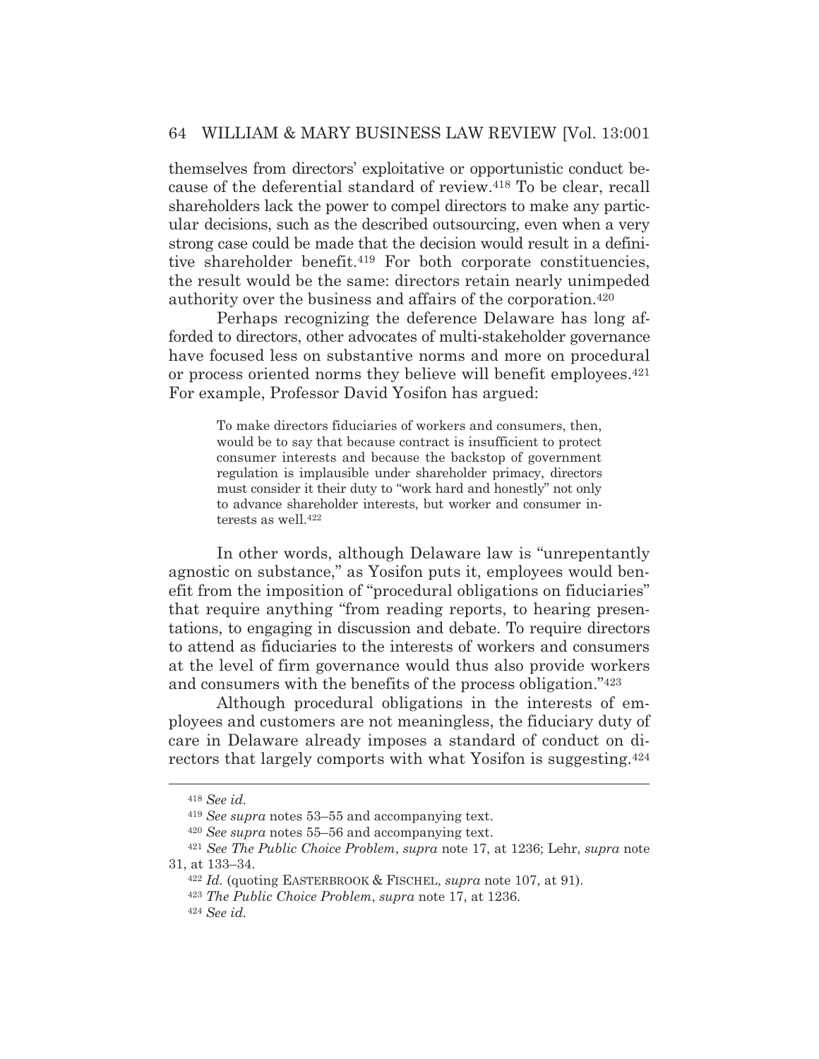themselves from directors' exploitative or opportunistic conduct because of the deferential standard of review.[418] To be clear, recall shareholders lack the power to compel directors to make any particular decisions, such as the described outsourcing, even when a very strong case could be made that the decision would result in a definitive shareholder benefit.[419] For both corporate constituencies, the result would be the same: directors retain nearly unimpeded authority over the business and affairs of the corporation.[420]

Perhaps recognizing the deference Delaware has long afforded to directors, other advocates of multi-stakeholder governance have focused less on substantive norms and more on procedural or process oriented norms they believe will benefit employees.[421] For example, Professor David Yosifon has argued:

> To make directors fiduciaries of workers and consumers, then, would be to say that because contract is insufficient to protect consumer interests and because the backstop of government regulation is implausible under shareholder primacy, directors must consider it their duty to "work hard and honestly" not only to advance shareholder interests, but worker and consumer interests as well.[422]

In other words, although Delaware law is "unrepentantly agnostic on substance," as Yosifon puts it, employees would benefit from the imposition of "procedural obligations on fiduciaries" that require anything "from reading reports, to hearing presentations, to engaging in discussion and debate. To require directors to attend as fiduciaries to the interests of workers and consumers at the level of firm governance would thus also provide workers and consumers with the benefits of the process obligation."[423]

Although procedural obligations in the interests of employees and customers are not meaningless, the fiduciary duty of care in Delaware already imposes a standard of conduct on directors that largely comports with what Yosifon is suggesting.[424]

---

[418] *See id.*

[419] *See supra* notes 53–55 and accompanying text.

[420] *See supra* notes 55–56 and accompanying text.

[421] *See The Public Choice Problem*, *supra* note 17, at 1236; Lehr, *supra* note 31, at 133–34.

[422] *Id.* (quoting EASTERBROOK & FISCHEL, *supra* note 107, at 91).

[423] *The Public Choice Problem*, *supra* note 17, at 1236.

[424] *See id.*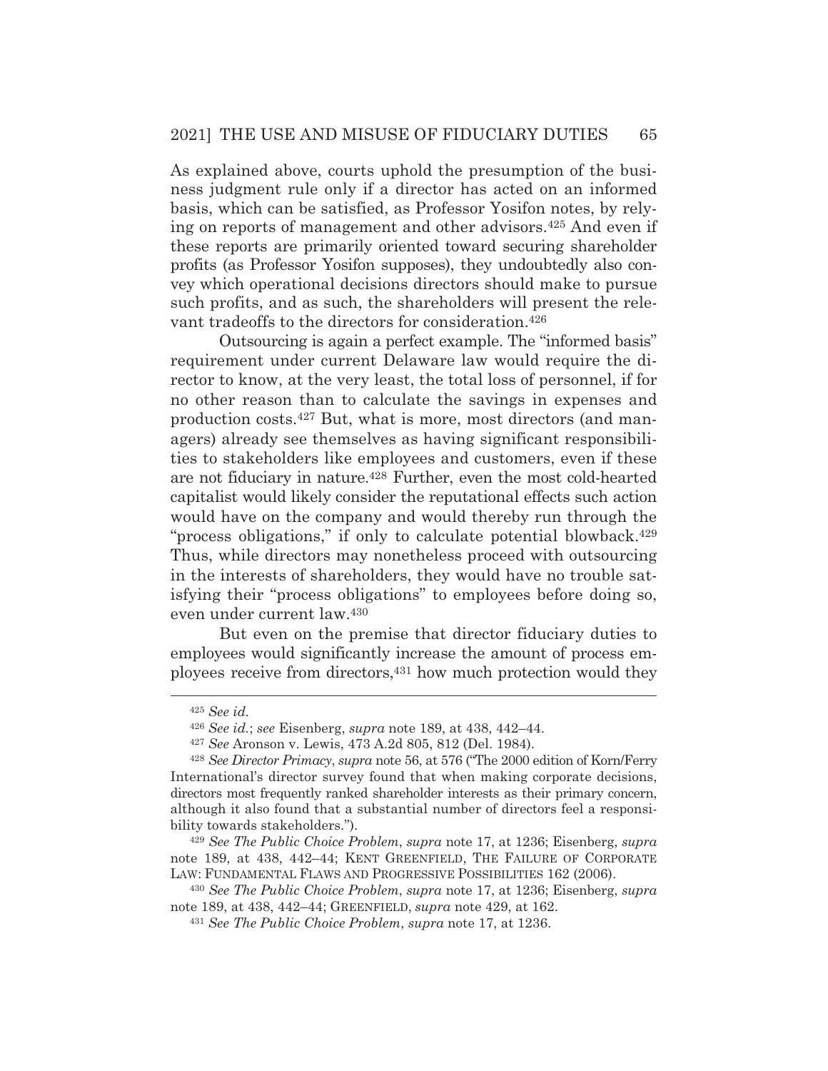As explained above, courts uphold the presumption of the business judgment rule only if a director has acted on an informed basis, which can be satisfied, as Professor Yosifon notes, by relying on reports of management and other advisors.[425] And even if these reports are primarily oriented toward securing shareholder profits (as Professor Yosifon supposes), they undoubtedly also convey which operational decisions directors should make to pursue such profits, and as such, the shareholders will present the relevant tradeoffs to the directors for consideration.[426]

Outsourcing is again a perfect example. The "informed basis" requirement under current Delaware law would require the director to know, at the very least, the total loss of personnel, if for no other reason than to calculate the savings in expenses and production costs.[427] But, what is more, most directors (and managers) already see themselves as having significant responsibilities to stakeholders like employees and customers, even if these are not fiduciary in nature.[428] Further, even the most cold-hearted capitalist would likely consider the reputational effects such action would have on the company and would thereby run through the "process obligations," if only to calculate potential blowback.[429] Thus, while directors may nonetheless proceed with outsourcing in the interests of shareholders, they would have no trouble satisfying their "process obligations" to employees before doing so, even under current law.[430]

But even on the premise that director fiduciary duties to employees would significantly increase the amount of process employees receive from directors,[431] how much protection would they

---

[425] *See id.*

[426] *See id.*; *see* Eisenberg, *supra* note 189, at 438, 442–44.

[427] *See* Aronson v. Lewis, 473 A.2d 805, 812 (Del. 1984).

[428] *See Director Primacy*, *supra* note 56, at 576 ("The 2000 edition of Korn/Ferry International's director survey found that when making corporate decisions, directors most frequently ranked shareholder interests as their primary concern, although it also found that a substantial number of directors feel a responsibility towards stakeholders.").

[429] *See The Public Choice Problem*, *supra* note 17, at 1236; Eisenberg, *supra* note 189, at 438, 442–44; KENT GREENFIELD, THE FAILURE OF CORPORATE LAW: FUNDAMENTAL FLAWS AND PROGRESSIVE POSSIBILITIES 162 (2006).

[430] *See The Public Choice Problem*, *supra* note 17, at 1236; Eisenberg, *supra* note 189, at 438, 442–44; GREENFIELD, *supra* note 429, at 162.

[431] *See The Public Choice Problem*, *supra* note 17, at 1236.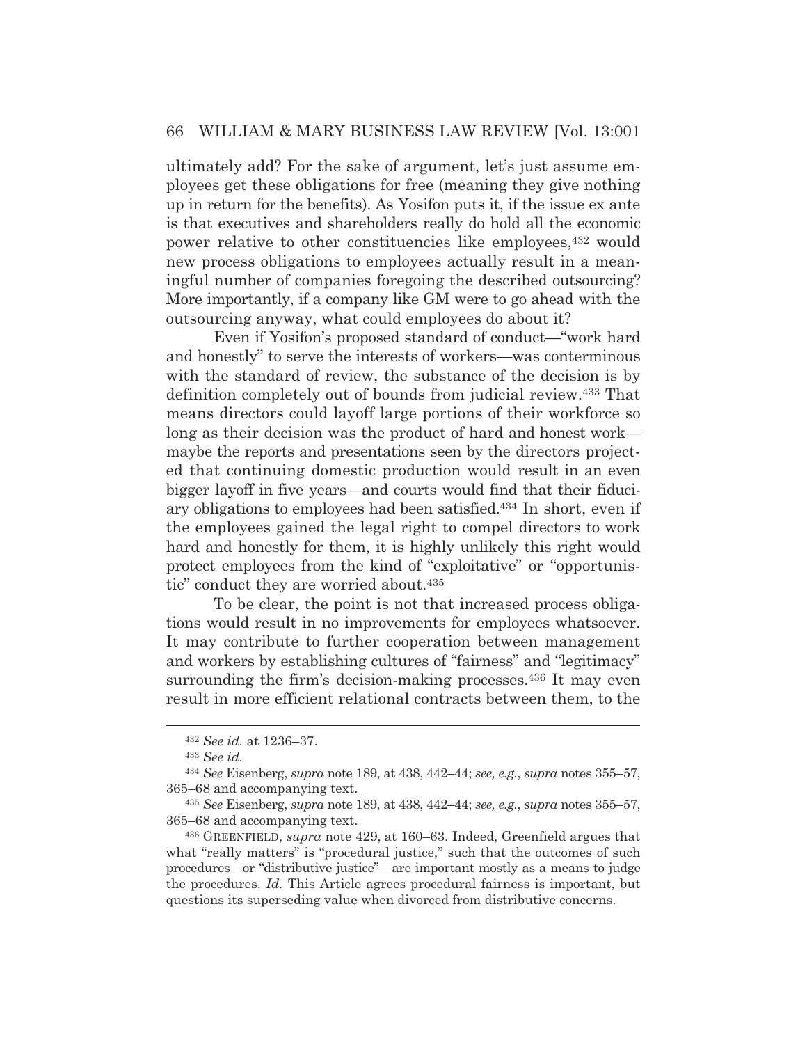ultimately add? For the sake of argument, let's just assume employees get these obligations for free (meaning they give nothing up in return for the benefits). As Yosifon puts it, if the issue ex ante is that executives and shareholders really do hold all the economic power relative to other constituencies like employees,[432] would new process obligations to employees actually result in a meaningful number of companies foregoing the described outsourcing? More importantly, if a company like GM were to go ahead with the outsourcing anyway, what could employees do about it?

Even if Yosifon's proposed standard of conduct—"work hard and honestly" to serve the interests of workers—was conterminous with the standard of review, the substance of the decision is by definition completely out of bounds from judicial review.[433] That means directors could layoff large portions of their workforce so long as their decision was the product of hard and honest work—maybe the reports and presentations seen by the directors projected that continuing domestic production would result in an even bigger layoff in five years—and courts would find that their fiduciary obligations to employees had been satisfied.[434] In short, even if the employees gained the legal right to compel directors to work hard and honestly for them, it is highly unlikely this right would protect employees from the kind of "exploitative" or "opportunistic" conduct they are worried about.[435]

To be clear, the point is not that increased process obligations would result in no improvements for employees whatsoever. It may contribute to further cooperation between management and workers by establishing cultures of "fairness" and "legitimacy" surrounding the firm's decision-making processes.[436] It may even result in more efficient relational contracts between them, to the

---

[432] *See id.* at 1236–37.

[433] *See id.*

[434] *See* Eisenberg, *supra* note 189, at 438, 442–44; *see, e.g.*, *supra* notes 355–57, 365–68 and accompanying text.

[435] *See* Eisenberg, *supra* note 189, at 438, 442–44; *see, e.g.*, *supra* notes 355–57, 365–68 and accompanying text.

[436] GREENFIELD, *supra* note 429, at 160–63. Indeed, Greenfield argues that what "really matters" is "procedural justice," such that the outcomes of such procedures—or "distributive justice"—are important mostly as a means to judge the procedures. *Id.* This Article agrees procedural fairness is important, but questions its superseding value when divorced from distributive concerns.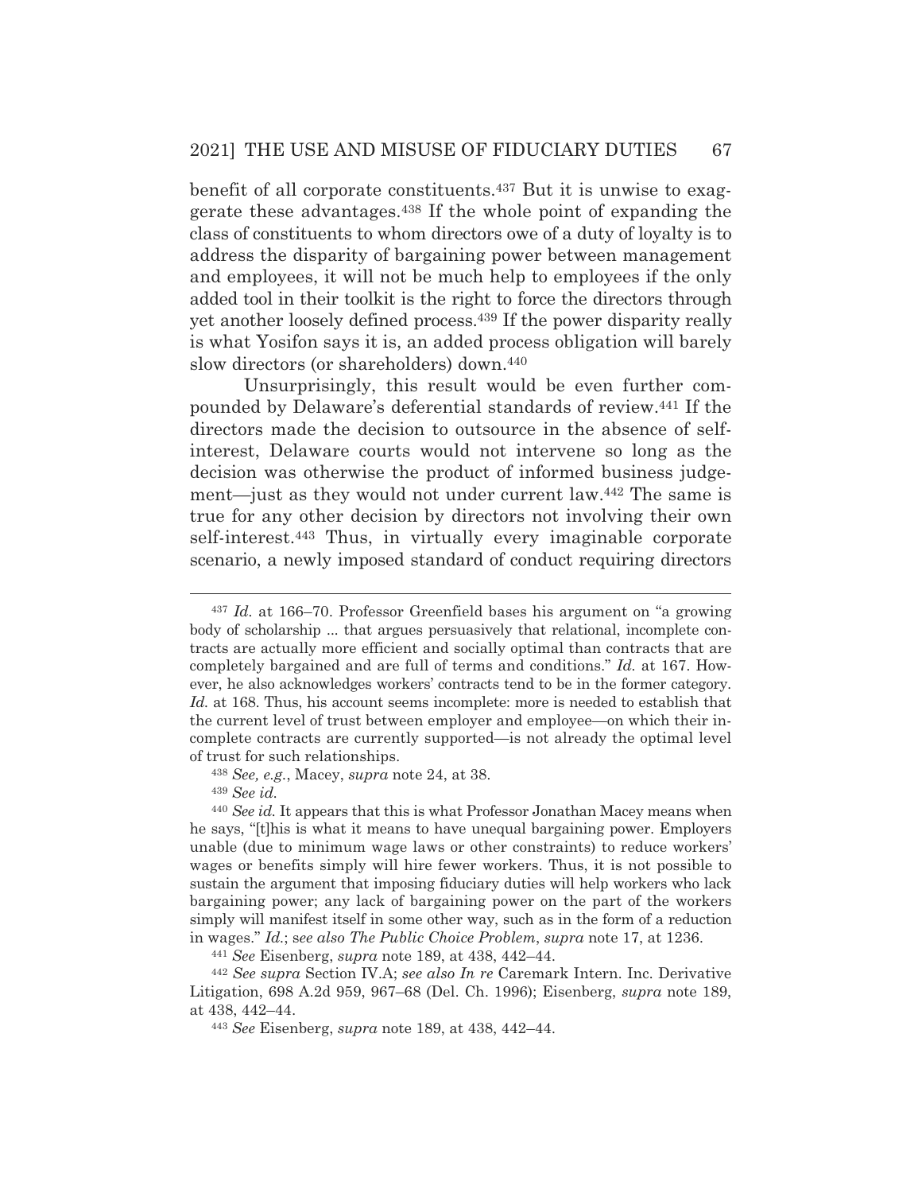benefit of all corporate constituents.[437] But it is unwise to exaggerate these advantages.[438] If the whole point of expanding the class of constituents to whom directors owe of a duty of loyalty is to address the disparity of bargaining power between management and employees, it will not be much help to employees if the only added tool in their toolkit is the right to force the directors through yet another loosely defined process.[439] If the power disparity really is what Yosifon says it is, an added process obligation will barely slow directors (or shareholders) down.[440]

Unsurprisingly, this result would be even further compounded by Delaware's deferential standards of review.[441] If the directors made the decision to outsource in the absence of self-interest, Delaware courts would not intervene so long as the decision was otherwise the product of informed business judgement—just as they would not under current law.[442] The same is true for any other decision by directors not involving their own self-interest.[443] Thus, in virtually every imaginable corporate scenario, a newly imposed standard of conduct requiring directors

---

[437] *Id.* at 166–70. Professor Greenfield bases his argument on "a growing body of scholarship ... that argues persuasively that relational, incomplete contracts are actually more efficient and socially optimal than contracts that are completely bargained and are full of terms and conditions." *Id.* at 167. However, he also acknowledges workers' contracts tend to be in the former category. *Id.* at 168. Thus, his account seems incomplete: more is needed to establish that the current level of trust between employer and employee—on which their incomplete contracts are currently supported—is not already the optimal level of trust for such relationships.

[438] *See, e.g.*, Macey, *supra* note 24, at 38.

[439] *See id.*

[440] *See id.* It appears that this is what Professor Jonathan Macey means when he says, "[t]his is what it means to have unequal bargaining power. Employers unable (due to minimum wage laws or other constraints) to reduce workers' wages or benefits simply will hire fewer workers. Thus, it is not possible to sustain the argument that imposing fiduciary duties will help workers who lack bargaining power; any lack of bargaining power on the part of the workers simply will manifest itself in some other way, such as in the form of a reduction in wages." *Id.*; s*ee also The Public Choice Problem*, *supra* note 17, at 1236.

[441] *See* Eisenberg, *supra* note 189, at 438, 442–44.

[442] *See supra* Section IV.A; *see also In re* Caremark Intern. Inc. Derivative Litigation, 698 A.2d 959, 967–68 (Del. Ch. 1996); Eisenberg, *supra* note 189, at 438, 442–44.

[443] *See* Eisenberg, *supra* note 189, at 438, 442–44.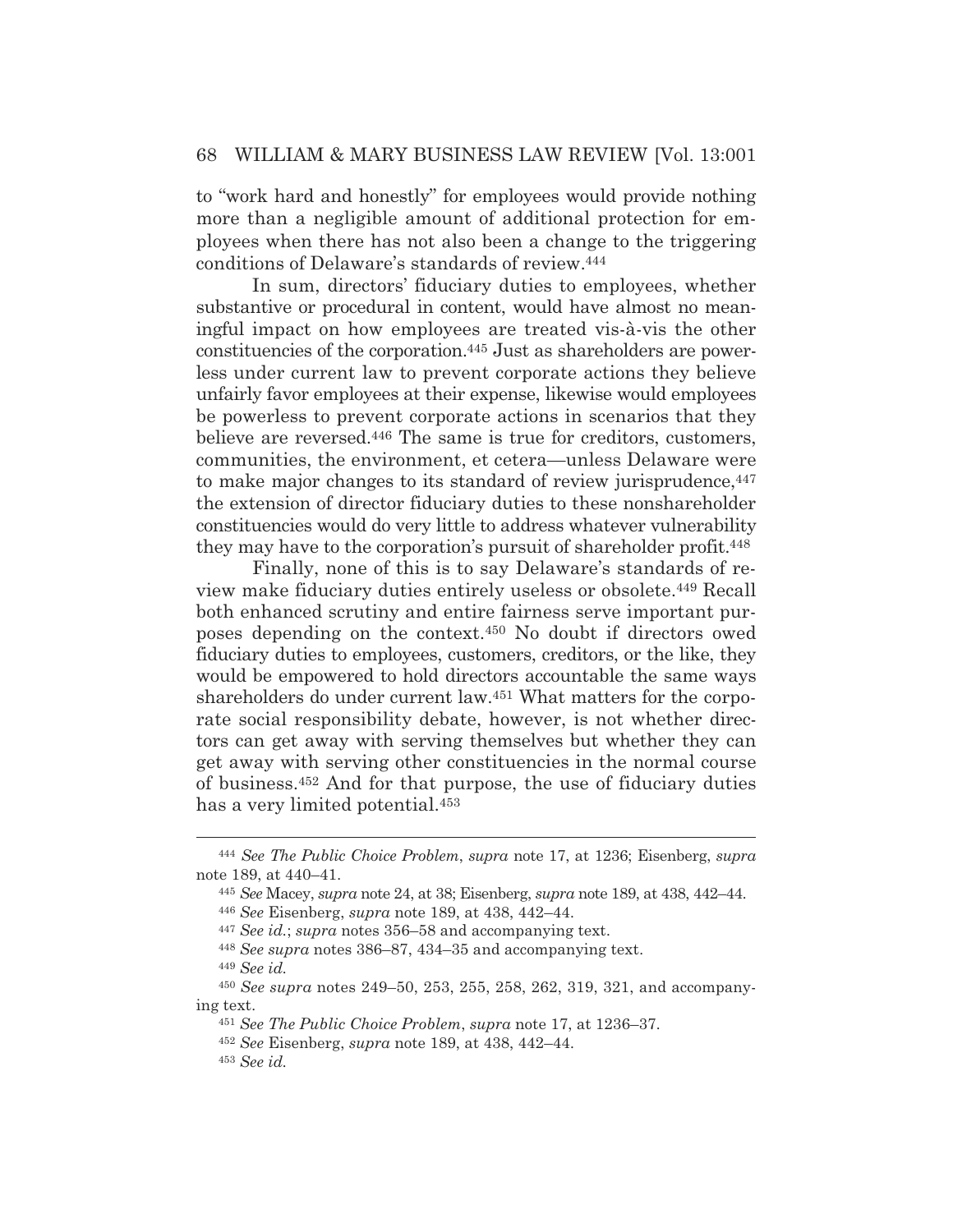to "work hard and honestly" for employees would provide nothing more than a negligible amount of additional protection for employees when there has not also been a change to the triggering conditions of Delaware's standards of review.[444]

In sum, directors' fiduciary duties to employees, whether substantive or procedural in content, would have almost no meaningful impact on how employees are treated vis-à-vis the other constituencies of the corporation.[445] Just as shareholders are powerless under current law to prevent corporate actions they believe unfairly favor employees at their expense, likewise would employees be powerless to prevent corporate actions in scenarios that they believe are reversed.[446] The same is true for creditors, customers, communities, the environment, et cetera—unless Delaware were to make major changes to its standard of review jurisprudence,[447] the extension of director fiduciary duties to these nonshareholder constituencies would do very little to address whatever vulnerability they may have to the corporation's pursuit of shareholder profit.[448]

Finally, none of this is to say Delaware's standards of review make fiduciary duties entirely useless or obsolete.[449] Recall both enhanced scrutiny and entire fairness serve important purposes depending on the context.[450] No doubt if directors owed fiduciary duties to employees, customers, creditors, or the like, they would be empowered to hold directors accountable the same ways shareholders do under current law.[451] What matters for the corporate social responsibility debate, however, is not whether directors can get away with serving themselves but whether they can get away with serving other constituencies in the normal course of business.[452] And for that purpose, the use of fiduciary duties has a very limited potential.[453]

---

[444] *See The Public Choice Problem*, *supra* note 17, at 1236; Eisenberg, *supra* note 189, at 440–41.

[445] *See* Macey, *supra* note 24, at 38; Eisenberg, *supra* note 189, at 438, 442–44.

[446] *See* Eisenberg, *supra* note 189, at 438, 442–44.

[447] *See id.*; *supra* notes 356–58 and accompanying text.

[448] *See supra* notes 386–87, 434–35 and accompanying text.

[449] *See id.*

[450] *See supra* notes 249–50, 253, 255, 258, 262, 319, 321, and accompanying text.

[451] *See The Public Choice Problem*, *supra* note 17, at 1236–37.

[452] *See* Eisenberg, *supra* note 189, at 438, 442–44.

[453] *See id.*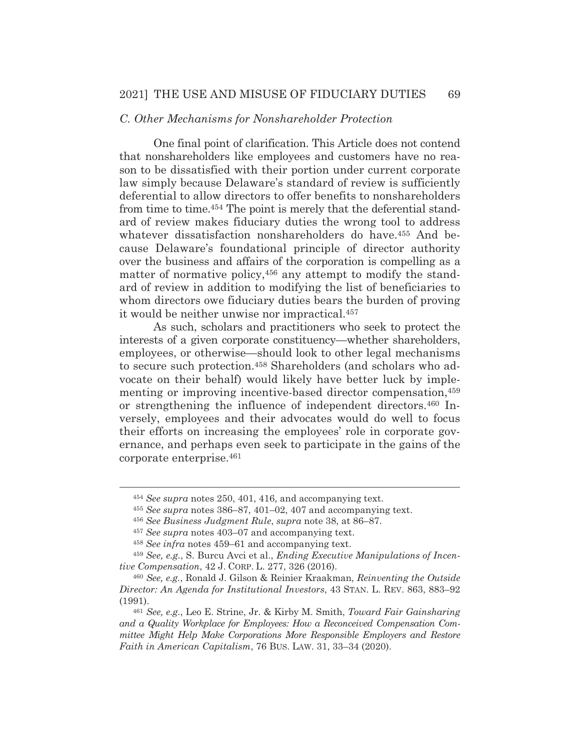### *C. Other Mechanisms for Nonshareholder Protection*

One final point of clarification. This Article does not contend that nonshareholders like employees and customers have no reason to be dissatisfied with their portion under current corporate law simply because Delaware's standard of review is sufficiently deferential to allow directors to offer benefits to nonshareholders from time to time.[454] The point is merely that the deferential standard of review makes fiduciary duties the wrong tool to address whatever dissatisfaction nonshareholders do have.[455] And because Delaware's foundational principle of director authority over the business and affairs of the corporation is compelling as a matter of normative policy,[456] any attempt to modify the standard of review in addition to modifying the list of beneficiaries to whom directors owe fiduciary duties bears the burden of proving it would be neither unwise nor impractical.[457]

As such, scholars and practitioners who seek to protect the interests of a given corporate constituency—whether shareholders, employees, or otherwise—should look to other legal mechanisms to secure such protection.[458] Shareholders (and scholars who advocate on their behalf) would likely have better luck by implementing or improving incentive-based director compensation,[459] or strengthening the influence of independent directors.[460] Inversely, employees and their advocates would do well to focus their efforts on increasing the employees' role in corporate governance, and perhaps even seek to participate in the gains of the corporate enterprise.[461]

---

[454] *See supra* notes 250, 401, 416, and accompanying text.

[455] *See supra* notes 386–87, 401–02, 407 and accompanying text.

[456] *See Business Judgment Rule*, *supra* note 38, at 86–87.

[457] *See supra* notes 403–07 and accompanying text.

[458] *See infra* notes 459–61 and accompanying text.

[459] *See, e.g.*, S. Burcu Avci et al., *Ending Executive Manipulations of Incentive Compensation*, 42 J. CORP. L. 277, 326 (2016).

[460] *See, e.g.*, Ronald J. Gilson & Reinier Kraakman, *Reinventing the Outside Director: An Agenda for Institutional Investors*, 43 STAN. L. REV. 863, 883–92 (1991).

[461] *See, e.g.*, Leo E. Strine, Jr. & Kirby M. Smith, *Toward Fair Gainsharing and a Quality Workplace for Employees: How a Reconceived Compensation Committee Might Help Make Corporations More Responsible Employers and Restore Faith in American Capitalism*, 76 BUS. LAW. 31, 33–34 (2020).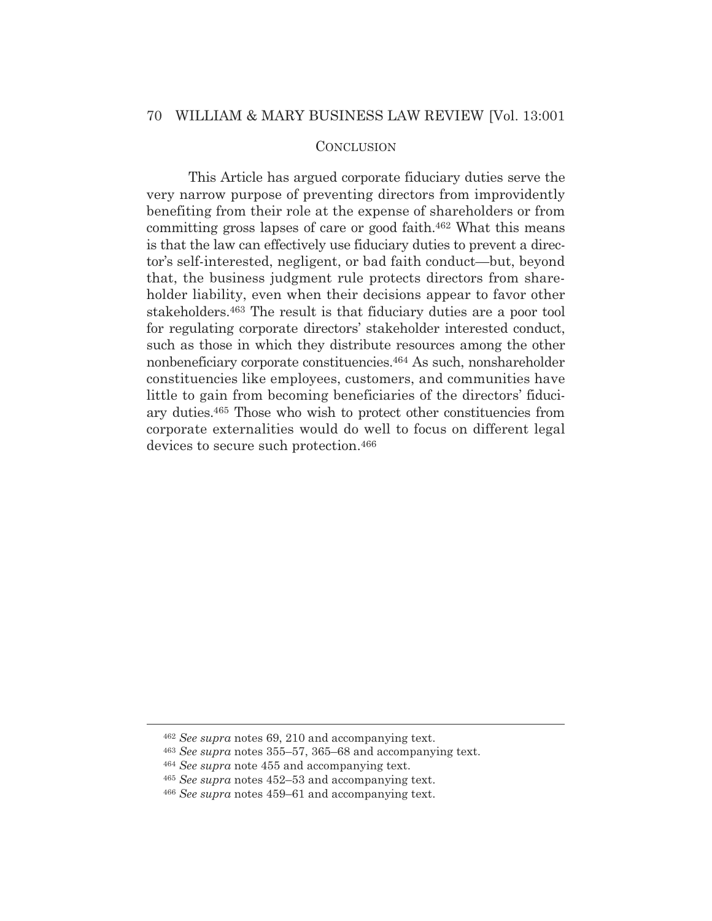## Conclusion

This Article has argued corporate fiduciary duties serve the very narrow purpose of preventing directors from improvidently benefiting from their role at the expense of shareholders or from committing gross lapses of care or good faith.[462] What this means is that the law can effectively use fiduciary duties to prevent a director's self-interested, negligent, or bad faith conduct—but, beyond that, the business judgment rule protects directors from shareholder liability, even when their decisions appear to favor other stakeholders.[463] The result is that fiduciary duties are a poor tool for regulating corporate directors' stakeholder interested conduct, such as those in which they distribute resources among the other nonbeneficiary corporate constituencies.[464] As such, nonshareholder constituencies like employees, customers, and communities have little to gain from becoming beneficiaries of the directors' fiduciary duties.[465] Those who wish to protect other constituencies from corporate externalities would do well to focus on different legal devices to secure such protection.[466]

---

[462] *See supra* notes 69, 210 and accompanying text.

[463] *See supra* notes 355–57, 365–68 and accompanying text.

[464] *See supra* note 455 and accompanying text.

[465] *See supra* notes 452–53 and accompanying text.

[466] *See supra* notes 459–61 and accompanying text.